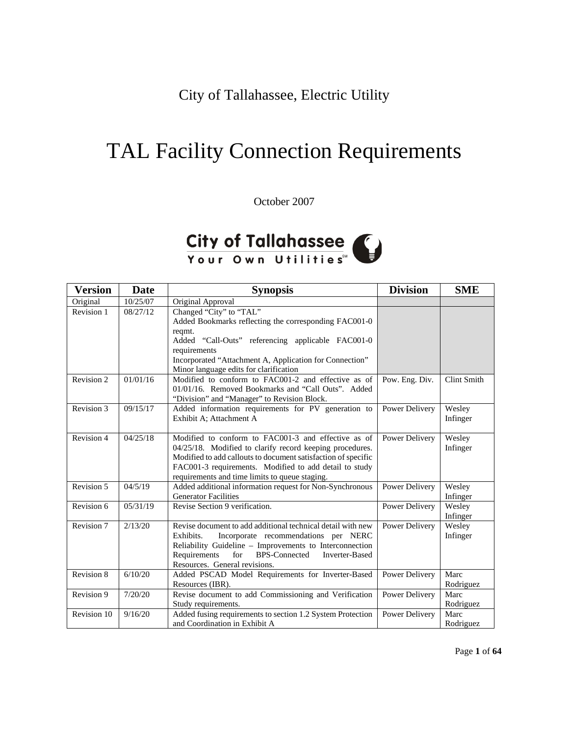City of Tallahassee, Electric Utility

# TAL Facility Connection Requirements

October 2007

City of Tallahassee
Your Own Utilities[SM]

| Version | Date | Synopsis | Division | SME |
|---|---|---|---|---|
| Original | 10/25/07 | Original Approval | | |
| Revision 1 | 08/27/12 | Changed "City" to "TAL"<br>Added Bookmarks reflecting the corresponding FAC001-0 reqmt.<br>Added "Call-Outs" referencing applicable FAC001-0 requirements<br>Incorporated "Attachment A, Application for Connection"<br>Minor language edits for clarification | | |
| Revision 2 | 01/01/16 | Modified to conform to FAC001-2 and effective as of 01/01/16. Removed Bookmarks and "Call Outs". Added "Division" and "Manager" to Revision Block. | Pow. Eng. Div. | Clint Smith |
| Revision 3 | 09/15/17 | Added information requirements for PV generation to Exhibit A; Attachment A | Power Delivery | Wesley Infinger |
| Revision 4 | 04/25/18 | Modified to conform to FAC001-3 and effective as of 04/25/18. Modified to clarify record keeping procedures. Modified to add callouts to document satisfaction of specific FAC001-3 requirements. Modified to add detail to study requirements and time limits to queue staging. | Power Delivery | Wesley Infinger |
| Revision 5 | 04/5/19 | Added additional information request for Non-Synchronous Generator Facilities | Power Delivery | Wesley Infinger |
| Revision 6 | 05/31/19 | Revise Section 9 verification. | Power Delivery | Wesley Infinger |
| Revision 7 | 2/13/20 | Revise document to add additional technical detail with new Exhibits. Incorporate recommendations per NERC Reliability Guideline – Improvements to Interconnection Requirements for BPS-Connected Inverter-Based Resources. General revisions. | Power Delivery | Wesley Infinger |
| Revision 8 | 6/10/20 | Added PSCAD Model Requirements for Inverter-Based Resources (IBR). | Power Delivery | Marc Rodriguez |
| Revision 9 | 7/20/20 | Revise document to add Commissioning and Verification Study requirements. | Power Delivery | Marc Rodriguez |
| Revision 10 | 9/16/20 | Added fusing requirements to section 1.2 System Protection and Coordination in Exhibit A | Power Delivery | Marc Rodriguez |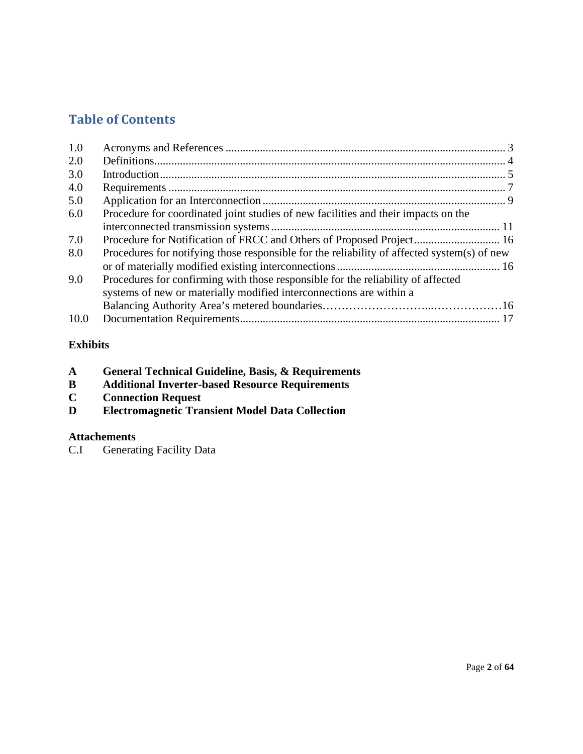## Table of Contents

| | | |
|---|---|---|
| 1.0 | Acronyms and References | 3 |
| 2.0 | Definitions | 4 |
| 3.0 | Introduction | 5 |
| 4.0 | Requirements | 7 |
| 5.0 | Application for an Interconnection | 9 |
| 6.0 | Procedure for coordinated joint studies of new facilities and their impacts on the interconnected transmission systems | 11 |
| 7.0 | Procedure for Notification of FRCC and Others of Proposed Project | 16 |
| 8.0 | Procedures for notifying those responsible for the reliability of affected system(s) of new or of materially modified existing interconnections | 16 |
| 9.0 | Procedures for confirming with those responsible for the reliability of affected systems of new or materially modified interconnections are within a Balancing Authority Area's metered boundaries | 16 |
| 10.0 | Documentation Requirements | 17 |

**Exhibits**

- **A** **General Technical Guideline, Basis, & Requirements**
- **B** **Additional Inverter-based Resource Requirements**
- **C** **Connection Request**
- **D** **Electromagnetic Transient Model Data Collection**

**Attachements**

C.I Generating Facility Data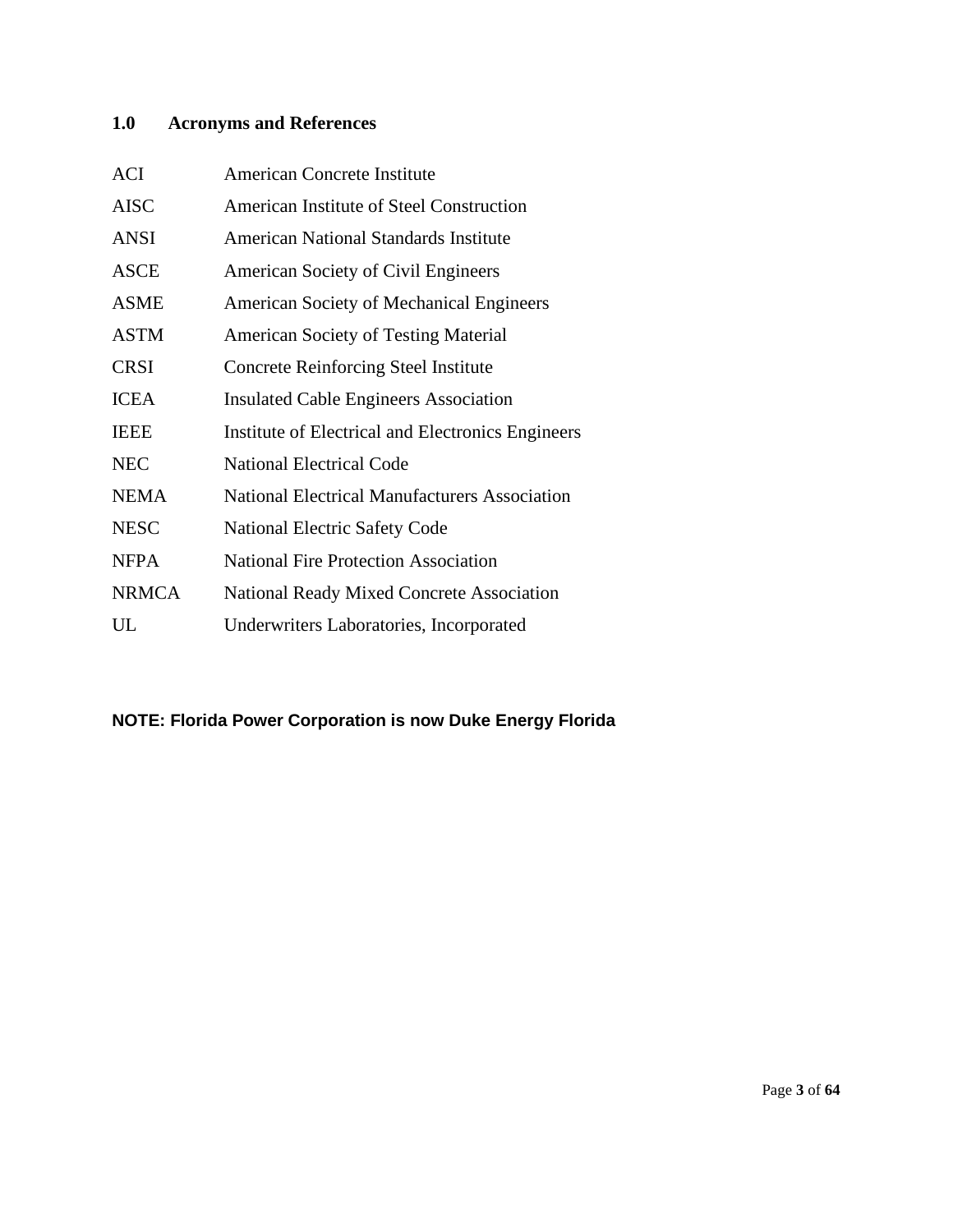## 1.0 Acronyms and References

| | |
|---|---|
| ACI | American Concrete Institute |
| AISC | American Institute of Steel Construction |
| ANSI | American National Standards Institute |
| ASCE | American Society of Civil Engineers |
| ASME | American Society of Mechanical Engineers |
| ASTM | American Society of Testing Material |
| CRSI | Concrete Reinforcing Steel Institute |
| ICEA | Insulated Cable Engineers Association |
| IEEE | Institute of Electrical and Electronics Engineers |
| NEC | National Electrical Code |
| NEMA | National Electrical Manufacturers Association |
| NESC | National Electric Safety Code |
| NFPA | National Fire Protection Association |
| NRMCA | National Ready Mixed Concrete Association |
| UL | Underwriters Laboratories, Incorporated |

**NOTE: Florida Power Corporation is now Duke Energy Florida**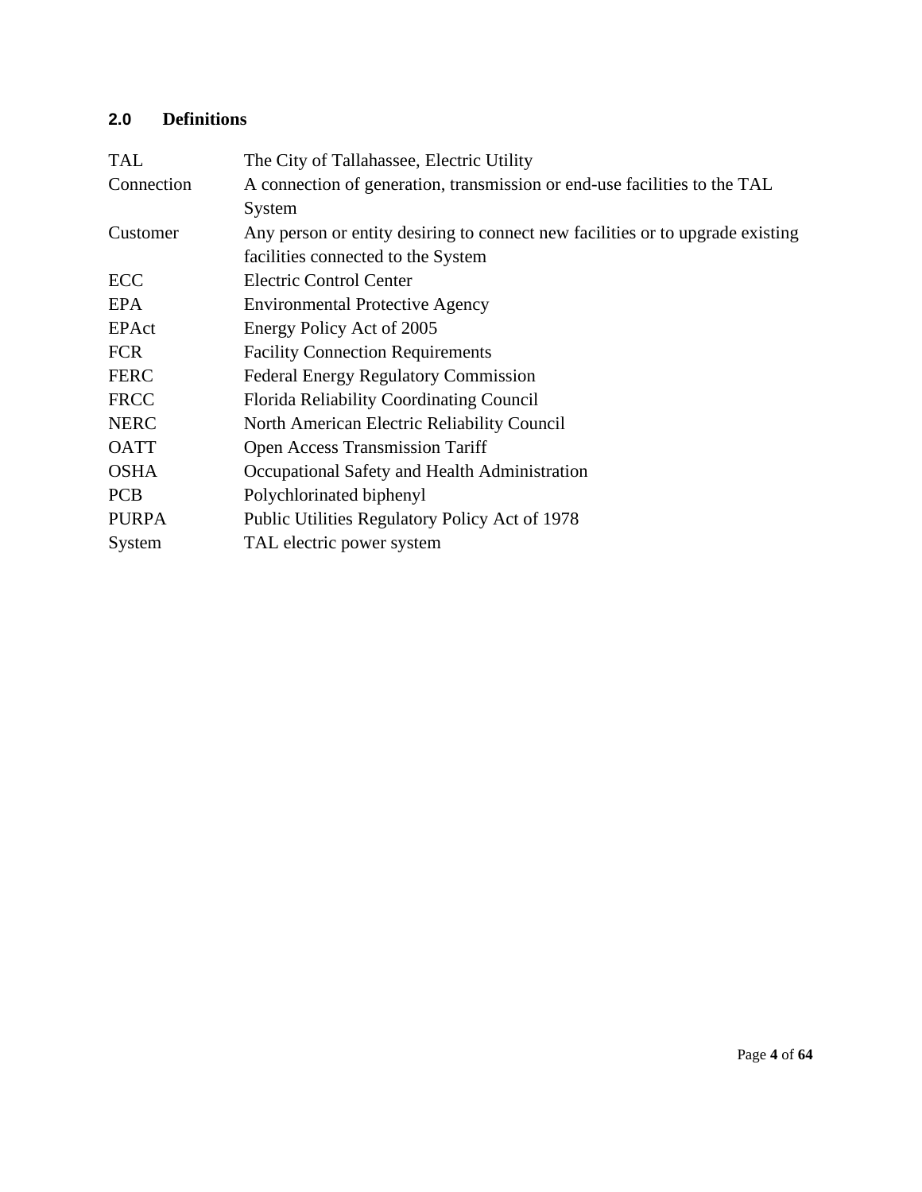## 2.0 Definitions

| | |
|---|---|
| TAL | The City of Tallahassee, Electric Utility |
| Connection | A connection of generation, transmission or end-use facilities to the TAL System |
| Customer | Any person or entity desiring to connect new facilities or to upgrade existing facilities connected to the System |
| ECC | Electric Control Center |
| EPA | Environmental Protective Agency |
| EPAct | Energy Policy Act of 2005 |
| FCR | Facility Connection Requirements |
| FERC | Federal Energy Regulatory Commission |
| FRCC | Florida Reliability Coordinating Council |
| NERC | North American Electric Reliability Council |
| OATT | Open Access Transmission Tariff |
| OSHA | Occupational Safety and Health Administration |
| PCB | Polychlorinated biphenyl |
| PURPA | Public Utilities Regulatory Policy Act of 1978 |
| System | TAL electric power system |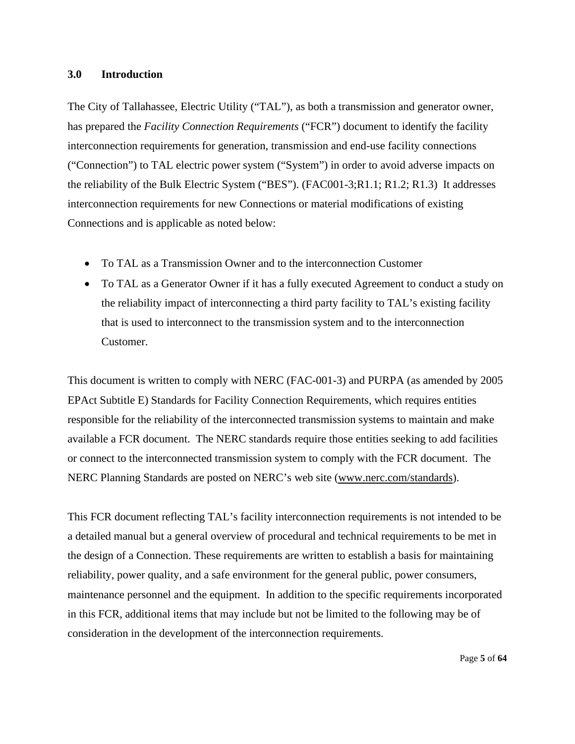### 3.0 Introduction

The City of Tallahassee, Electric Utility ("TAL"), as both a transmission and generator owner, has prepared the *Facility Connection Requirements* ("FCR") document to identify the facility interconnection requirements for generation, transmission and end-use facility connections ("Connection") to TAL electric power system ("System") in order to avoid adverse impacts on the reliability of the Bulk Electric System ("BES"). (FAC001-3;R1.1; R1.2; R1.3) It addresses interconnection requirements for new Connections or material modifications of existing Connections and is applicable as noted below:

- To TAL as a Transmission Owner and to the interconnection Customer
- To TAL as a Generator Owner if it has a fully executed Agreement to conduct a study on the reliability impact of interconnecting a third party facility to TAL's existing facility that is used to interconnect to the transmission system and to the interconnection Customer.

This document is written to comply with NERC (FAC-001-3) and PURPA (as amended by 2005 EPAct Subtitle E) Standards for Facility Connection Requirements, which requires entities responsible for the reliability of the interconnected transmission systems to maintain and make available a FCR document. The NERC standards require those entities seeking to add facilities or connect to the interconnected transmission system to comply with the FCR document. The NERC Planning Standards are posted on NERC's web site (www.nerc.com/standards).

This FCR document reflecting TAL's facility interconnection requirements is not intended to be a detailed manual but a general overview of procedural and technical requirements to be met in the design of a Connection. These requirements are written to establish a basis for maintaining reliability, power quality, and a safe environment for the general public, power consumers, maintenance personnel and the equipment. In addition to the specific requirements incorporated in this FCR, additional items that may include but not be limited to the following may be of consideration in the development of the interconnection requirements.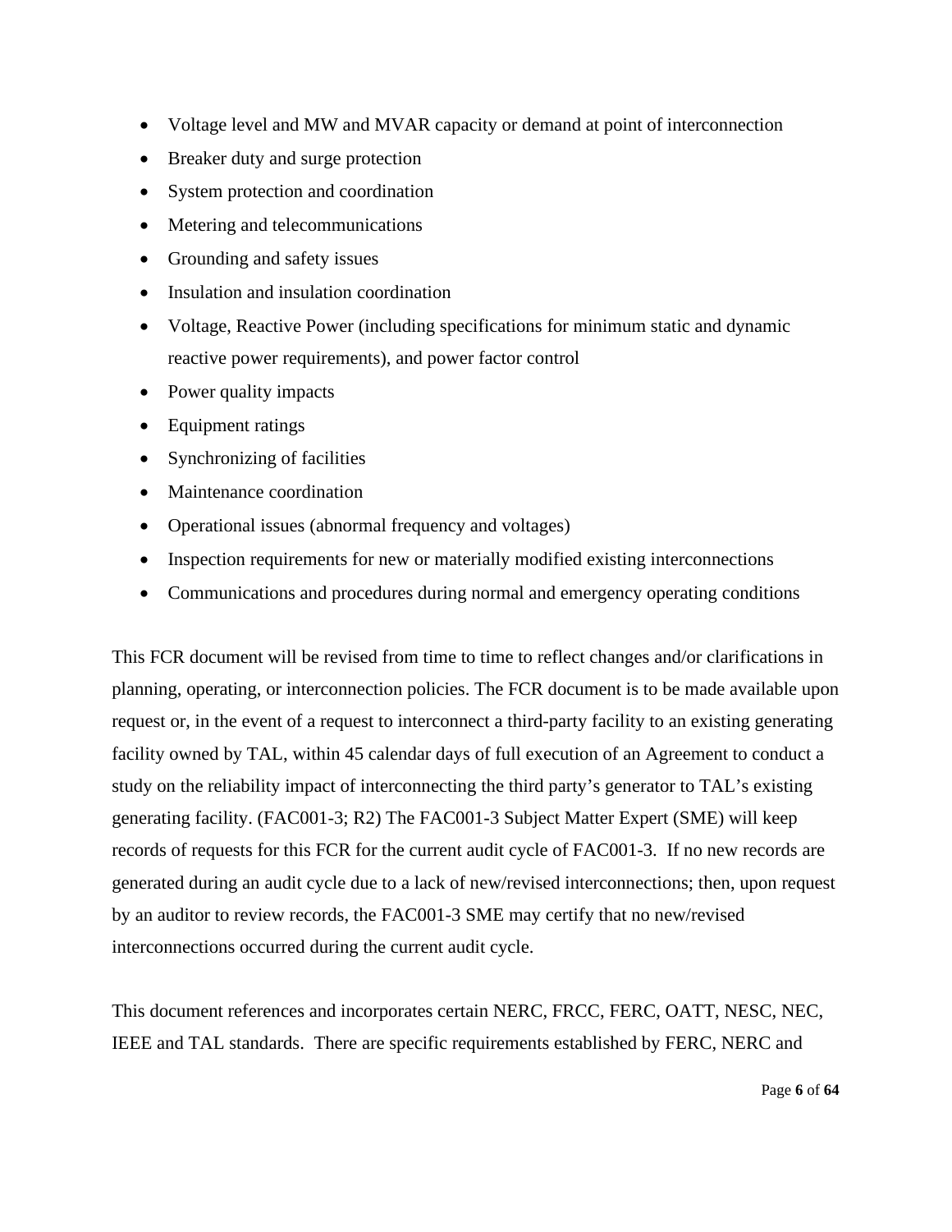- Voltage level and MW and MVAR capacity or demand at point of interconnection
- Breaker duty and surge protection
- System protection and coordination
- Metering and telecommunications
- Grounding and safety issues
- Insulation and insulation coordination
- Voltage, Reactive Power (including specifications for minimum static and dynamic reactive power requirements), and power factor control
- Power quality impacts
- Equipment ratings
- Synchronizing of facilities
- Maintenance coordination
- Operational issues (abnormal frequency and voltages)
- Inspection requirements for new or materially modified existing interconnections
- Communications and procedures during normal and emergency operating conditions

This FCR document will be revised from time to time to reflect changes and/or clarifications in planning, operating, or interconnection policies. The FCR document is to be made available upon request or, in the event of a request to interconnect a third-party facility to an existing generating facility owned by TAL, within 45 calendar days of full execution of an Agreement to conduct a study on the reliability impact of interconnecting the third party's generator to TAL's existing generating facility. (FAC001-3; R2) The FAC001-3 Subject Matter Expert (SME) will keep records of requests for this FCR for the current audit cycle of FAC001-3. If no new records are generated during an audit cycle due to a lack of new/revised interconnections; then, upon request by an auditor to review records, the FAC001-3 SME may certify that no new/revised interconnections occurred during the current audit cycle.

This document references and incorporates certain NERC, FRCC, FERC, OATT, NESC, NEC, IEEE and TAL standards. There are specific requirements established by FERC, NERC and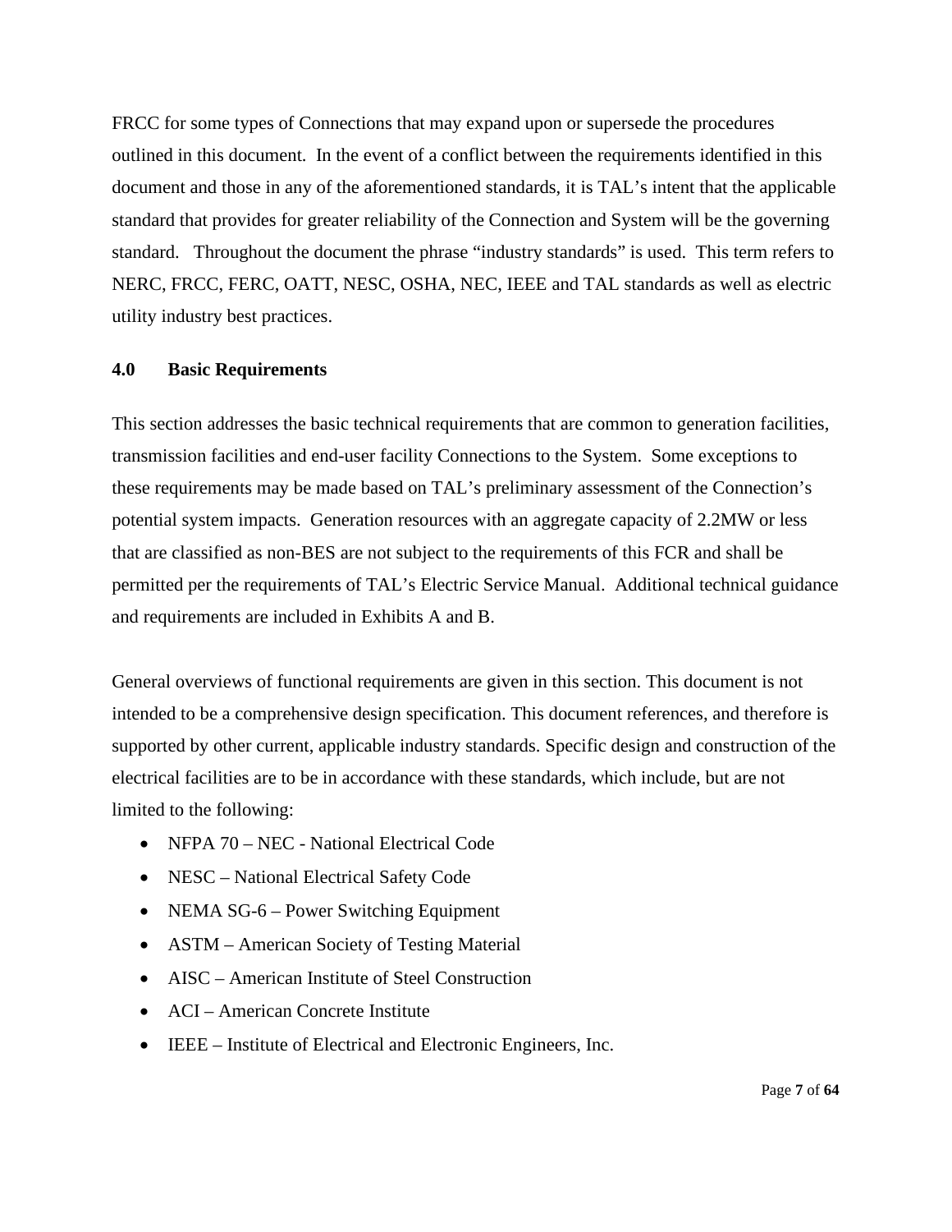FRCC for some types of Connections that may expand upon or supersede the procedures outlined in this document. In the event of a conflict between the requirements identified in this document and those in any of the aforementioned standards, it is TAL's intent that the applicable standard that provides for greater reliability of the Connection and System will be the governing standard. Throughout the document the phrase "industry standards" is used. This term refers to NERC, FRCC, FERC, OATT, NESC, OSHA, NEC, IEEE and TAL standards as well as electric utility industry best practices.

## 4.0 Basic Requirements

This section addresses the basic technical requirements that are common to generation facilities, transmission facilities and end-user facility Connections to the System. Some exceptions to these requirements may be made based on TAL's preliminary assessment of the Connection's potential system impacts. Generation resources with an aggregate capacity of 2.2MW or less that are classified as non-BES are not subject to the requirements of this FCR and shall be permitted per the requirements of TAL's Electric Service Manual. Additional technical guidance and requirements are included in Exhibits A and B.

General overviews of functional requirements are given in this section. This document is not intended to be a comprehensive design specification. This document references, and therefore is supported by other current, applicable industry standards. Specific design and construction of the electrical facilities are to be in accordance with these standards, which include, but are not limited to the following:

- NFPA 70 – NEC - National Electrical Code
- NESC – National Electrical Safety Code
- NEMA SG-6 – Power Switching Equipment
- ASTM – American Society of Testing Material
- AISC – American Institute of Steel Construction
- ACI – American Concrete Institute
- IEEE – Institute of Electrical and Electronic Engineers, Inc.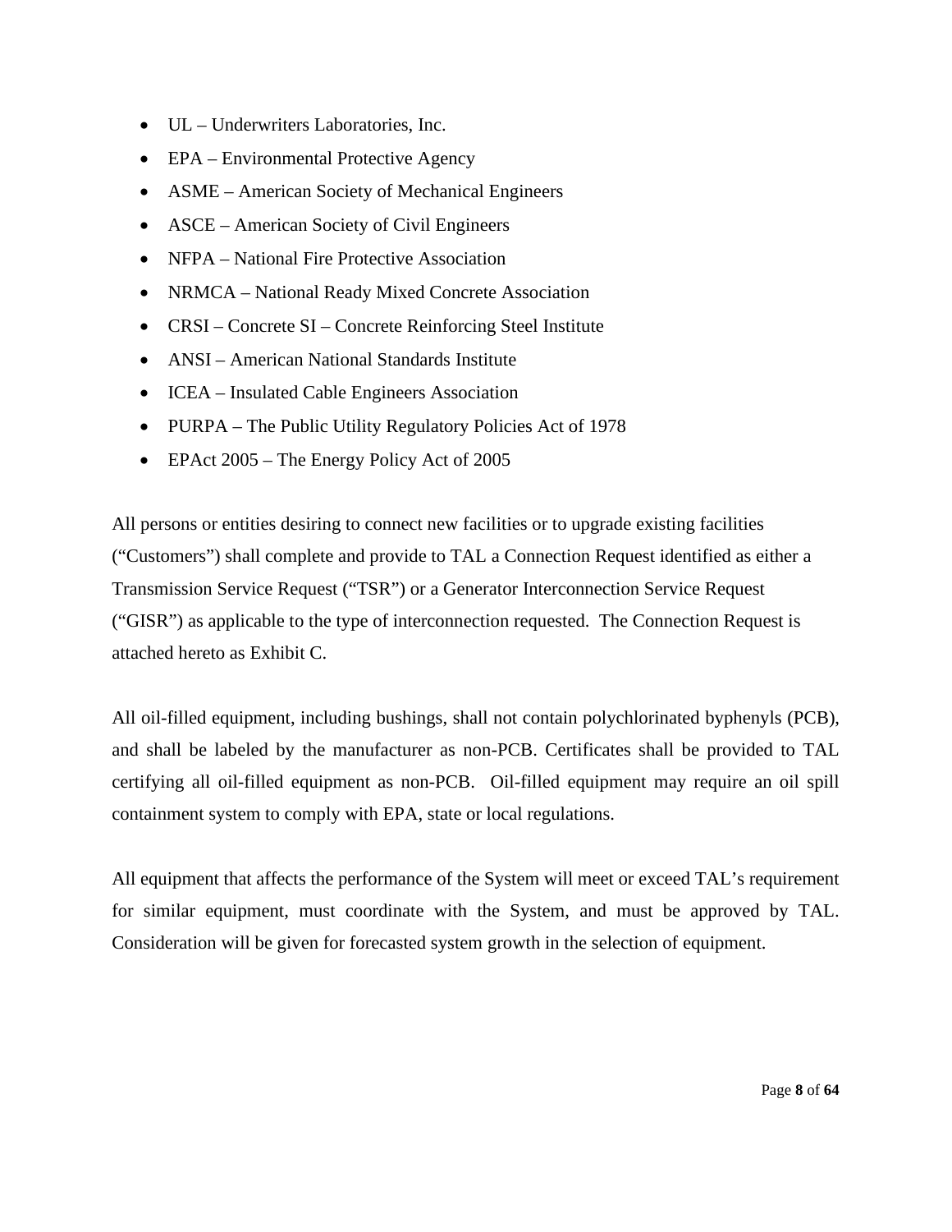- UL – Underwriters Laboratories, Inc.
- EPA – Environmental Protective Agency
- ASME – American Society of Mechanical Engineers
- ASCE – American Society of Civil Engineers
- NFPA – National Fire Protective Association
- NRMCA – National Ready Mixed Concrete Association
- CRSI – Concrete SI – Concrete Reinforcing Steel Institute
- ANSI – American National Standards Institute
- ICEA – Insulated Cable Engineers Association
- PURPA – The Public Utility Regulatory Policies Act of 1978
- EPAct 2005 – The Energy Policy Act of 2005

All persons or entities desiring to connect new facilities or to upgrade existing facilities ("Customers") shall complete and provide to TAL a Connection Request identified as either a Transmission Service Request ("TSR") or a Generator Interconnection Service Request ("GISR") as applicable to the type of interconnection requested. The Connection Request is attached hereto as Exhibit C.

All oil-filled equipment, including bushings, shall not contain polychlorinated byphenyls (PCB), and shall be labeled by the manufacturer as non-PCB. Certificates shall be provided to TAL certifying all oil-filled equipment as non-PCB. Oil-filled equipment may require an oil spill containment system to comply with EPA, state or local regulations.

All equipment that affects the performance of the System will meet or exceed TAL's requirement for similar equipment, must coordinate with the System, and must be approved by TAL. Consideration will be given for forecasted system growth in the selection of equipment.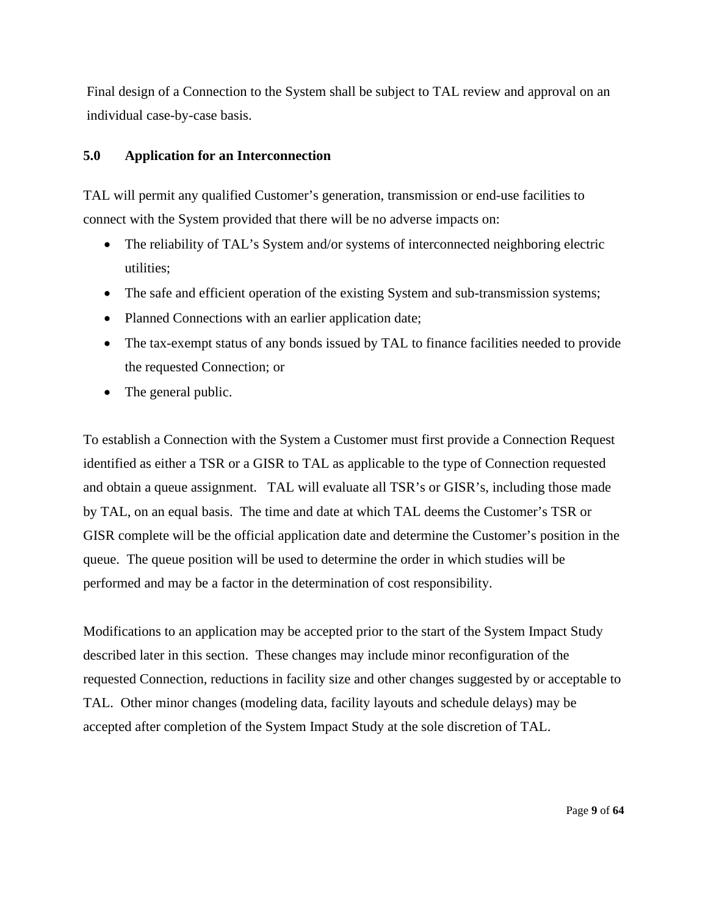Final design of a Connection to the System shall be subject to TAL review and approval on an individual case-by-case basis.

## 5.0 Application for an Interconnection

TAL will permit any qualified Customer's generation, transmission or end-use facilities to connect with the System provided that there will be no adverse impacts on:

- The reliability of TAL's System and/or systems of interconnected neighboring electric utilities;
- The safe and efficient operation of the existing System and sub-transmission systems;
- Planned Connections with an earlier application date;
- The tax-exempt status of any bonds issued by TAL to finance facilities needed to provide the requested Connection; or
- The general public.

To establish a Connection with the System a Customer must first provide a Connection Request identified as either a TSR or a GISR to TAL as applicable to the type of Connection requested and obtain a queue assignment. TAL will evaluate all TSR's or GISR's, including those made by TAL, on an equal basis. The time and date at which TAL deems the Customer's TSR or GISR complete will be the official application date and determine the Customer's position in the queue. The queue position will be used to determine the order in which studies will be performed and may be a factor in the determination of cost responsibility.

Modifications to an application may be accepted prior to the start of the System Impact Study described later in this section. These changes may include minor reconfiguration of the requested Connection, reductions in facility size and other changes suggested by or acceptable to TAL. Other minor changes (modeling data, facility layouts and schedule delays) may be accepted after completion of the System Impact Study at the sole discretion of TAL.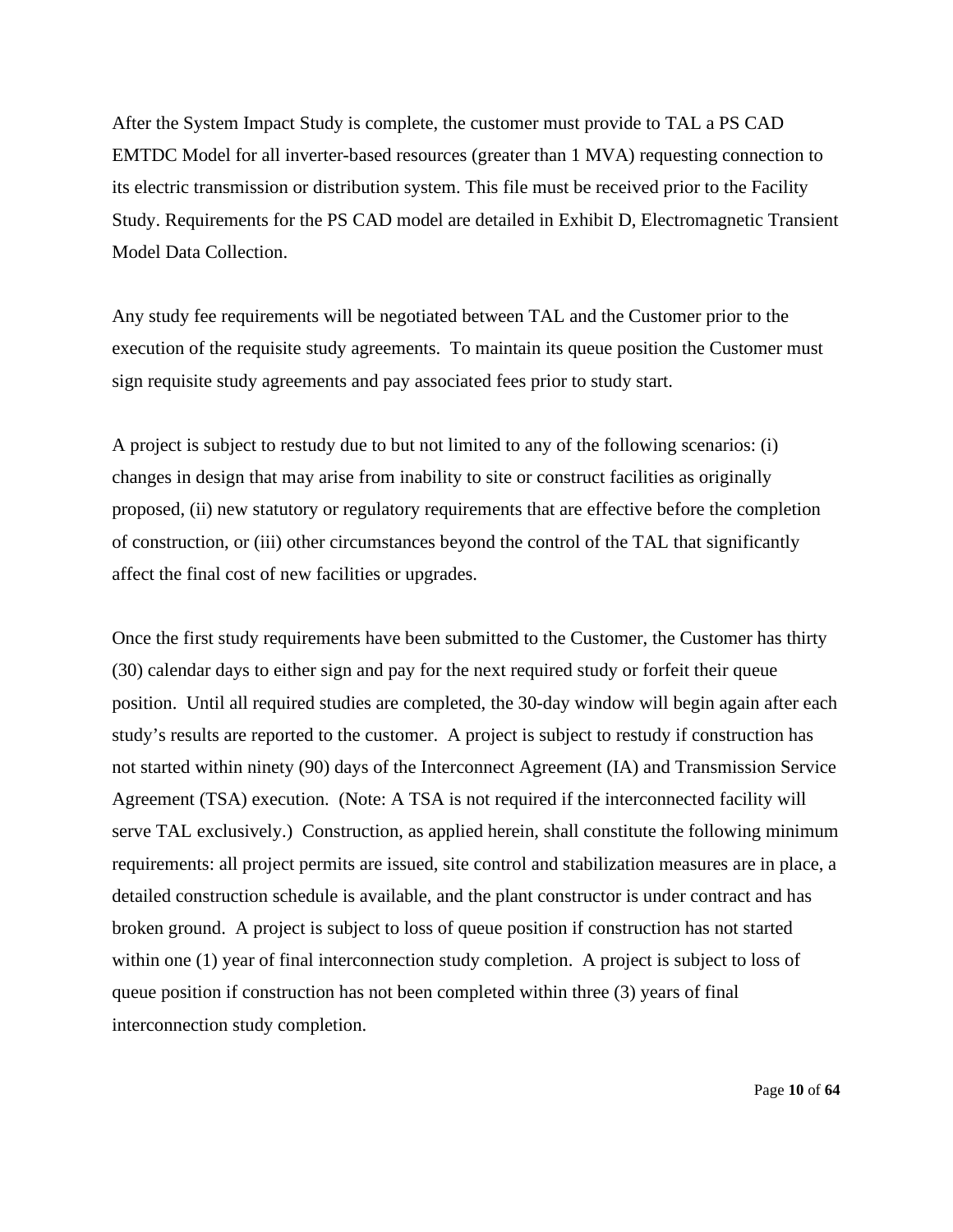After the System Impact Study is complete, the customer must provide to TAL a PS CAD EMTDC Model for all inverter-based resources (greater than 1 MVA) requesting connection to its electric transmission or distribution system. This file must be received prior to the Facility Study. Requirements for the PS CAD model are detailed in Exhibit D, Electromagnetic Transient Model Data Collection.

Any study fee requirements will be negotiated between TAL and the Customer prior to the execution of the requisite study agreements. To maintain its queue position the Customer must sign requisite study agreements and pay associated fees prior to study start.

A project is subject to restudy due to but not limited to any of the following scenarios: (i) changes in design that may arise from inability to site or construct facilities as originally proposed, (ii) new statutory or regulatory requirements that are effective before the completion of construction, or (iii) other circumstances beyond the control of the TAL that significantly affect the final cost of new facilities or upgrades.

Once the first study requirements have been submitted to the Customer, the Customer has thirty (30) calendar days to either sign and pay for the next required study or forfeit their queue position. Until all required studies are completed, the 30-day window will begin again after each study's results are reported to the customer. A project is subject to restudy if construction has not started within ninety (90) days of the Interconnect Agreement (IA) and Transmission Service Agreement (TSA) execution. (Note: A TSA is not required if the interconnected facility will serve TAL exclusively.) Construction, as applied herein, shall constitute the following minimum requirements: all project permits are issued, site control and stabilization measures are in place, a detailed construction schedule is available, and the plant constructor is under contract and has broken ground. A project is subject to loss of queue position if construction has not started within one (1) year of final interconnection study completion. A project is subject to loss of queue position if construction has not been completed within three (3) years of final interconnection study completion.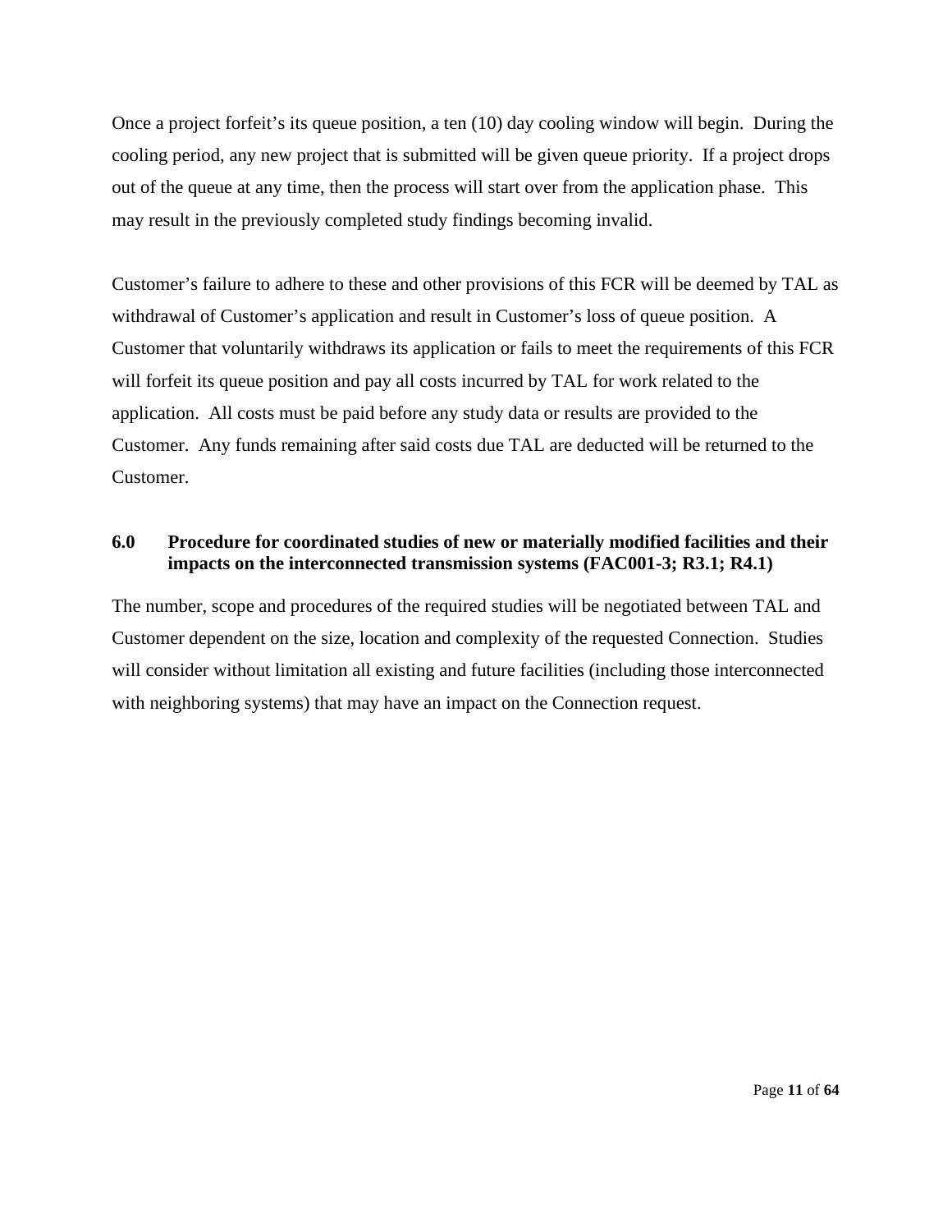Once a project forfeit's its queue position, a ten (10) day cooling window will begin. During the cooling period, any new project that is submitted will be given queue priority. If a project drops out of the queue at any time, then the process will start over from the application phase. This may result in the previously completed study findings becoming invalid.

Customer's failure to adhere to these and other provisions of this FCR will be deemed by TAL as withdrawal of Customer's application and result in Customer's loss of queue position. A Customer that voluntarily withdraws its application or fails to meet the requirements of this FCR will forfeit its queue position and pay all costs incurred by TAL for work related to the application. All costs must be paid before any study data or results are provided to the Customer. Any funds remaining after said costs due TAL are deducted will be returned to the Customer.

## 6.0 Procedure for coordinated studies of new or materially modified facilities and their impacts on the interconnected transmission systems (FAC001-3; R3.1; R4.1)

The number, scope and procedures of the required studies will be negotiated between TAL and Customer dependent on the size, location and complexity of the requested Connection. Studies will consider without limitation all existing and future facilities (including those interconnected with neighboring systems) that may have an impact on the Connection request.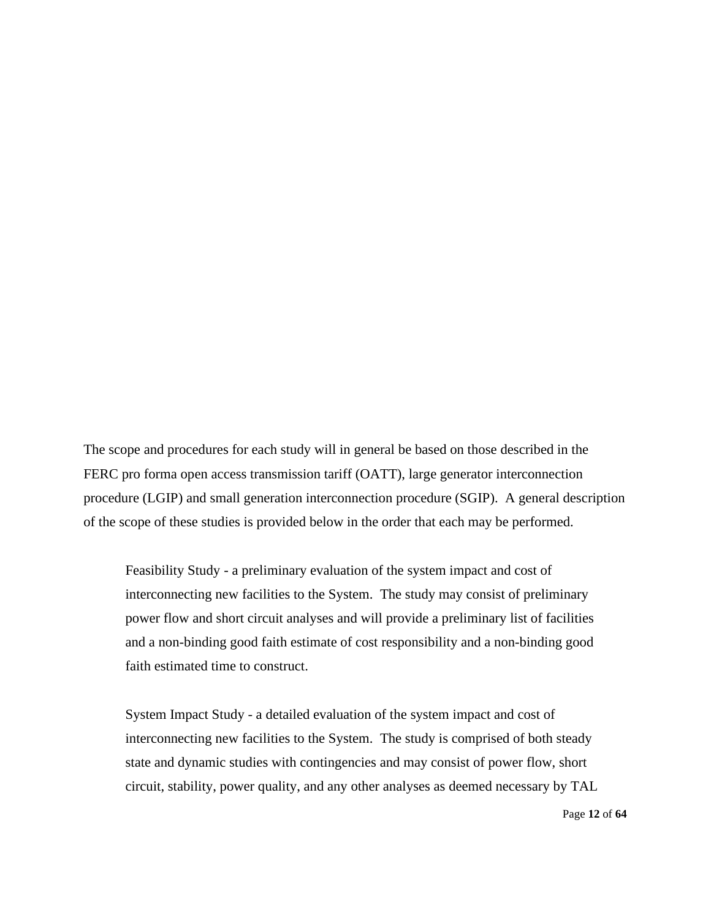The scope and procedures for each study will in general be based on those described in the FERC pro forma open access transmission tariff (OATT), large generator interconnection procedure (LGIP) and small generation interconnection procedure (SGIP).  A general description of the scope of these studies is provided below in the order that each may be performed.

> Feasibility Study - a preliminary evaluation of the system impact and cost of interconnecting new facilities to the System.  The study may consist of preliminary power flow and short circuit analyses and will provide a preliminary list of facilities and a non-binding good faith estimate of cost responsibility and a non-binding good faith estimated time to construct.

> System Impact Study - a detailed evaluation of the system impact and cost of interconnecting new facilities to the System.  The study is comprised of both steady state and dynamic studies with contingencies and may consist of power flow, short circuit, stability, power quality, and any other analyses as deemed necessary by TAL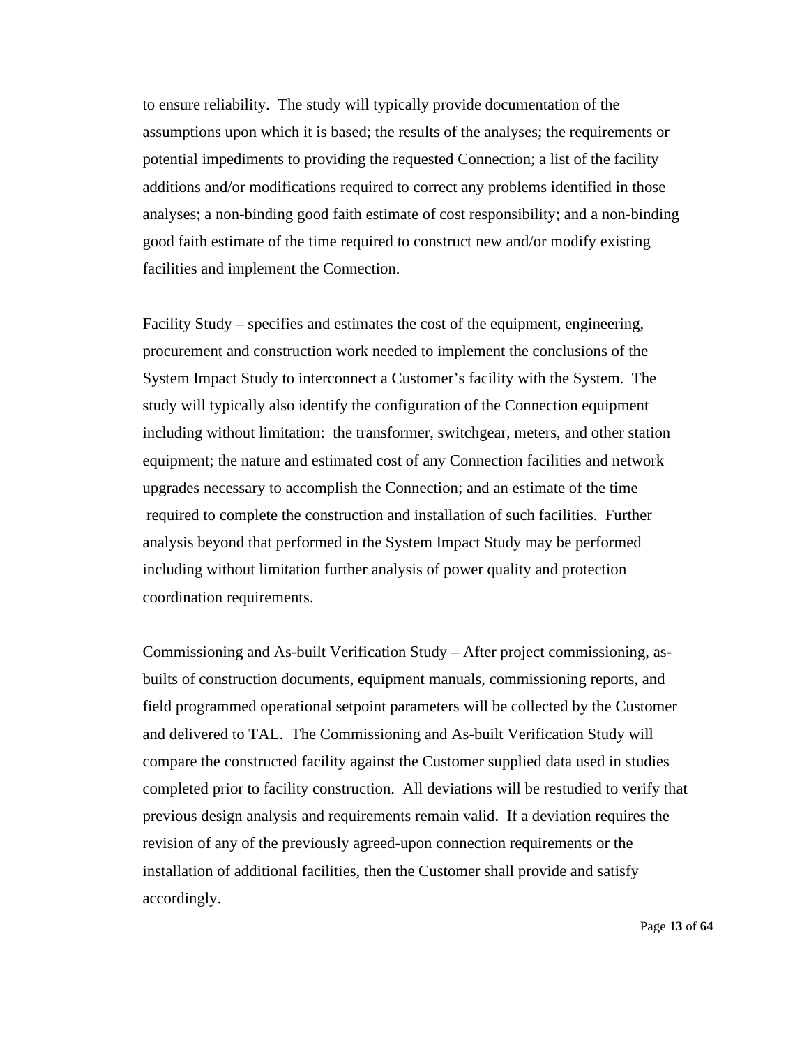to ensure reliability. The study will typically provide documentation of the assumptions upon which it is based; the results of the analyses; the requirements or potential impediments to providing the requested Connection; a list of the facility additions and/or modifications required to correct any problems identified in those analyses; a non-binding good faith estimate of cost responsibility; and a non-binding good faith estimate of the time required to construct new and/or modify existing facilities and implement the Connection.

Facility Study – specifies and estimates the cost of the equipment, engineering, procurement and construction work needed to implement the conclusions of the System Impact Study to interconnect a Customer's facility with the System. The study will typically also identify the configuration of the Connection equipment including without limitation: the transformer, switchgear, meters, and other station equipment; the nature and estimated cost of any Connection facilities and network upgrades necessary to accomplish the Connection; and an estimate of the time required to complete the construction and installation of such facilities. Further analysis beyond that performed in the System Impact Study may be performed including without limitation further analysis of power quality and protection coordination requirements.

Commissioning and As-built Verification Study – After project commissioning, as-builts of construction documents, equipment manuals, commissioning reports, and field programmed operational setpoint parameters will be collected by the Customer and delivered to TAL. The Commissioning and As-built Verification Study will compare the constructed facility against the Customer supplied data used in studies completed prior to facility construction. All deviations will be restudied to verify that previous design analysis and requirements remain valid. If a deviation requires the revision of any of the previously agreed-upon connection requirements or the installation of additional facilities, then the Customer shall provide and satisfy accordingly.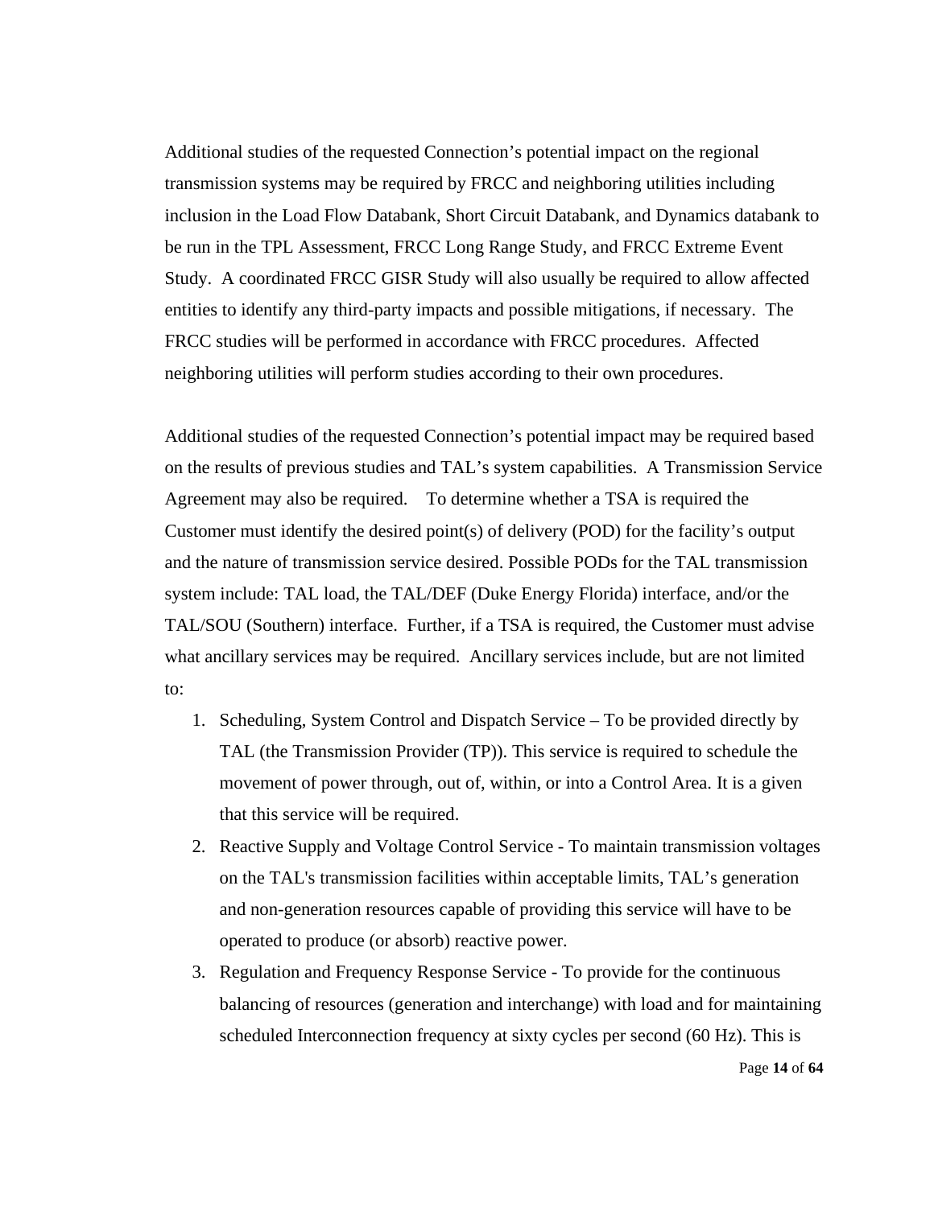Additional studies of the requested Connection's potential impact on the regional transmission systems may be required by FRCC and neighboring utilities including inclusion in the Load Flow Databank, Short Circuit Databank, and Dynamics databank to be run in the TPL Assessment, FRCC Long Range Study, and FRCC Extreme Event Study. A coordinated FRCC GISR Study will also usually be required to allow affected entities to identify any third-party impacts and possible mitigations, if necessary. The FRCC studies will be performed in accordance with FRCC procedures. Affected neighboring utilities will perform studies according to their own procedures.

Additional studies of the requested Connection's potential impact may be required based on the results of previous studies and TAL's system capabilities. A Transmission Service Agreement may also be required. To determine whether a TSA is required the Customer must identify the desired point(s) of delivery (POD) for the facility's output and the nature of transmission service desired. Possible PODs for the TAL transmission system include: TAL load, the TAL/DEF (Duke Energy Florida) interface, and/or the TAL/SOU (Southern) interface. Further, if a TSA is required, the Customer must advise what ancillary services may be required. Ancillary services include, but are not limited to:

1. Scheduling, System Control and Dispatch Service – To be provided directly by TAL (the Transmission Provider (TP)). This service is required to schedule the movement of power through, out of, within, or into a Control Area. It is a given that this service will be required.
2. Reactive Supply and Voltage Control Service - To maintain transmission voltages on the TAL's transmission facilities within acceptable limits, TAL's generation and non-generation resources capable of providing this service will have to be operated to produce (or absorb) reactive power.
3. Regulation and Frequency Response Service - To provide for the continuous balancing of resources (generation and interchange) with load and for maintaining scheduled Interconnection frequency at sixty cycles per second (60 Hz). This is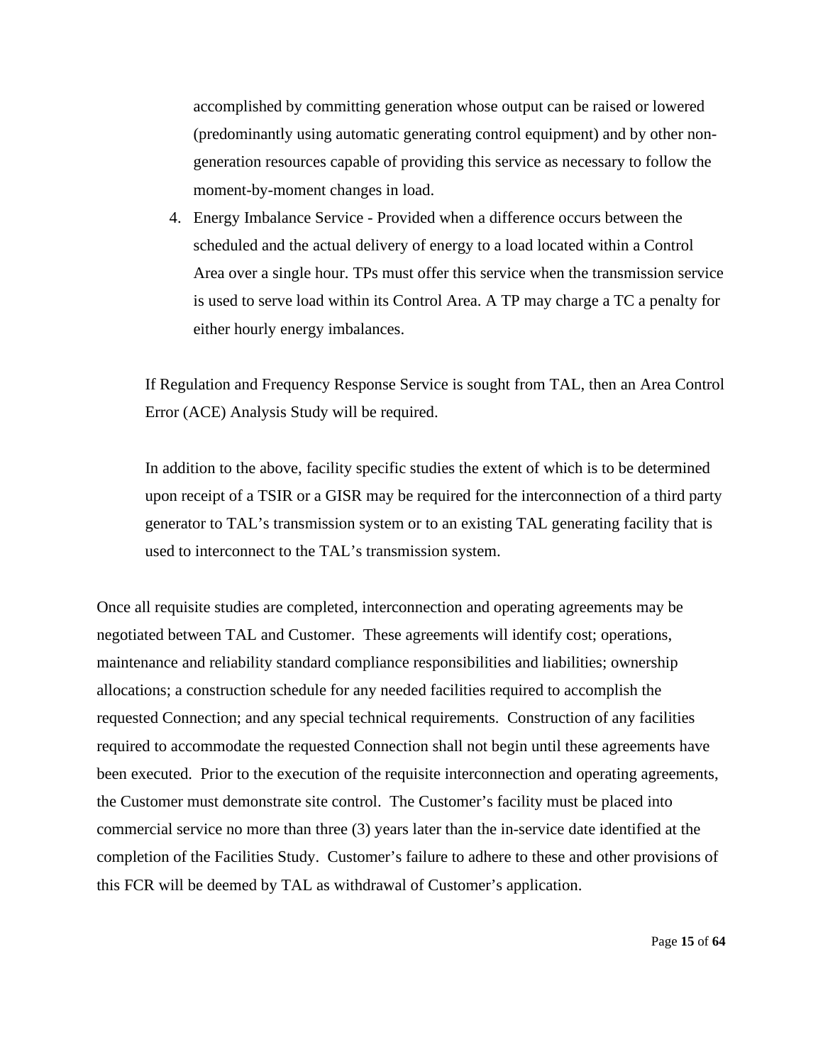accomplished by committing generation whose output can be raised or lowered (predominantly using automatic generating control equipment) and by other non-generation resources capable of providing this service as necessary to follow the moment-by-moment changes in load.

4. Energy Imbalance Service - Provided when a difference occurs between the scheduled and the actual delivery of energy to a load located within a Control Area over a single hour. TPs must offer this service when the transmission service is used to serve load within its Control Area. A TP may charge a TC a penalty for either hourly energy imbalances.

If Regulation and Frequency Response Service is sought from TAL, then an Area Control Error (ACE) Analysis Study will be required.

In addition to the above, facility specific studies the extent of which is to be determined upon receipt of a TSIR or a GISR may be required for the interconnection of a third party generator to TAL's transmission system or to an existing TAL generating facility that is used to interconnect to the TAL's transmission system.

Once all requisite studies are completed, interconnection and operating agreements may be negotiated between TAL and Customer. These agreements will identify cost; operations, maintenance and reliability standard compliance responsibilities and liabilities; ownership allocations; a construction schedule for any needed facilities required to accomplish the requested Connection; and any special technical requirements. Construction of any facilities required to accommodate the requested Connection shall not begin until these agreements have been executed. Prior to the execution of the requisite interconnection and operating agreements, the Customer must demonstrate site control. The Customer's facility must be placed into commercial service no more than three (3) years later than the in-service date identified at the completion of the Facilities Study. Customer's failure to adhere to these and other provisions of this FCR will be deemed by TAL as withdrawal of Customer's application.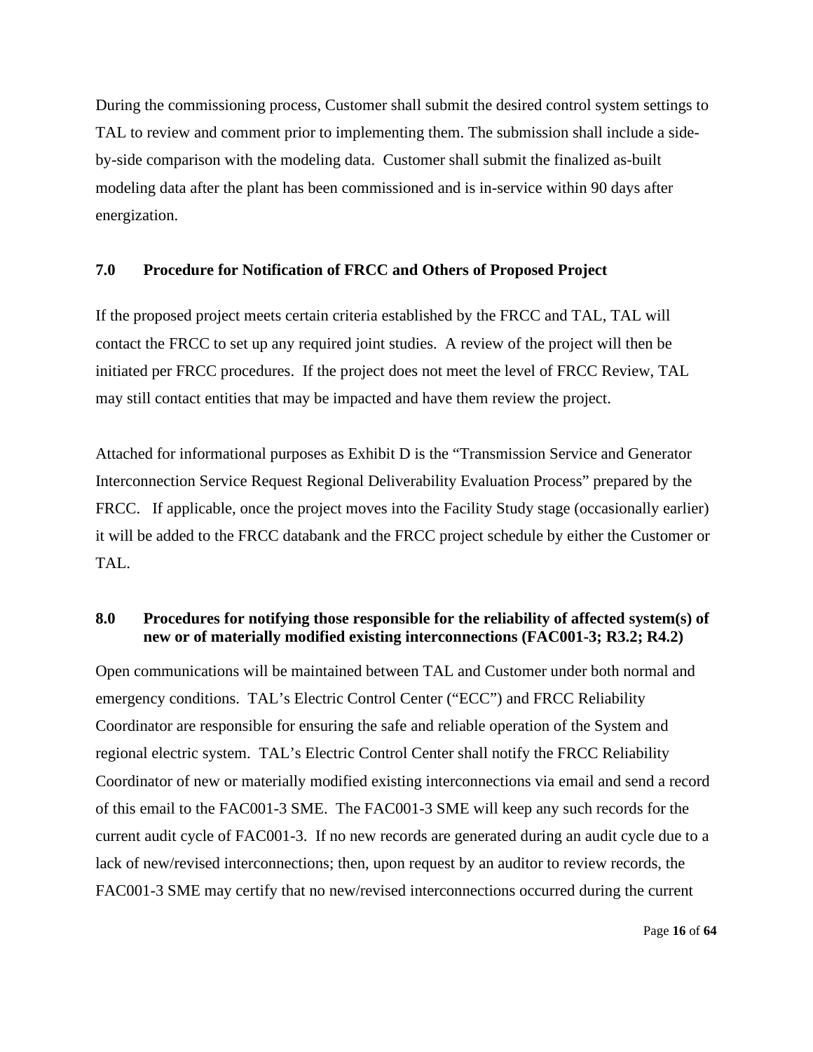During the commissioning process, Customer shall submit the desired control system settings to TAL to review and comment prior to implementing them. The submission shall include a side-by-side comparison with the modeling data. Customer shall submit the finalized as-built modeling data after the plant has been commissioned and is in-service within 90 days after energization.

## 7.0 Procedure for Notification of FRCC and Others of Proposed Project

If the proposed project meets certain criteria established by the FRCC and TAL, TAL will contact the FRCC to set up any required joint studies. A review of the project will then be initiated per FRCC procedures. If the project does not meet the level of FRCC Review, TAL may still contact entities that may be impacted and have them review the project.

Attached for informational purposes as Exhibit D is the "Transmission Service and Generator Interconnection Service Request Regional Deliverability Evaluation Process" prepared by the FRCC. If applicable, once the project moves into the Facility Study stage (occasionally earlier) it will be added to the FRCC databank and the FRCC project schedule by either the Customer or TAL.

## 8.0 Procedures for notifying those responsible for the reliability of affected system(s) of new or of materially modified existing interconnections (FAC001-3; R3.2; R4.2)

Open communications will be maintained between TAL and Customer under both normal and emergency conditions. TAL's Electric Control Center ("ECC") and FRCC Reliability Coordinator are responsible for ensuring the safe and reliable operation of the System and regional electric system. TAL's Electric Control Center shall notify the FRCC Reliability Coordinator of new or materially modified existing interconnections via email and send a record of this email to the FAC001-3 SME. The FAC001-3 SME will keep any such records for the current audit cycle of FAC001-3. If no new records are generated during an audit cycle due to a lack of new/revised interconnections; then, upon request by an auditor to review records, the FAC001-3 SME may certify that no new/revised interconnections occurred during the current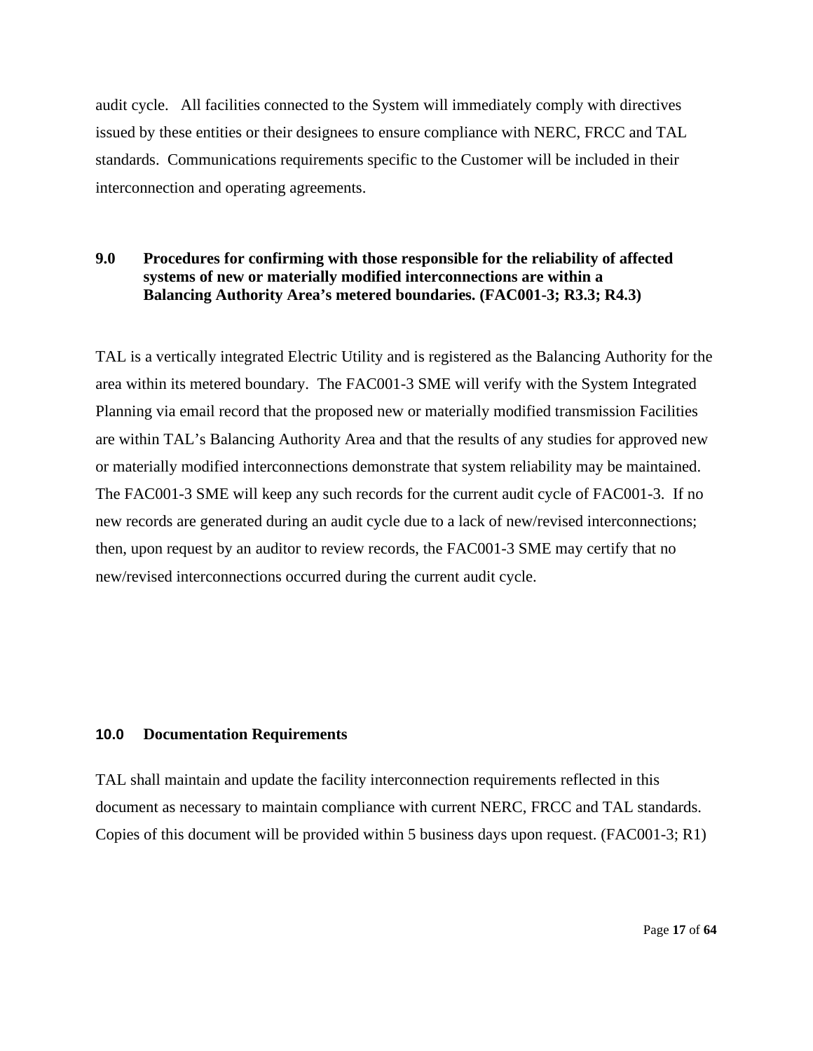audit cycle. All facilities connected to the System will immediately comply with directives issued by these entities or their designees to ensure compliance with NERC, FRCC and TAL standards. Communications requirements specific to the Customer will be included in their interconnection and operating agreements.

## 9.0 Procedures for confirming with those responsible for the reliability of affected systems of new or materially modified interconnections are within a Balancing Authority Area's metered boundaries. (FAC001-3; R3.3; R4.3)

TAL is a vertically integrated Electric Utility and is registered as the Balancing Authority for the area within its metered boundary. The FAC001-3 SME will verify with the System Integrated Planning via email record that the proposed new or materially modified transmission Facilities are within TAL's Balancing Authority Area and that the results of any studies for approved new or materially modified interconnections demonstrate that system reliability may be maintained. The FAC001-3 SME will keep any such records for the current audit cycle of FAC001-3. If no new records are generated during an audit cycle due to a lack of new/revised interconnections; then, upon request by an auditor to review records, the FAC001-3 SME may certify that no new/revised interconnections occurred during the current audit cycle.

## 10.0 Documentation Requirements

TAL shall maintain and update the facility interconnection requirements reflected in this document as necessary to maintain compliance with current NERC, FRCC and TAL standards. Copies of this document will be provided within 5 business days upon request. (FAC001-3; R1)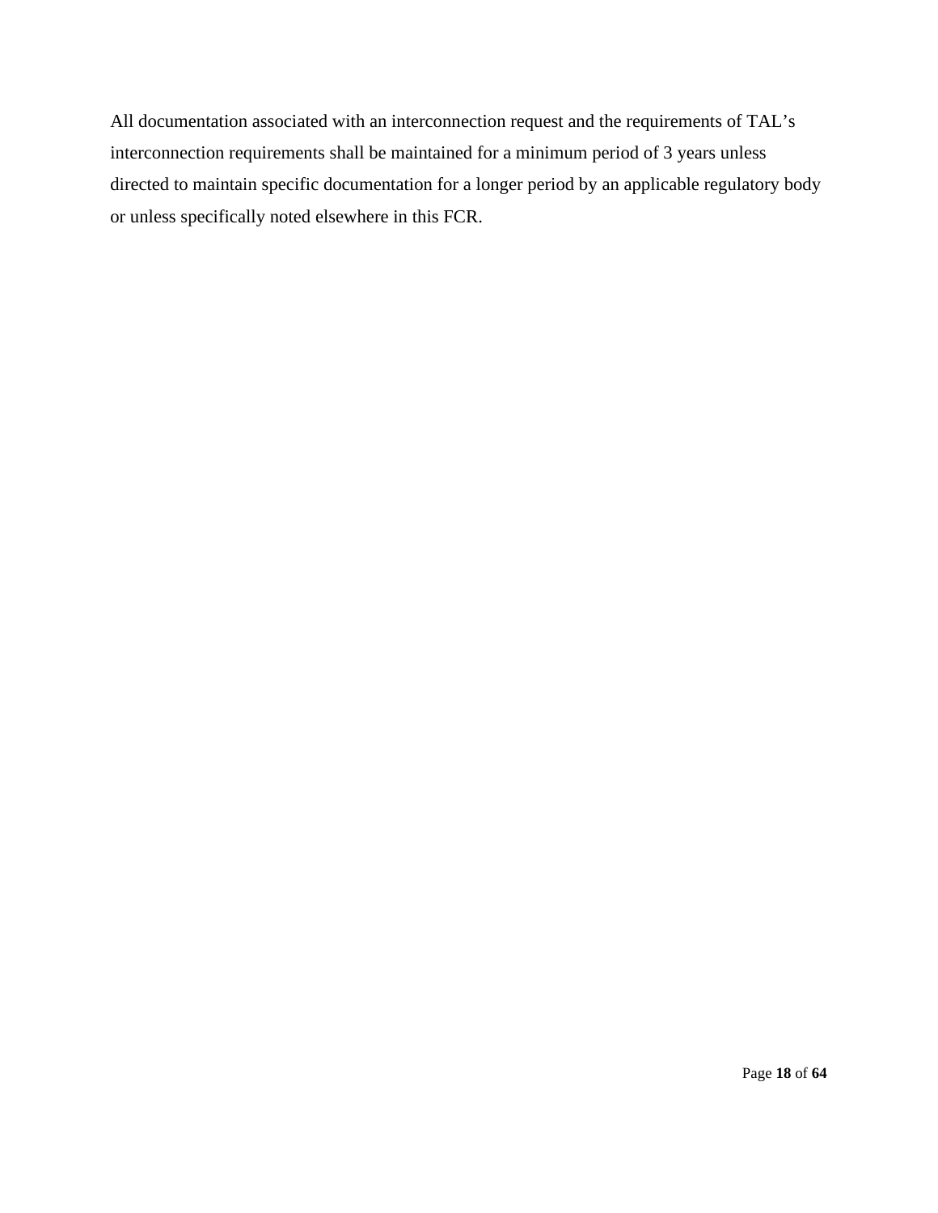All documentation associated with an interconnection request and the requirements of TAL's interconnection requirements shall be maintained for a minimum period of 3 years unless directed to maintain specific documentation for a longer period by an applicable regulatory body or unless specifically noted elsewhere in this FCR.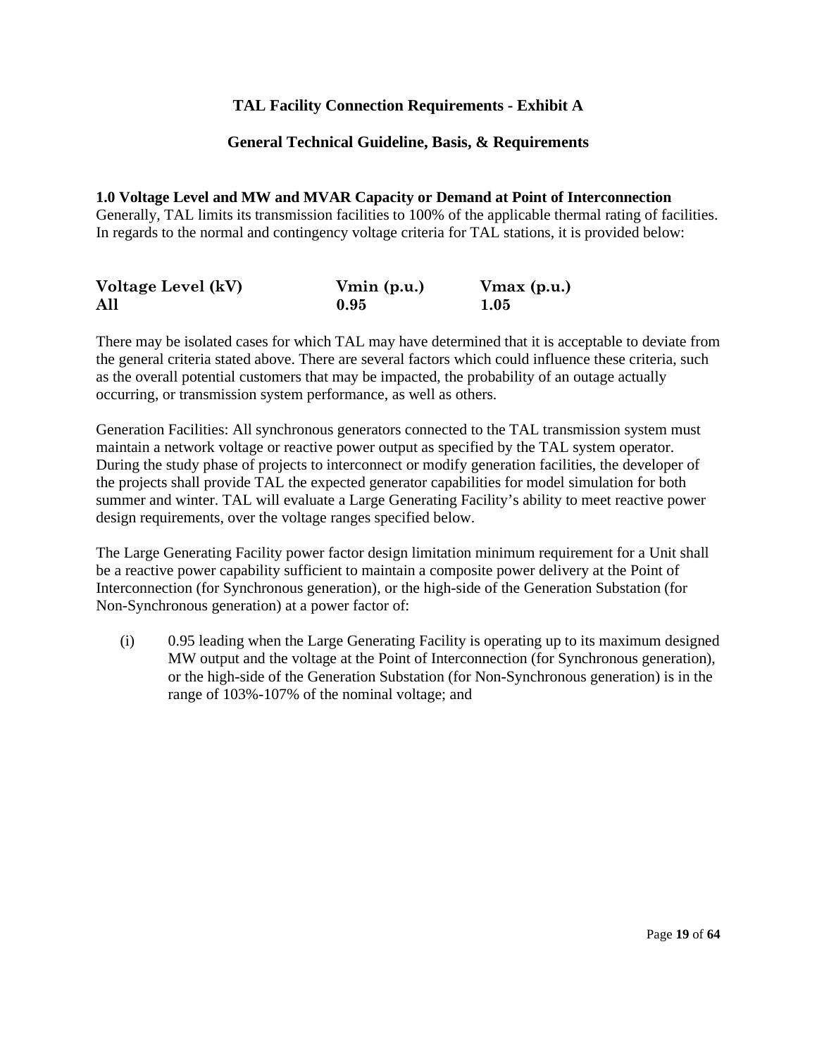# TAL Facility Connection Requirements - Exhibit A

## General Technical Guideline, Basis, & Requirements

**1.0 Voltage Level and MW and MVAR Capacity or Demand at Point of Interconnection**

Generally, TAL limits its transmission facilities to 100% of the applicable thermal rating of facilities. In regards to the normal and contingency voltage criteria for TAL stations, it is provided below:

| Voltage Level (kV) | Vmin (p.u.) | Vmax (p.u.) |
|---|---|---|
| **All** | **0.95** | **1.05** |

There may be isolated cases for which TAL may have determined that it is acceptable to deviate from the general criteria stated above. There are several factors which could influence these criteria, such as the overall potential customers that may be impacted, the probability of an outage actually occurring, or transmission system performance, as well as others.

Generation Facilities: All synchronous generators connected to the TAL transmission system must maintain a network voltage or reactive power output as specified by the TAL system operator. During the study phase of projects to interconnect or modify generation facilities, the developer of the projects shall provide TAL the expected generator capabilities for model simulation for both summer and winter. TAL will evaluate a Large Generating Facility's ability to meet reactive power design requirements, over the voltage ranges specified below.

The Large Generating Facility power factor design limitation minimum requirement for a Unit shall be a reactive power capability sufficient to maintain a composite power delivery at the Point of Interconnection (for Synchronous generation), or the high-side of the Generation Substation (for Non-Synchronous generation) at a power factor of:

(i) 0.95 leading when the Large Generating Facility is operating up to its maximum designed MW output and the voltage at the Point of Interconnection (for Synchronous generation), or the high-side of the Generation Substation (for Non-Synchronous generation) is in the range of 103%-107% of the nominal voltage; and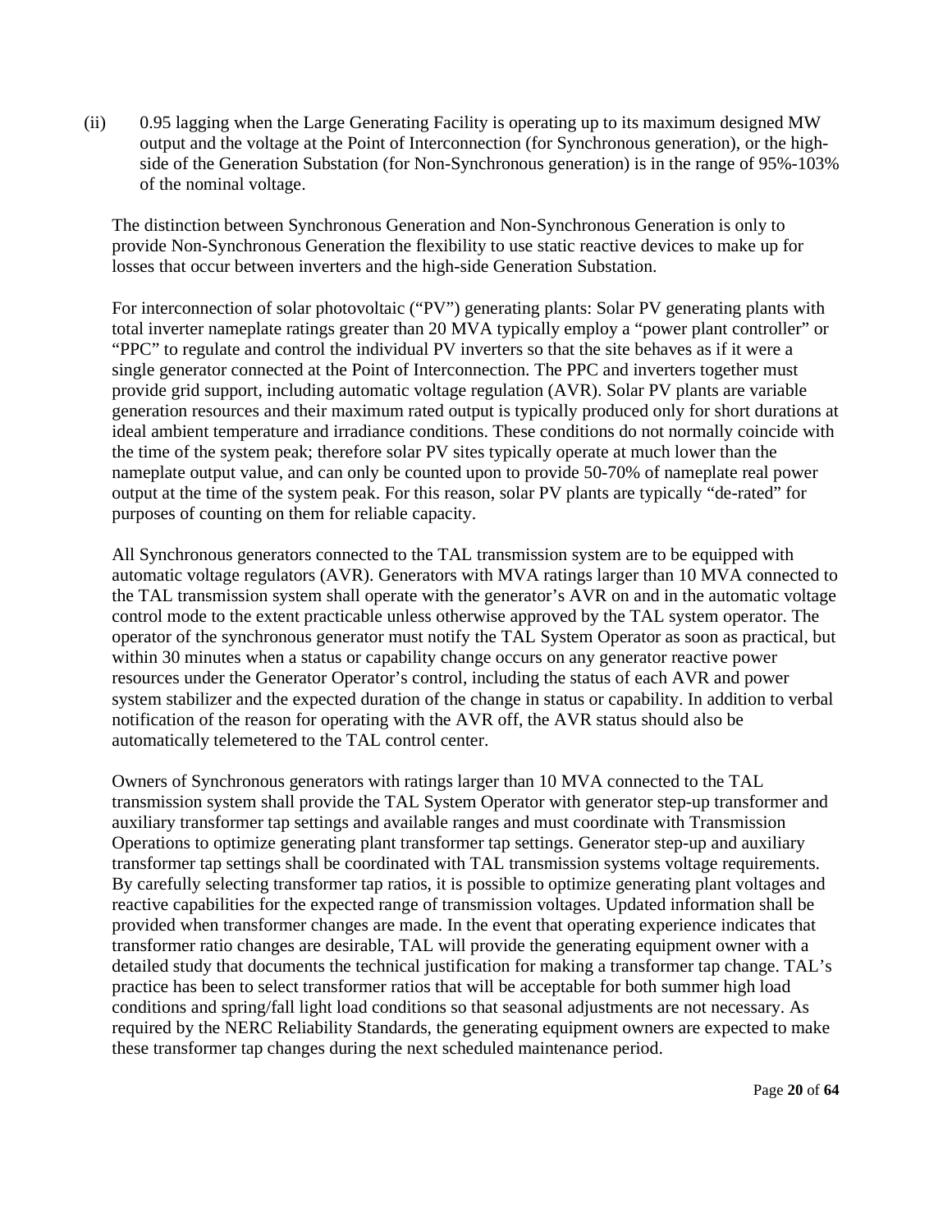(ii) 0.95 lagging when the Large Generating Facility is operating up to its maximum designed MW output and the voltage at the Point of Interconnection (for Synchronous generation), or the high-side of the Generation Substation (for Non-Synchronous generation) is in the range of 95%-103% of the nominal voltage.

The distinction between Synchronous Generation and Non-Synchronous Generation is only to provide Non-Synchronous Generation the flexibility to use static reactive devices to make up for losses that occur between inverters and the high-side Generation Substation.

For interconnection of solar photovoltaic ("PV") generating plants: Solar PV generating plants with total inverter nameplate ratings greater than 20 MVA typically employ a "power plant controller" or "PPC" to regulate and control the individual PV inverters so that the site behaves as if it were a single generator connected at the Point of Interconnection. The PPC and inverters together must provide grid support, including automatic voltage regulation (AVR). Solar PV plants are variable generation resources and their maximum rated output is typically produced only for short durations at ideal ambient temperature and irradiance conditions. These conditions do not normally coincide with the time of the system peak; therefore solar PV sites typically operate at much lower than the nameplate output value, and can only be counted upon to provide 50-70% of nameplate real power output at the time of the system peak. For this reason, solar PV plants are typically "de-rated" for purposes of counting on them for reliable capacity.

All Synchronous generators connected to the TAL transmission system are to be equipped with automatic voltage regulators (AVR). Generators with MVA ratings larger than 10 MVA connected to the TAL transmission system shall operate with the generator's AVR on and in the automatic voltage control mode to the extent practicable unless otherwise approved by the TAL system operator. The operator of the synchronous generator must notify the TAL System Operator as soon as practical, but within 30 minutes when a status or capability change occurs on any generator reactive power resources under the Generator Operator's control, including the status of each AVR and power system stabilizer and the expected duration of the change in status or capability. In addition to verbal notification of the reason for operating with the AVR off, the AVR status should also be automatically telemetered to the TAL control center.

Owners of Synchronous generators with ratings larger than 10 MVA connected to the TAL transmission system shall provide the TAL System Operator with generator step-up transformer and auxiliary transformer tap settings and available ranges and must coordinate with Transmission Operations to optimize generating plant transformer tap settings. Generator step-up and auxiliary transformer tap settings shall be coordinated with TAL transmission systems voltage requirements. By carefully selecting transformer tap ratios, it is possible to optimize generating plant voltages and reactive capabilities for the expected range of transmission voltages. Updated information shall be provided when transformer changes are made. In the event that operating experience indicates that transformer ratio changes are desirable, TAL will provide the generating equipment owner with a detailed study that documents the technical justification for making a transformer tap change. TAL's practice has been to select transformer ratios that will be acceptable for both summer high load conditions and spring/fall light load conditions so that seasonal adjustments are not necessary. As required by the NERC Reliability Standards, the generating equipment owners are expected to make these transformer tap changes during the next scheduled maintenance period.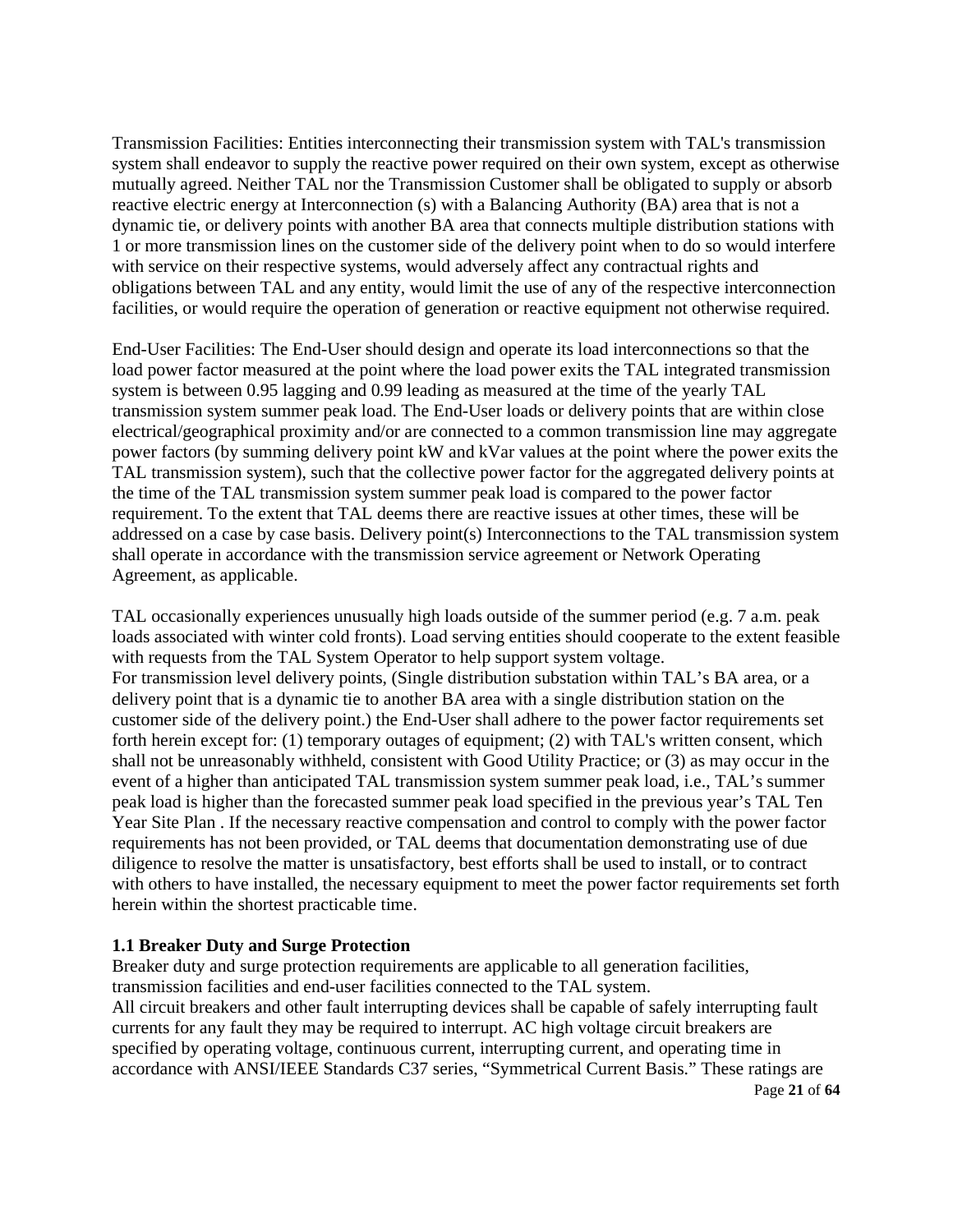Transmission Facilities: Entities interconnecting their transmission system with TAL's transmission system shall endeavor to supply the reactive power required on their own system, except as otherwise mutually agreed. Neither TAL nor the Transmission Customer shall be obligated to supply or absorb reactive electric energy at Interconnection (s) with a Balancing Authority (BA) area that is not a dynamic tie, or delivery points with another BA area that connects multiple distribution stations with 1 or more transmission lines on the customer side of the delivery point when to do so would interfere with service on their respective systems, would adversely affect any contractual rights and obligations between TAL and any entity, would limit the use of any of the respective interconnection facilities, or would require the operation of generation or reactive equipment not otherwise required.

End-User Facilities: The End-User should design and operate its load interconnections so that the load power factor measured at the point where the load power exits the TAL integrated transmission system is between 0.95 lagging and 0.99 leading as measured at the time of the yearly TAL transmission system summer peak load. The End-User loads or delivery points that are within close electrical/geographical proximity and/or are connected to a common transmission line may aggregate power factors (by summing delivery point kW and kVar values at the point where the power exits the TAL transmission system), such that the collective power factor for the aggregated delivery points at the time of the TAL transmission system summer peak load is compared to the power factor requirement. To the extent that TAL deems there are reactive issues at other times, these will be addressed on a case by case basis. Delivery point(s) Interconnections to the TAL transmission system shall operate in accordance with the transmission service agreement or Network Operating Agreement, as applicable.

TAL occasionally experiences unusually high loads outside of the summer period (e.g. 7 a.m. peak loads associated with winter cold fronts). Load serving entities should cooperate to the extent feasible with requests from the TAL System Operator to help support system voltage.
For transmission level delivery points, (Single distribution substation within TAL's BA area, or a delivery point that is a dynamic tie to another BA area with a single distribution station on the customer side of the delivery point.) the End-User shall adhere to the power factor requirements set forth herein except for: (1) temporary outages of equipment; (2) with TAL's written consent, which shall not be unreasonably withheld, consistent with Good Utility Practice; or (3) as may occur in the event of a higher than anticipated TAL transmission system summer peak load, i.e., TAL's summer peak load is higher than the forecasted summer peak load specified in the previous year's TAL Ten Year Site Plan . If the necessary reactive compensation and control to comply with the power factor requirements has not been provided, or TAL deems that documentation demonstrating use of due diligence to resolve the matter is unsatisfactory, best efforts shall be used to install, or to contract with others to have installed, the necessary equipment to meet the power factor requirements set forth herein within the shortest practicable time.

### 1.1 Breaker Duty and Surge Protection

Breaker duty and surge protection requirements are applicable to all generation facilities, transmission facilities and end-user facilities connected to the TAL system.
All circuit breakers and other fault interrupting devices shall be capable of safely interrupting fault currents for any fault they may be required to interrupt. AC high voltage circuit breakers are specified by operating voltage, continuous current, interrupting current, and operating time in accordance with ANSI/IEEE Standards C37 series, "Symmetrical Current Basis." These ratings are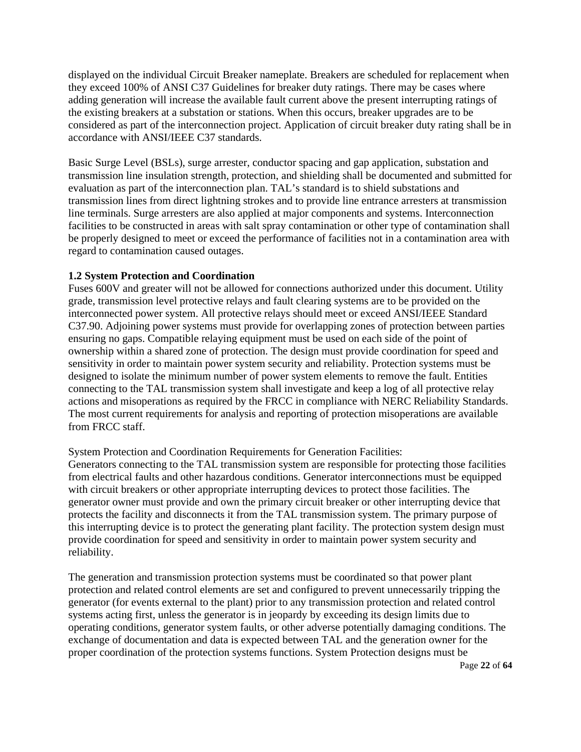displayed on the individual Circuit Breaker nameplate. Breakers are scheduled for replacement when they exceed 100% of ANSI C37 Guidelines for breaker duty ratings. There may be cases where adding generation will increase the available fault current above the present interrupting ratings of the existing breakers at a substation or stations. When this occurs, breaker upgrades are to be considered as part of the interconnection project. Application of circuit breaker duty rating shall be in accordance with ANSI/IEEE C37 standards.

Basic Surge Level (BSLs), surge arrester, conductor spacing and gap application, substation and transmission line insulation strength, protection, and shielding shall be documented and submitted for evaluation as part of the interconnection plan. TAL's standard is to shield substations and transmission lines from direct lightning strokes and to provide line entrance arresters at transmission line terminals. Surge arresters are also applied at major components and systems. Interconnection facilities to be constructed in areas with salt spray contamination or other type of contamination shall be properly designed to meet or exceed the performance of facilities not in a contamination area with regard to contamination caused outages.

### 1.2 System Protection and Coordination

Fuses 600V and greater will not be allowed for connections authorized under this document. Utility grade, transmission level protective relays and fault clearing systems are to be provided on the interconnected power system. All protective relays should meet or exceed ANSI/IEEE Standard C37.90. Adjoining power systems must provide for overlapping zones of protection between parties ensuring no gaps. Compatible relaying equipment must be used on each side of the point of ownership within a shared zone of protection. The design must provide coordination for speed and sensitivity in order to maintain power system security and reliability. Protection systems must be designed to isolate the minimum number of power system elements to remove the fault. Entities connecting to the TAL transmission system shall investigate and keep a log of all protective relay actions and misoperations as required by the FRCC in compliance with NERC Reliability Standards. The most current requirements for analysis and reporting of protection misoperations are available from FRCC staff.

System Protection and Coordination Requirements for Generation Facilities:
Generators connecting to the TAL transmission system are responsible for protecting those facilities from electrical faults and other hazardous conditions. Generator interconnections must be equipped with circuit breakers or other appropriate interrupting devices to protect those facilities. The generator owner must provide and own the primary circuit breaker or other interrupting device that protects the facility and disconnects it from the TAL transmission system. The primary purpose of this interrupting device is to protect the generating plant facility. The protection system design must provide coordination for speed and sensitivity in order to maintain power system security and reliability.

The generation and transmission protection systems must be coordinated so that power plant protection and related control elements are set and configured to prevent unnecessarily tripping the generator (for events external to the plant) prior to any transmission protection and related control systems acting first, unless the generator is in jeopardy by exceeding its design limits due to operating conditions, generator system faults, or other adverse potentially damaging conditions. The exchange of documentation and data is expected between TAL and the generation owner for the proper coordination of the protection systems functions. System Protection designs must be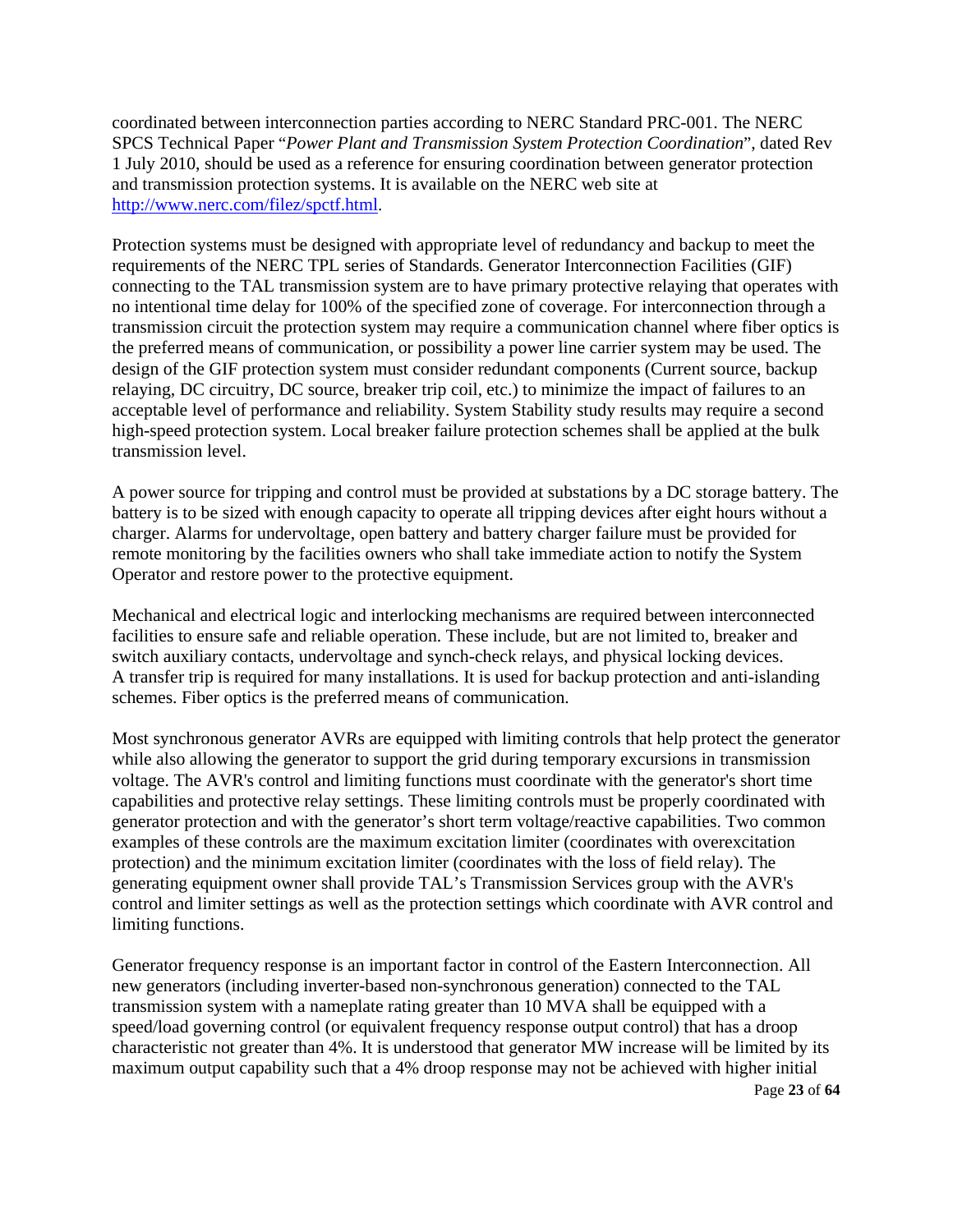coordinated between interconnection parties according to NERC Standard PRC-001. The NERC SPCS Technical Paper "*Power Plant and Transmission System Protection Coordination*", dated Rev 1 July 2010, should be used as a reference for ensuring coordination between generator protection and transmission protection systems. It is available on the NERC web site at [http://www.nerc.com/filez/spctf.html](http://www.nerc.com/filez/spctf.html).

Protection systems must be designed with appropriate level of redundancy and backup to meet the requirements of the NERC TPL series of Standards. Generator Interconnection Facilities (GIF) connecting to the TAL transmission system are to have primary protective relaying that operates with no intentional time delay for 100% of the specified zone of coverage. For interconnection through a transmission circuit the protection system may require a communication channel where fiber optics is the preferred means of communication, or possibility a power line carrier system may be used. The design of the GIF protection system must consider redundant components (Current source, backup relaying, DC circuitry, DC source, breaker trip coil, etc.) to minimize the impact of failures to an acceptable level of performance and reliability. System Stability study results may require a second high-speed protection system. Local breaker failure protection schemes shall be applied at the bulk transmission level.

A power source for tripping and control must be provided at substations by a DC storage battery. The battery is to be sized with enough capacity to operate all tripping devices after eight hours without a charger. Alarms for undervoltage, open battery and battery charger failure must be provided for remote monitoring by the facilities owners who shall take immediate action to notify the System Operator and restore power to the protective equipment.

Mechanical and electrical logic and interlocking mechanisms are required between interconnected facilities to ensure safe and reliable operation. These include, but are not limited to, breaker and switch auxiliary contacts, undervoltage and synch-check relays, and physical locking devices. A transfer trip is required for many installations. It is used for backup protection and anti-islanding schemes. Fiber optics is the preferred means of communication.

Most synchronous generator AVRs are equipped with limiting controls that help protect the generator while also allowing the generator to support the grid during temporary excursions in transmission voltage. The AVR's control and limiting functions must coordinate with the generator's short time capabilities and protective relay settings. These limiting controls must be properly coordinated with generator protection and with the generator's short term voltage/reactive capabilities. Two common examples of these controls are the maximum excitation limiter (coordinates with overexcitation protection) and the minimum excitation limiter (coordinates with the loss of field relay). The generating equipment owner shall provide TAL's Transmission Services group with the AVR's control and limiter settings as well as the protection settings which coordinate with AVR control and limiting functions.

Generator frequency response is an important factor in control of the Eastern Interconnection. All new generators (including inverter-based non-synchronous generation) connected to the TAL transmission system with a nameplate rating greater than 10 MVA shall be equipped with a speed/load governing control (or equivalent frequency response output control) that has a droop characteristic not greater than 4%. It is understood that generator MW increase will be limited by its maximum output capability such that a 4% droop response may not be achieved with higher initial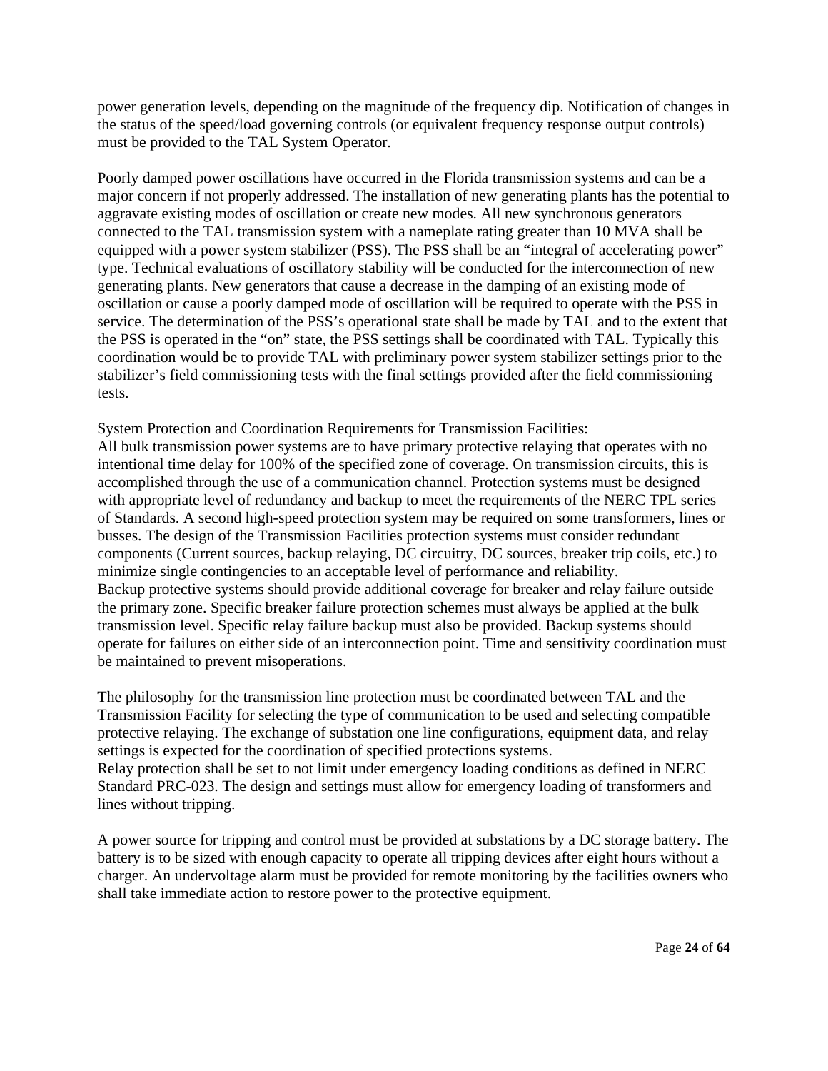power generation levels, depending on the magnitude of the frequency dip. Notification of changes in the status of the speed/load governing controls (or equivalent frequency response output controls) must be provided to the TAL System Operator.

Poorly damped power oscillations have occurred in the Florida transmission systems and can be a major concern if not properly addressed. The installation of new generating plants has the potential to aggravate existing modes of oscillation or create new modes. All new synchronous generators connected to the TAL transmission system with a nameplate rating greater than 10 MVA shall be equipped with a power system stabilizer (PSS). The PSS shall be an "integral of accelerating power" type. Technical evaluations of oscillatory stability will be conducted for the interconnection of new generating plants. New generators that cause a decrease in the damping of an existing mode of oscillation or cause a poorly damped mode of oscillation will be required to operate with the PSS in service. The determination of the PSS's operational state shall be made by TAL and to the extent that the PSS is operated in the "on" state, the PSS settings shall be coordinated with TAL. Typically this coordination would be to provide TAL with preliminary power system stabilizer settings prior to the stabilizer's field commissioning tests with the final settings provided after the field commissioning tests.

System Protection and Coordination Requirements for Transmission Facilities:

All bulk transmission power systems are to have primary protective relaying that operates with no intentional time delay for 100% of the specified zone of coverage. On transmission circuits, this is accomplished through the use of a communication channel. Protection systems must be designed with appropriate level of redundancy and backup to meet the requirements of the NERC TPL series of Standards. A second high-speed protection system may be required on some transformers, lines or busses. The design of the Transmission Facilities protection systems must consider redundant components (Current sources, backup relaying, DC circuitry, DC sources, breaker trip coils, etc.) to minimize single contingencies to an acceptable level of performance and reliability.

Backup protective systems should provide additional coverage for breaker and relay failure outside the primary zone. Specific breaker failure protection schemes must always be applied at the bulk transmission level. Specific relay failure backup must also be provided. Backup systems should operate for failures on either side of an interconnection point. Time and sensitivity coordination must be maintained to prevent misoperations.

The philosophy for the transmission line protection must be coordinated between TAL and the Transmission Facility for selecting the type of communication to be used and selecting compatible protective relaying. The exchange of substation one line configurations, equipment data, and relay settings is expected for the coordination of specified protections systems.

Relay protection shall be set to not limit under emergency loading conditions as defined in NERC Standard PRC-023. The design and settings must allow for emergency loading of transformers and lines without tripping.

A power source for tripping and control must be provided at substations by a DC storage battery. The battery is to be sized with enough capacity to operate all tripping devices after eight hours without a charger. An undervoltage alarm must be provided for remote monitoring by the facilities owners who shall take immediate action to restore power to the protective equipment.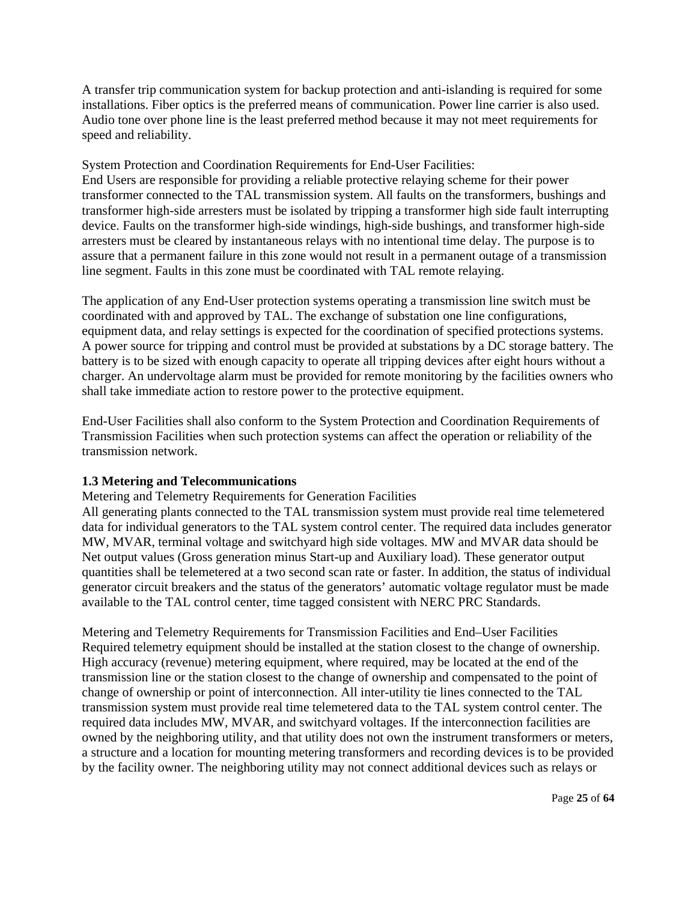A transfer trip communication system for backup protection and anti-islanding is required for some installations. Fiber optics is the preferred means of communication. Power line carrier is also used. Audio tone over phone line is the least preferred method because it may not meet requirements for speed and reliability.

System Protection and Coordination Requirements for End-User Facilities:
End Users are responsible for providing a reliable protective relaying scheme for their power transformer connected to the TAL transmission system. All faults on the transformers, bushings and transformer high-side arresters must be isolated by tripping a transformer high side fault interrupting device. Faults on the transformer high-side windings, high-side bushings, and transformer high-side arresters must be cleared by instantaneous relays with no intentional time delay. The purpose is to assure that a permanent failure in this zone would not result in a permanent outage of a transmission line segment. Faults in this zone must be coordinated with TAL remote relaying.

The application of any End-User protection systems operating a transmission line switch must be coordinated with and approved by TAL. The exchange of substation one line configurations, equipment data, and relay settings is expected for the coordination of specified protections systems. A power source for tripping and control must be provided at substations by a DC storage battery. The battery is to be sized with enough capacity to operate all tripping devices after eight hours without a charger. An undervoltage alarm must be provided for remote monitoring by the facilities owners who shall take immediate action to restore power to the protective equipment.

End-User Facilities shall also conform to the System Protection and Coordination Requirements of Transmission Facilities when such protection systems can affect the operation or reliability of the transmission network.

### 1.3 Metering and Telecommunications

Metering and Telemetry Requirements for Generation Facilities
All generating plants connected to the TAL transmission system must provide real time telemetered data for individual generators to the TAL system control center. The required data includes generator MW, MVAR, terminal voltage and switchyard high side voltages. MW and MVAR data should be Net output values (Gross generation minus Start-up and Auxiliary load). These generator output quantities shall be telemetered at a two second scan rate or faster. In addition, the status of individual generator circuit breakers and the status of the generators' automatic voltage regulator must be made available to the TAL control center, time tagged consistent with NERC PRC Standards.

Metering and Telemetry Requirements for Transmission Facilities and End–User Facilities
Required telemetry equipment should be installed at the station closest to the change of ownership. High accuracy (revenue) metering equipment, where required, may be located at the end of the transmission line or the station closest to the change of ownership and compensated to the point of change of ownership or point of interconnection. All inter-utility tie lines connected to the TAL transmission system must provide real time telemetered data to the TAL system control center. The required data includes MW, MVAR, and switchyard voltages. If the interconnection facilities are owned by the neighboring utility, and that utility does not own the instrument transformers or meters, a structure and a location for mounting metering transformers and recording devices is to be provided by the facility owner. The neighboring utility may not connect additional devices such as relays or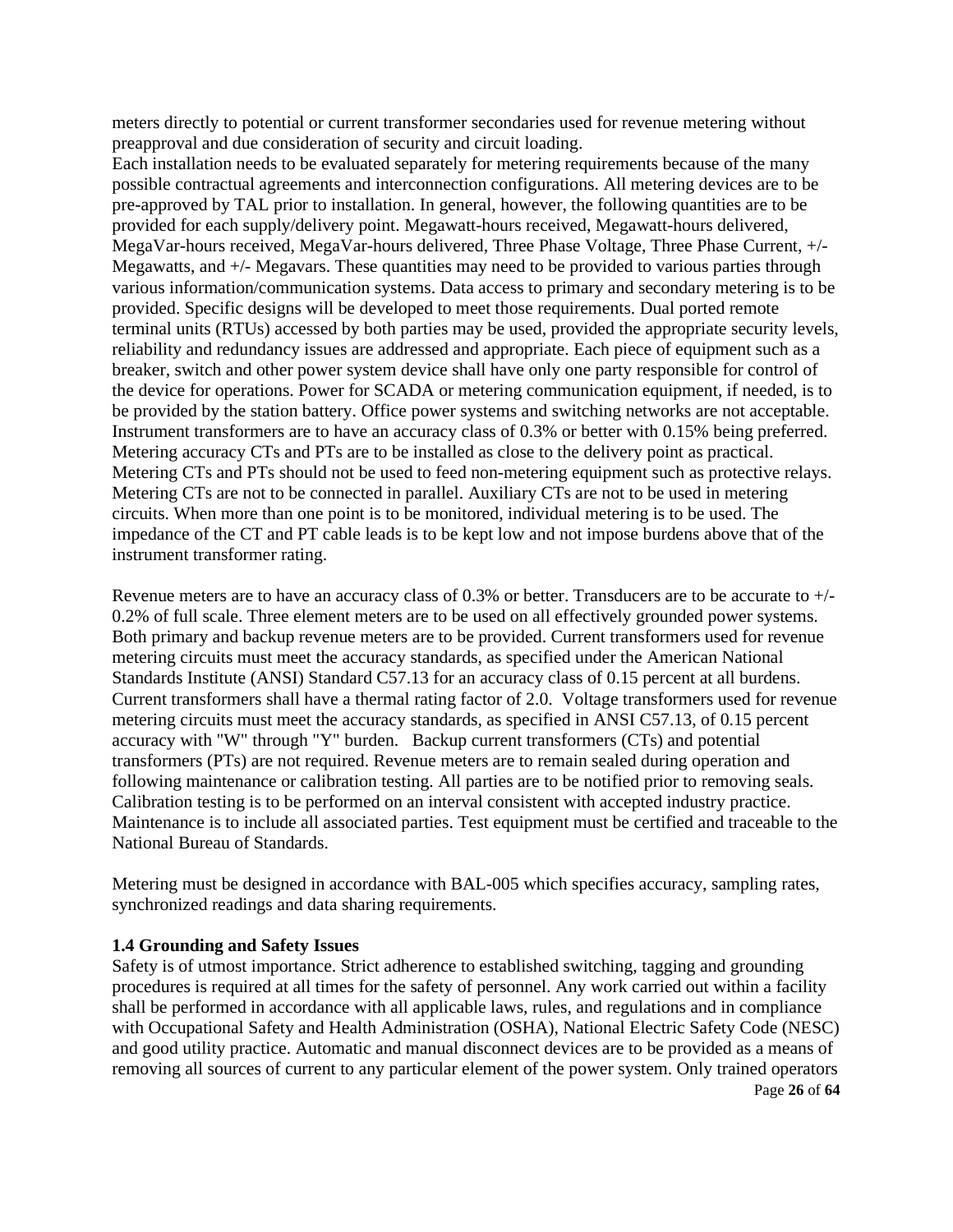meters directly to potential or current transformer secondaries used for revenue metering without preapproval and due consideration of security and circuit loading.
Each installation needs to be evaluated separately for metering requirements because of the many possible contractual agreements and interconnection configurations. All metering devices are to be pre-approved by TAL prior to installation. In general, however, the following quantities are to be provided for each supply/delivery point. Megawatt-hours received, Megawatt-hours delivered, MegaVar-hours received, MegaVar-hours delivered, Three Phase Voltage, Three Phase Current, +/- Megawatts, and +/- Megavars. These quantities may need to be provided to various parties through various information/communication systems. Data access to primary and secondary metering is to be provided. Specific designs will be developed to meet those requirements. Dual ported remote terminal units (RTUs) accessed by both parties may be used, provided the appropriate security levels, reliability and redundancy issues are addressed and appropriate. Each piece of equipment such as a breaker, switch and other power system device shall have only one party responsible for control of the device for operations. Power for SCADA or metering communication equipment, if needed, is to be provided by the station battery. Office power systems and switching networks are not acceptable. Instrument transformers are to have an accuracy class of 0.3% or better with 0.15% being preferred. Metering accuracy CTs and PTs are to be installed as close to the delivery point as practical. Metering CTs and PTs should not be used to feed non-metering equipment such as protective relays. Metering CTs are not to be connected in parallel. Auxiliary CTs are not to be used in metering circuits. When more than one point is to be monitored, individual metering is to be used. The impedance of the CT and PT cable leads is to be kept low and not impose burdens above that of the instrument transformer rating.

Revenue meters are to have an accuracy class of 0.3% or better. Transducers are to be accurate to +/- 0.2% of full scale. Three element meters are to be used on all effectively grounded power systems. Both primary and backup revenue meters are to be provided. Current transformers used for revenue metering circuits must meet the accuracy standards, as specified under the American National Standards Institute (ANSI) Standard C57.13 for an accuracy class of 0.15 percent at all burdens. Current transformers shall have a thermal rating factor of 2.0. Voltage transformers used for revenue metering circuits must meet the accuracy standards, as specified in ANSI C57.13, of 0.15 percent accuracy with "W" through "Y" burden. Backup current transformers (CTs) and potential transformers (PTs) are not required. Revenue meters are to remain sealed during operation and following maintenance or calibration testing. All parties are to be notified prior to removing seals. Calibration testing is to be performed on an interval consistent with accepted industry practice. Maintenance is to include all associated parties. Test equipment must be certified and traceable to the National Bureau of Standards.

Metering must be designed in accordance with BAL-005 which specifies accuracy, sampling rates, synchronized readings and data sharing requirements.

### 1.4 Grounding and Safety Issues

Safety is of utmost importance. Strict adherence to established switching, tagging and grounding procedures is required at all times for the safety of personnel. Any work carried out within a facility shall be performed in accordance with all applicable laws, rules, and regulations and in compliance with Occupational Safety and Health Administration (OSHA), National Electric Safety Code (NESC) and good utility practice. Automatic and manual disconnect devices are to be provided as a means of removing all sources of current to any particular element of the power system. Only trained operators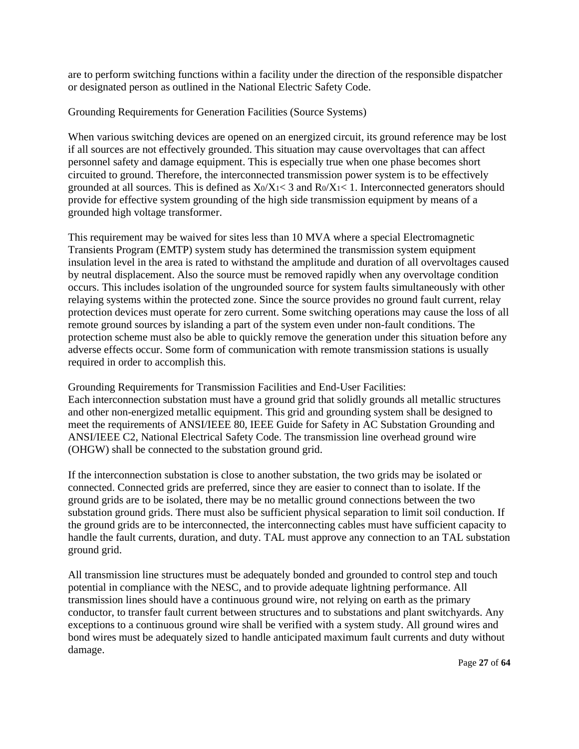are to perform switching functions within a facility under the direction of the responsible dispatcher or designated person as outlined in the National Electric Safety Code.

## Grounding Requirements for Generation Facilities (Source Systems)

When various switching devices are opened on an energized circuit, its ground reference may be lost if all sources are not effectively grounded. This situation may cause overvoltages that can affect personnel safety and damage equipment. This is especially true when one phase becomes short circuited to ground. Therefore, the interconnected transmission power system is to be effectively grounded at all sources. This is defined as $X_0/X_1 < 3$ and $R_0/X_1 < 1$. Interconnected generators should provide for effective system grounding of the high side transmission equipment by means of a grounded high voltage transformer.

This requirement may be waived for sites less than 10 MVA where a special Electromagnetic Transients Program (EMTP) system study has determined the transmission system equipment insulation level in the area is rated to withstand the amplitude and duration of all overvoltages caused by neutral displacement. Also the source must be removed rapidly when any overvoltage condition occurs. This includes isolation of the ungrounded source for system faults simultaneously with other relaying systems within the protected zone. Since the source provides no ground fault current, relay protection devices must operate for zero current. Some switching operations may cause the loss of all remote ground sources by islanding a part of the system even under non-fault conditions. The protection scheme must also be able to quickly remove the generation under this situation before any adverse effects occur. Some form of communication with remote transmission stations is usually required in order to accomplish this.

## Grounding Requirements for Transmission Facilities and End-User Facilities:

Each interconnection substation must have a ground grid that solidly grounds all metallic structures and other non-energized metallic equipment. This grid and grounding system shall be designed to meet the requirements of ANSI/IEEE 80, IEEE Guide for Safety in AC Substation Grounding and ANSI/IEEE C2, National Electrical Safety Code. The transmission line overhead ground wire (OHGW) shall be connected to the substation ground grid.

If the interconnection substation is close to another substation, the two grids may be isolated or connected. Connected grids are preferred, since they are easier to connect than to isolate. If the ground grids are to be isolated, there may be no metallic ground connections between the two substation ground grids. There must also be sufficient physical separation to limit soil conduction. If the ground grids are to be interconnected, the interconnecting cables must have sufficient capacity to handle the fault currents, duration, and duty. TAL must approve any connection to an TAL substation ground grid.

All transmission line structures must be adequately bonded and grounded to control step and touch potential in compliance with the NESC, and to provide adequate lightning performance. All transmission lines should have a continuous ground wire, not relying on earth as the primary conductor, to transfer fault current between structures and to substations and plant switchyards. Any exceptions to a continuous ground wire shall be verified with a system study. All ground wires and bond wires must be adequately sized to handle anticipated maximum fault currents and duty without damage.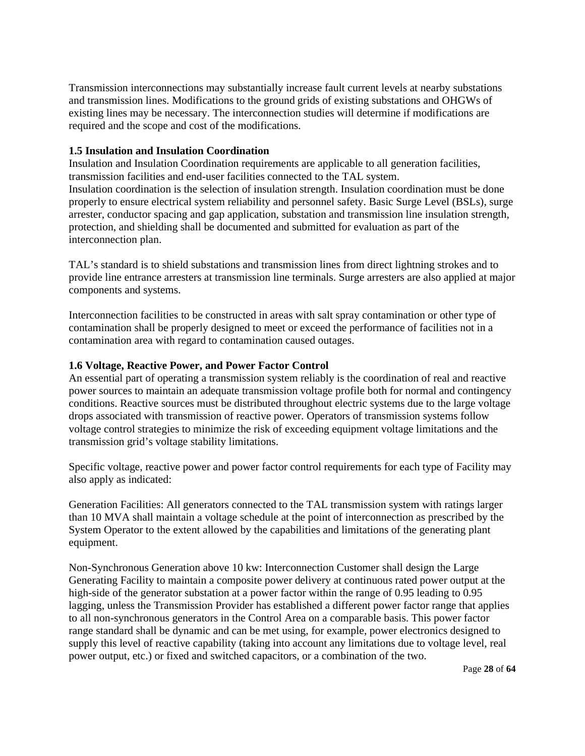Transmission interconnections may substantially increase fault current levels at nearby substations and transmission lines. Modifications to the ground grids of existing substations and OHGWs of existing lines may be necessary. The interconnection studies will determine if modifications are required and the scope and cost of the modifications.

### 1.5 Insulation and Insulation Coordination

Insulation and Insulation Coordination requirements are applicable to all generation facilities, transmission facilities and end-user facilities connected to the TAL system.
Insulation coordination is the selection of insulation strength. Insulation coordination must be done properly to ensure electrical system reliability and personnel safety. Basic Surge Level (BSLs), surge arrester, conductor spacing and gap application, substation and transmission line insulation strength, protection, and shielding shall be documented and submitted for evaluation as part of the interconnection plan.

TAL's standard is to shield substations and transmission lines from direct lightning strokes and to provide line entrance arresters at transmission line terminals. Surge arresters are also applied at major components and systems.

Interconnection facilities to be constructed in areas with salt spray contamination or other type of contamination shall be properly designed to meet or exceed the performance of facilities not in a contamination area with regard to contamination caused outages.

### 1.6 Voltage, Reactive Power, and Power Factor Control

An essential part of operating a transmission system reliably is the coordination of real and reactive power sources to maintain an adequate transmission voltage profile both for normal and contingency conditions. Reactive sources must be distributed throughout electric systems due to the large voltage drops associated with transmission of reactive power. Operators of transmission systems follow voltage control strategies to minimize the risk of exceeding equipment voltage limitations and the transmission grid's voltage stability limitations.

Specific voltage, reactive power and power factor control requirements for each type of Facility may also apply as indicated:

Generation Facilities: All generators connected to the TAL transmission system with ratings larger than 10 MVA shall maintain a voltage schedule at the point of interconnection as prescribed by the System Operator to the extent allowed by the capabilities and limitations of the generating plant equipment.

Non-Synchronous Generation above 10 kw: Interconnection Customer shall design the Large Generating Facility to maintain a composite power delivery at continuous rated power output at the high-side of the generator substation at a power factor within the range of 0.95 leading to 0.95 lagging, unless the Transmission Provider has established a different power factor range that applies to all non-synchronous generators in the Control Area on a comparable basis. This power factor range standard shall be dynamic and can be met using, for example, power electronics designed to supply this level of reactive capability (taking into account any limitations due to voltage level, real power output, etc.) or fixed and switched capacitors, or a combination of the two.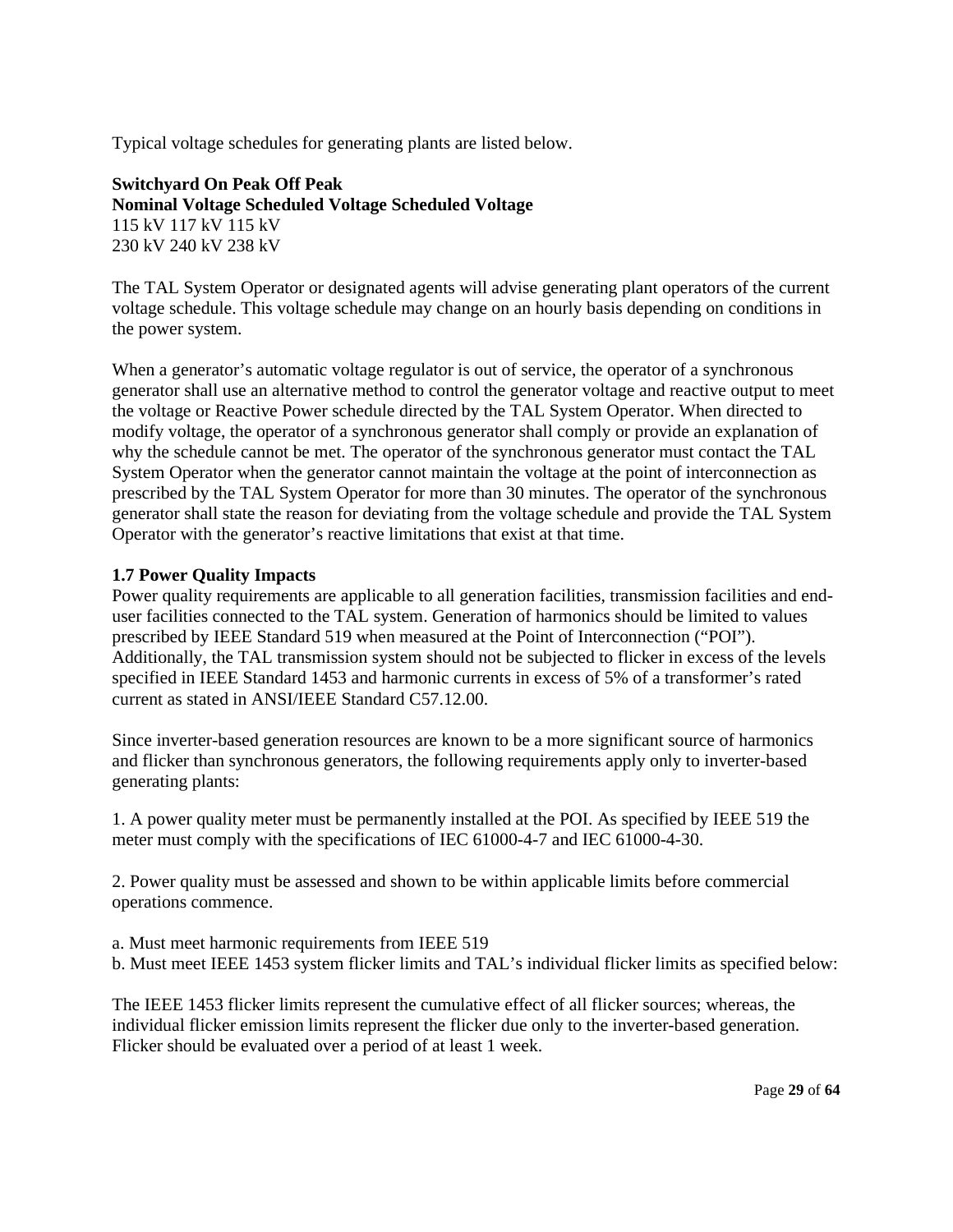Typical voltage schedules for generating plants are listed below.

| Switchyard Nominal Voltage | On Peak Scheduled Voltage | Off Peak Scheduled Voltage |
| --- | --- | --- |
| 115 kV | 117 kV | 115 kV |
| 230 kV | 240 kV | 238 kV |

The TAL System Operator or designated agents will advise generating plant operators of the current voltage schedule. This voltage schedule may change on an hourly basis depending on conditions in the power system.

When a generator's automatic voltage regulator is out of service, the operator of a synchronous generator shall use an alternative method to control the generator voltage and reactive output to meet the voltage or Reactive Power schedule directed by the TAL System Operator. When directed to modify voltage, the operator of a synchronous generator shall comply or provide an explanation of why the schedule cannot be met. The operator of the synchronous generator must contact the TAL System Operator when the generator cannot maintain the voltage at the point of interconnection as prescribed by the TAL System Operator for more than 30 minutes. The operator of the synchronous generator shall state the reason for deviating from the voltage schedule and provide the TAL System Operator with the generator's reactive limitations that exist at that time.

### 1.7 Power Quality Impacts

Power quality requirements are applicable to all generation facilities, transmission facilities and end-user facilities connected to the TAL system. Generation of harmonics should be limited to values prescribed by IEEE Standard 519 when measured at the Point of Interconnection ("POI"). Additionally, the TAL transmission system should not be subjected to flicker in excess of the levels specified in IEEE Standard 1453 and harmonic currents in excess of 5% of a transformer's rated current as stated in ANSI/IEEE Standard C57.12.00.

Since inverter-based generation resources are known to be a more significant source of harmonics and flicker than synchronous generators, the following requirements apply only to inverter-based generating plants:

1. A power quality meter must be permanently installed at the POI. As specified by IEEE 519 the meter must comply with the specifications of IEC 61000-4-7 and IEC 61000-4-30.

2. Power quality must be assessed and shown to be within applicable limits before commercial operations commence.

a. Must meet harmonic requirements from IEEE 519
b. Must meet IEEE 1453 system flicker limits and TAL's individual flicker limits as specified below:

The IEEE 1453 flicker limits represent the cumulative effect of all flicker sources; whereas, the individual flicker emission limits represent the flicker due only to the inverter-based generation. Flicker should be evaluated over a period of at least 1 week.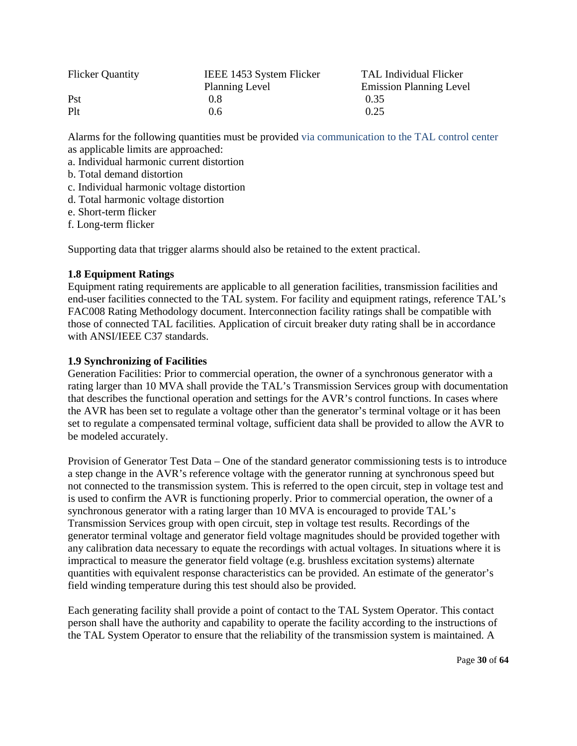| Flicker Quantity | IEEE 1453 System Flicker Planning Level | TAL Individual Flicker Emission Planning Level |
|---|---|---|
| Pst | 0.8 | 0.35 |
| Plt | 0.6 | 0.25 |

Alarms for the following quantities must be provided via communication to the TAL control center as applicable limits are approached:

a. Individual harmonic current distortion
b. Total demand distortion
c. Individual harmonic voltage distortion
d. Total harmonic voltage distortion
e. Short-term flicker
f. Long-term flicker

Supporting data that trigger alarms should also be retained to the extent practical.

**1.8 Equipment Ratings**

Equipment rating requirements are applicable to all generation facilities, transmission facilities and end-user facilities connected to the TAL system. For facility and equipment ratings, reference TAL's FAC008 Rating Methodology document. Interconnection facility ratings shall be compatible with those of connected TAL facilities. Application of circuit breaker duty rating shall be in accordance with ANSI/IEEE C37 standards.

**1.9 Synchronizing of Facilities**

Generation Facilities: Prior to commercial operation, the owner of a synchronous generator with a rating larger than 10 MVA shall provide the TAL's Transmission Services group with documentation that describes the functional operation and settings for the AVR's control functions. In cases where the AVR has been set to regulate a voltage other than the generator's terminal voltage or it has been set to regulate a compensated terminal voltage, sufficient data shall be provided to allow the AVR to be modeled accurately.

Provision of Generator Test Data – One of the standard generator commissioning tests is to introduce a step change in the AVR's reference voltage with the generator running at synchronous speed but not connected to the transmission system. This is referred to the open circuit, step in voltage test and is used to confirm the AVR is functioning properly. Prior to commercial operation, the owner of a synchronous generator with a rating larger than 10 MVA is encouraged to provide TAL's Transmission Services group with open circuit, step in voltage test results. Recordings of the generator terminal voltage and generator field voltage magnitudes should be provided together with any calibration data necessary to equate the recordings with actual voltages. In situations where it is impractical to measure the generator field voltage (e.g. brushless excitation systems) alternate quantities with equivalent response characteristics can be provided. An estimate of the generator's field winding temperature during this test should also be provided.

Each generating facility shall provide a point of contact to the TAL System Operator. This contact person shall have the authority and capability to operate the facility according to the instructions of the TAL System Operator to ensure that the reliability of the transmission system is maintained. A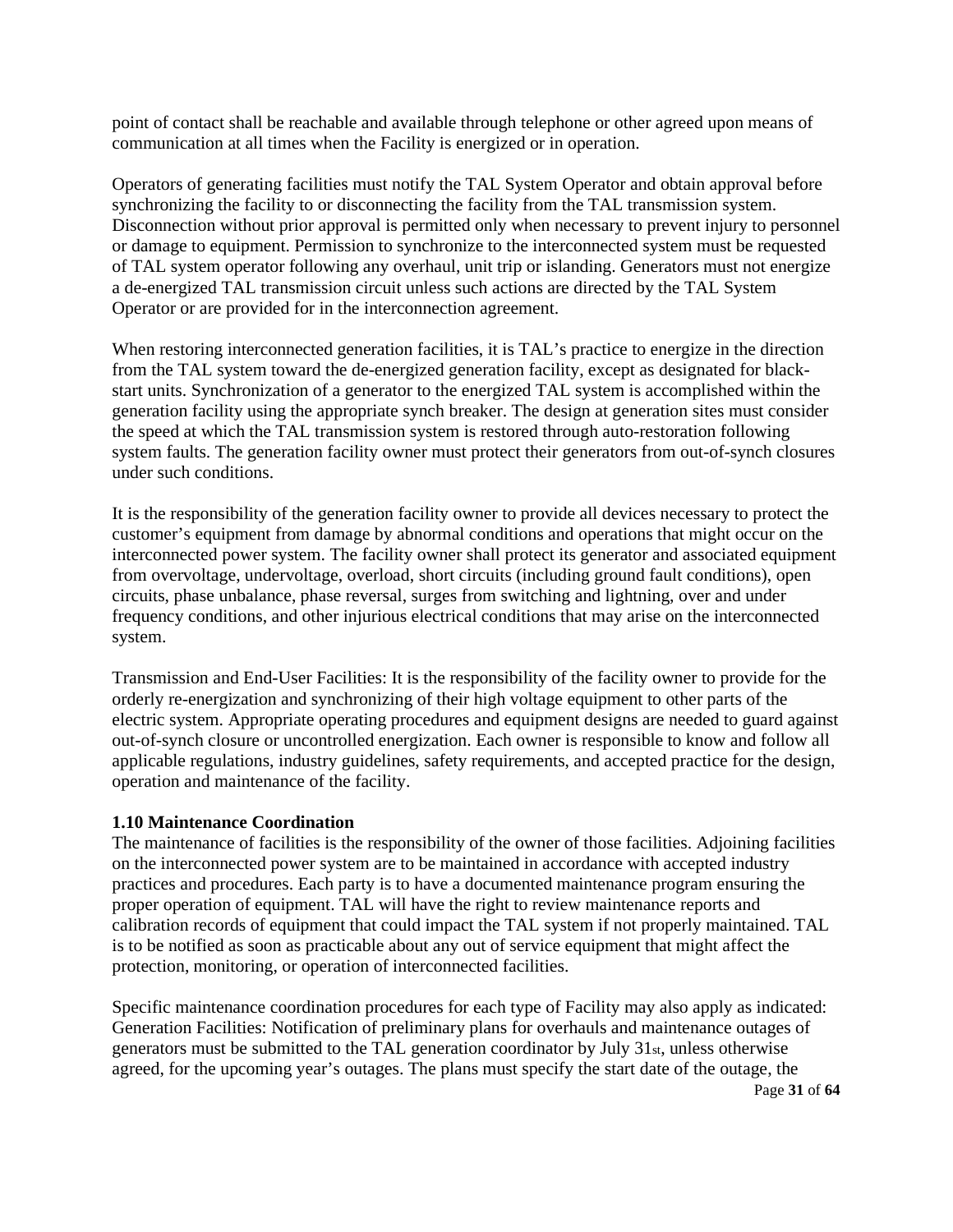point of contact shall be reachable and available through telephone or other agreed upon means of communication at all times when the Facility is energized or in operation.

Operators of generating facilities must notify the TAL System Operator and obtain approval before synchronizing the facility to or disconnecting the facility from the TAL transmission system. Disconnection without prior approval is permitted only when necessary to prevent injury to personnel or damage to equipment. Permission to synchronize to the interconnected system must be requested of TAL system operator following any overhaul, unit trip or islanding. Generators must not energize a de-energized TAL transmission circuit unless such actions are directed by the TAL System Operator or are provided for in the interconnection agreement.

When restoring interconnected generation facilities, it is TAL's practice to energize in the direction from the TAL system toward the de-energized generation facility, except as designated for black-start units. Synchronization of a generator to the energized TAL system is accomplished within the generation facility using the appropriate synch breaker. The design at generation sites must consider the speed at which the TAL transmission system is restored through auto-restoration following system faults. The generation facility owner must protect their generators from out-of-synch closures under such conditions.

It is the responsibility of the generation facility owner to provide all devices necessary to protect the customer's equipment from damage by abnormal conditions and operations that might occur on the interconnected power system. The facility owner shall protect its generator and associated equipment from overvoltage, undervoltage, overload, short circuits (including ground fault conditions), open circuits, phase unbalance, phase reversal, surges from switching and lightning, over and under frequency conditions, and other injurious electrical conditions that may arise on the interconnected system.

Transmission and End-User Facilities: It is the responsibility of the facility owner to provide for the orderly re-energization and synchronizing of their high voltage equipment to other parts of the electric system. Appropriate operating procedures and equipment designs are needed to guard against out-of-synch closure or uncontrolled energization. Each owner is responsible to know and follow all applicable regulations, industry guidelines, safety requirements, and accepted practice for the design, operation and maintenance of the facility.

### 1.10 Maintenance Coordination

The maintenance of facilities is the responsibility of the owner of those facilities. Adjoining facilities on the interconnected power system are to be maintained in accordance with accepted industry practices and procedures. Each party is to have a documented maintenance program ensuring the proper operation of equipment. TAL will have the right to review maintenance reports and calibration records of equipment that could impact the TAL system if not properly maintained. TAL is to be notified as soon as practicable about any out of service equipment that might affect the protection, monitoring, or operation of interconnected facilities.

Specific maintenance coordination procedures for each type of Facility may also apply as indicated: Generation Facilities: Notification of preliminary plans for overhauls and maintenance outages of generators must be submitted to the TAL generation coordinator by July 31st, unless otherwise agreed, for the upcoming year's outages. The plans must specify the start date of the outage, the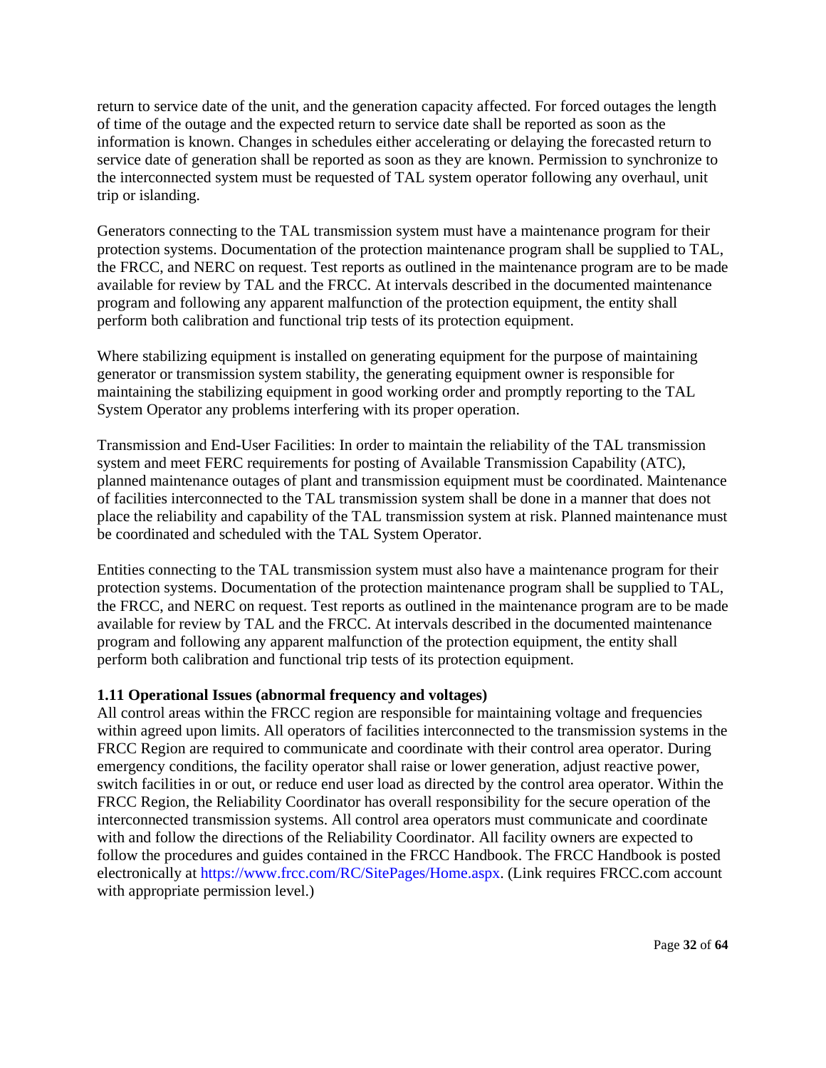return to service date of the unit, and the generation capacity affected. For forced outages the length of time of the outage and the expected return to service date shall be reported as soon as the information is known. Changes in schedules either accelerating or delaying the forecasted return to service date of generation shall be reported as soon as they are known. Permission to synchronize to the interconnected system must be requested of TAL system operator following any overhaul, unit trip or islanding.

Generators connecting to the TAL transmission system must have a maintenance program for their protection systems. Documentation of the protection maintenance program shall be supplied to TAL, the FRCC, and NERC on request. Test reports as outlined in the maintenance program are to be made available for review by TAL and the FRCC. At intervals described in the documented maintenance program and following any apparent malfunction of the protection equipment, the entity shall perform both calibration and functional trip tests of its protection equipment.

Where stabilizing equipment is installed on generating equipment for the purpose of maintaining generator or transmission system stability, the generating equipment owner is responsible for maintaining the stabilizing equipment in good working order and promptly reporting to the TAL System Operator any problems interfering with its proper operation.

Transmission and End-User Facilities: In order to maintain the reliability of the TAL transmission system and meet FERC requirements for posting of Available Transmission Capability (ATC), planned maintenance outages of plant and transmission equipment must be coordinated. Maintenance of facilities interconnected to the TAL transmission system shall be done in a manner that does not place the reliability and capability of the TAL transmission system at risk. Planned maintenance must be coordinated and scheduled with the TAL System Operator.

Entities connecting to the TAL transmission system must also have a maintenance program for their protection systems. Documentation of the protection maintenance program shall be supplied to TAL, the FRCC, and NERC on request. Test reports as outlined in the maintenance program are to be made available for review by TAL and the FRCC. At intervals described in the documented maintenance program and following any apparent malfunction of the protection equipment, the entity shall perform both calibration and functional trip tests of its protection equipment.

### 1.11 Operational Issues (abnormal frequency and voltages)

All control areas within the FRCC region are responsible for maintaining voltage and frequencies within agreed upon limits. All operators of facilities interconnected to the transmission systems in the FRCC Region are required to communicate and coordinate with their control area operator. During emergency conditions, the facility operator shall raise or lower generation, adjust reactive power, switch facilities in or out, or reduce end user load as directed by the control area operator. Within the FRCC Region, the Reliability Coordinator has overall responsibility for the secure operation of the interconnected transmission systems. All control area operators must communicate and coordinate with and follow the directions of the Reliability Coordinator. All facility owners are expected to follow the procedures and guides contained in the FRCC Handbook. The FRCC Handbook is posted electronically at https://www.frcc.com/RC/SitePages/Home.aspx. (Link requires FRCC.com account with appropriate permission level.)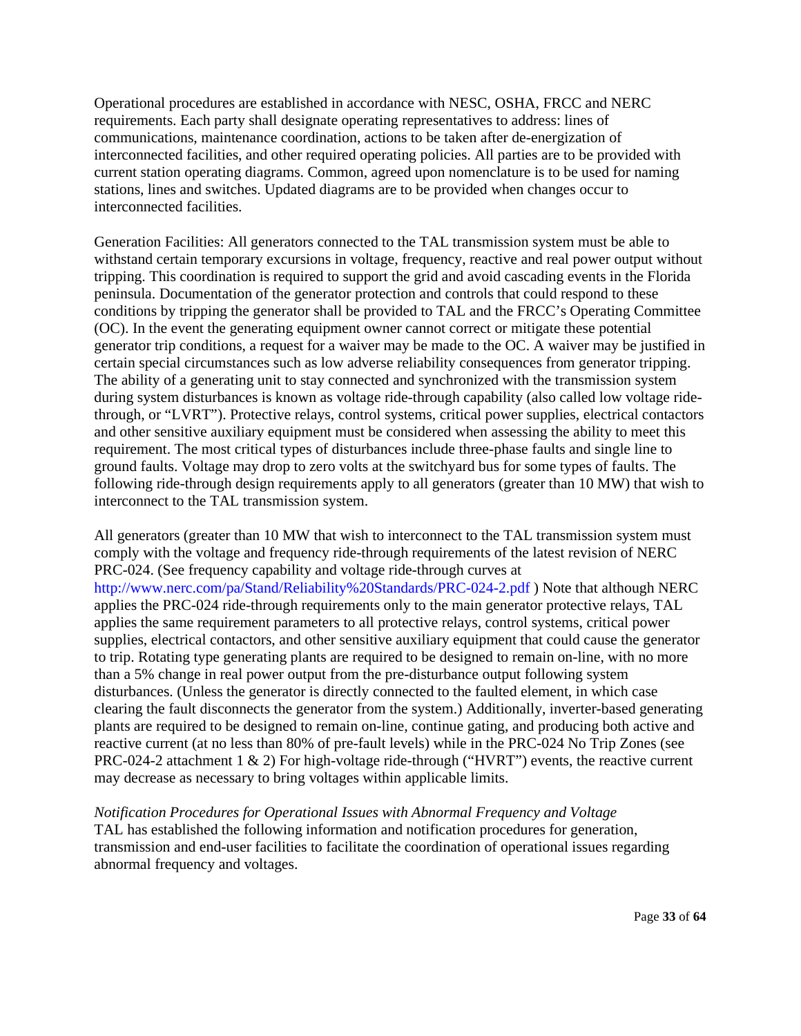Operational procedures are established in accordance with NESC, OSHA, FRCC and NERC requirements. Each party shall designate operating representatives to address: lines of communications, maintenance coordination, actions to be taken after de-energization of interconnected facilities, and other required operating policies. All parties are to be provided with current station operating diagrams. Common, agreed upon nomenclature is to be used for naming stations, lines and switches. Updated diagrams are to be provided when changes occur to interconnected facilities.

Generation Facilities: All generators connected to the TAL transmission system must be able to withstand certain temporary excursions in voltage, frequency, reactive and real power output without tripping. This coordination is required to support the grid and avoid cascading events in the Florida peninsula. Documentation of the generator protection and controls that could respond to these conditions by tripping the generator shall be provided to TAL and the FRCC's Operating Committee (OC). In the event the generating equipment owner cannot correct or mitigate these potential generator trip conditions, a request for a waiver may be made to the OC. A waiver may be justified in certain special circumstances such as low adverse reliability consequences from generator tripping. The ability of a generating unit to stay connected and synchronized with the transmission system during system disturbances is known as voltage ride-through capability (also called low voltage ride-through, or "LVRT"). Protective relays, control systems, critical power supplies, electrical contactors and other sensitive auxiliary equipment must be considered when assessing the ability to meet this requirement. The most critical types of disturbances include three-phase faults and single line to ground faults. Voltage may drop to zero volts at the switchyard bus for some types of faults. The following ride-through design requirements apply to all generators (greater than 10 MW) that wish to interconnect to the TAL transmission system.

All generators (greater than 10 MW that wish to interconnect to the TAL transmission system must comply with the voltage and frequency ride-through requirements of the latest revision of NERC PRC-024. (See frequency capability and voltage ride-through curves at http://www.nerc.com/pa/Stand/Reliability%20Standards/PRC-024-2.pdf ) Note that although NERC applies the PRC-024 ride-through requirements only to the main generator protective relays, TAL applies the same requirement parameters to all protective relays, control systems, critical power supplies, electrical contactors, and other sensitive auxiliary equipment that could cause the generator to trip. Rotating type generating plants are required to be designed to remain on-line, with no more than a 5% change in real power output from the pre-disturbance output following system disturbances. (Unless the generator is directly connected to the faulted element, in which case clearing the fault disconnects the generator from the system.) Additionally, inverter-based generating plants are required to be designed to remain on-line, continue gating, and producing both active and reactive current (at no less than 80% of pre-fault levels) while in the PRC-024 No Trip Zones (see PRC-024-2 attachment 1 & 2) For high-voltage ride-through ("HVRT") events, the reactive current may decrease as necessary to bring voltages within applicable limits.

*Notification Procedures for Operational Issues with Abnormal Frequency and Voltage*
TAL has established the following information and notification procedures for generation, transmission and end-user facilities to facilitate the coordination of operational issues regarding abnormal frequency and voltages.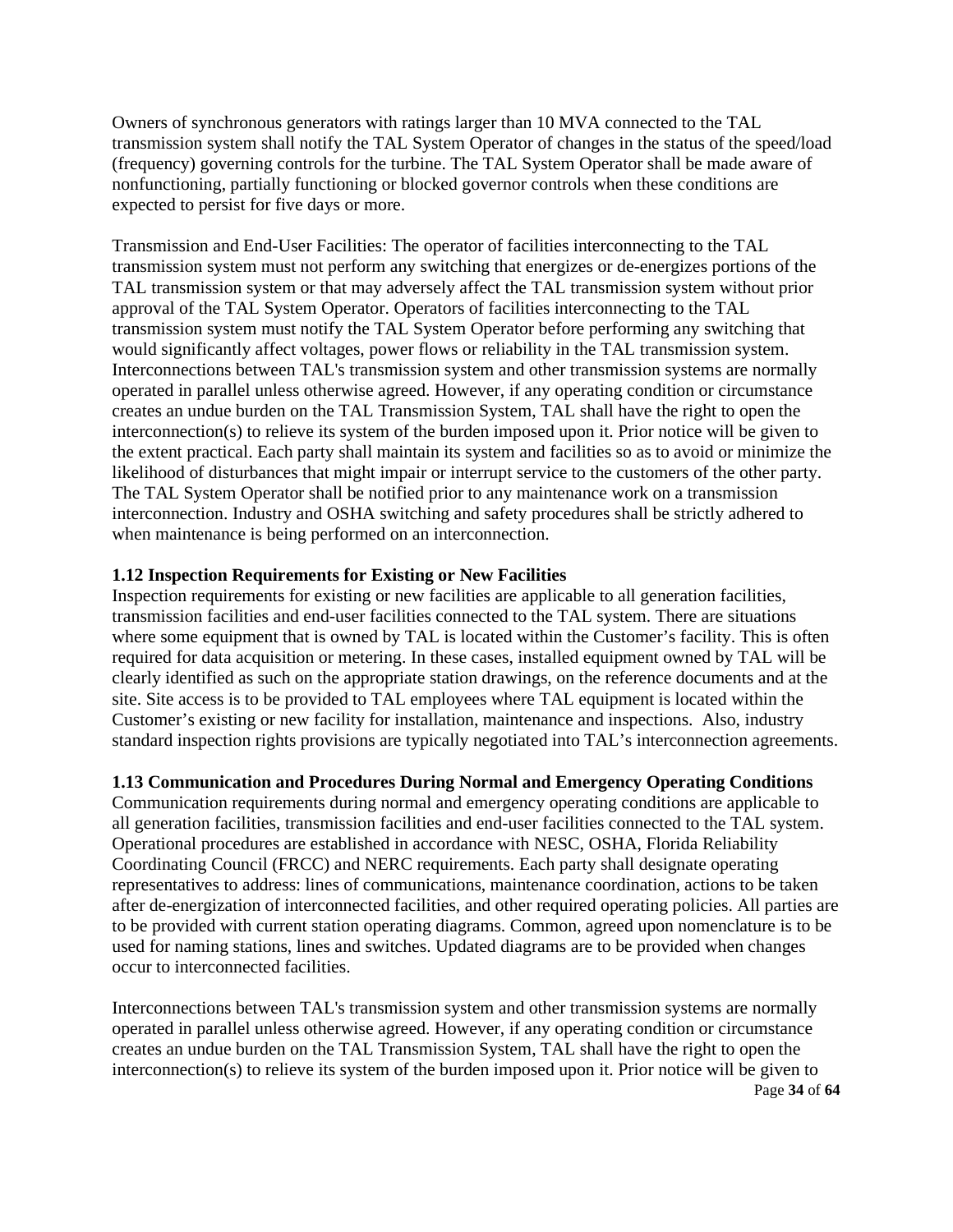Owners of synchronous generators with ratings larger than 10 MVA connected to the TAL transmission system shall notify the TAL System Operator of changes in the status of the speed/load (frequency) governing controls for the turbine. The TAL System Operator shall be made aware of nonfunctioning, partially functioning or blocked governor controls when these conditions are expected to persist for five days or more.

Transmission and End-User Facilities: The operator of facilities interconnecting to the TAL transmission system must not perform any switching that energizes or de-energizes portions of the TAL transmission system or that may adversely affect the TAL transmission system without prior approval of the TAL System Operator. Operators of facilities interconnecting to the TAL transmission system must notify the TAL System Operator before performing any switching that would significantly affect voltages, power flows or reliability in the TAL transmission system. Interconnections between TAL's transmission system and other transmission systems are normally operated in parallel unless otherwise agreed. However, if any operating condition or circumstance creates an undue burden on the TAL Transmission System, TAL shall have the right to open the interconnection(s) to relieve its system of the burden imposed upon it. Prior notice will be given to the extent practical. Each party shall maintain its system and facilities so as to avoid or minimize the likelihood of disturbances that might impair or interrupt service to the customers of the other party. The TAL System Operator shall be notified prior to any maintenance work on a transmission interconnection. Industry and OSHA switching and safety procedures shall be strictly adhered to when maintenance is being performed on an interconnection.

### 1.12 Inspection Requirements for Existing or New Facilities

Inspection requirements for existing or new facilities are applicable to all generation facilities, transmission facilities and end-user facilities connected to the TAL system. There are situations where some equipment that is owned by TAL is located within the Customer's facility. This is often required for data acquisition or metering. In these cases, installed equipment owned by TAL will be clearly identified as such on the appropriate station drawings, on the reference documents and at the site. Site access is to be provided to TAL employees where TAL equipment is located within the Customer's existing or new facility for installation, maintenance and inspections. Also, industry standard inspection rights provisions are typically negotiated into TAL's interconnection agreements.

### 1.13 Communication and Procedures During Normal and Emergency Operating Conditions

Communication requirements during normal and emergency operating conditions are applicable to all generation facilities, transmission facilities and end-user facilities connected to the TAL system. Operational procedures are established in accordance with NESC, OSHA, Florida Reliability Coordinating Council (FRCC) and NERC requirements. Each party shall designate operating representatives to address: lines of communications, maintenance coordination, actions to be taken after de-energization of interconnected facilities, and other required operating policies. All parties are to be provided with current station operating diagrams. Common, agreed upon nomenclature is to be used for naming stations, lines and switches. Updated diagrams are to be provided when changes occur to interconnected facilities.

Interconnections between TAL's transmission system and other transmission systems are normally operated in parallel unless otherwise agreed. However, if any operating condition or circumstance creates an undue burden on the TAL Transmission System, TAL shall have the right to open the interconnection(s) to relieve its system of the burden imposed upon it. Prior notice will be given to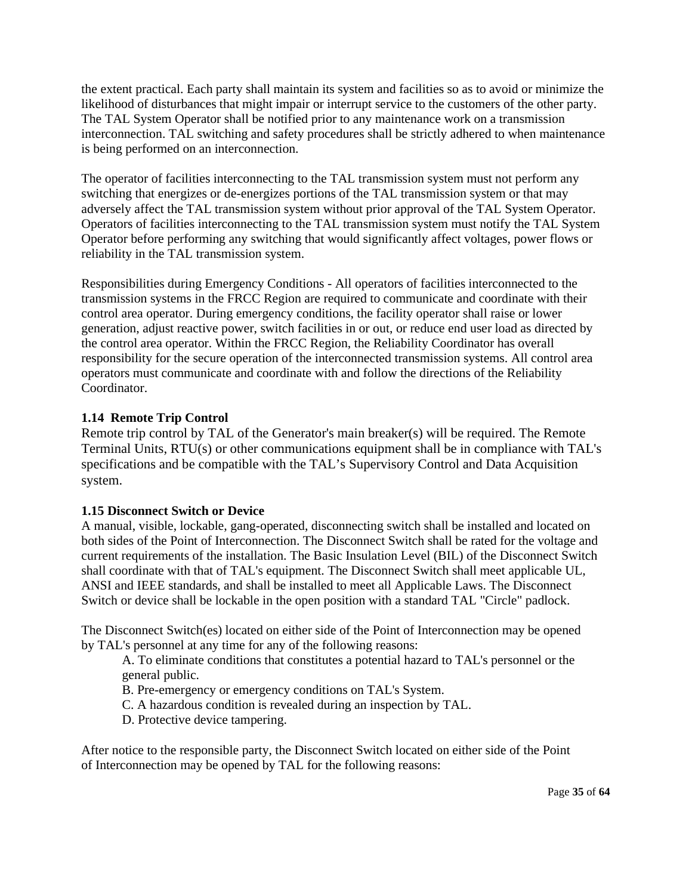the extent practical. Each party shall maintain its system and facilities so as to avoid or minimize the likelihood of disturbances that might impair or interrupt service to the customers of the other party. The TAL System Operator shall be notified prior to any maintenance work on a transmission interconnection. TAL switching and safety procedures shall be strictly adhered to when maintenance is being performed on an interconnection.

The operator of facilities interconnecting to the TAL transmission system must not perform any switching that energizes or de-energizes portions of the TAL transmission system or that may adversely affect the TAL transmission system without prior approval of the TAL System Operator. Operators of facilities interconnecting to the TAL transmission system must notify the TAL System Operator before performing any switching that would significantly affect voltages, power flows or reliability in the TAL transmission system.

Responsibilities during Emergency Conditions - All operators of facilities interconnected to the transmission systems in the FRCC Region are required to communicate and coordinate with their control area operator. During emergency conditions, the facility operator shall raise or lower generation, adjust reactive power, switch facilities in or out, or reduce end user load as directed by the control area operator. Within the FRCC Region, the Reliability Coordinator has overall responsibility for the secure operation of the interconnected transmission systems. All control area operators must communicate and coordinate with and follow the directions of the Reliability Coordinator.

### 1.14 Remote Trip Control

Remote trip control by TAL of the Generator's main breaker(s) will be required. The Remote Terminal Units, RTU(s) or other communications equipment shall be in compliance with TAL's specifications and be compatible with the TAL's Supervisory Control and Data Acquisition system.

### 1.15 Disconnect Switch or Device

A manual, visible, lockable, gang-operated, disconnecting switch shall be installed and located on both sides of the Point of Interconnection. The Disconnect Switch shall be rated for the voltage and current requirements of the installation. The Basic Insulation Level (BIL) of the Disconnect Switch shall coordinate with that of TAL's equipment. The Disconnect Switch shall meet applicable UL, ANSI and IEEE standards, and shall be installed to meet all Applicable Laws. The Disconnect Switch or device shall be lockable in the open position with a standard TAL "Circle" padlock.

The Disconnect Switch(es) located on either side of the Point of Interconnection may be opened by TAL's personnel at any time for any of the following reasons:

A. To eliminate conditions that constitutes a potential hazard to TAL's personnel or the general public.
B. Pre-emergency or emergency conditions on TAL's System.
C. A hazardous condition is revealed during an inspection by TAL.
D. Protective device tampering.

After notice to the responsible party, the Disconnect Switch located on either side of the Point of Interconnection may be opened by TAL for the following reasons: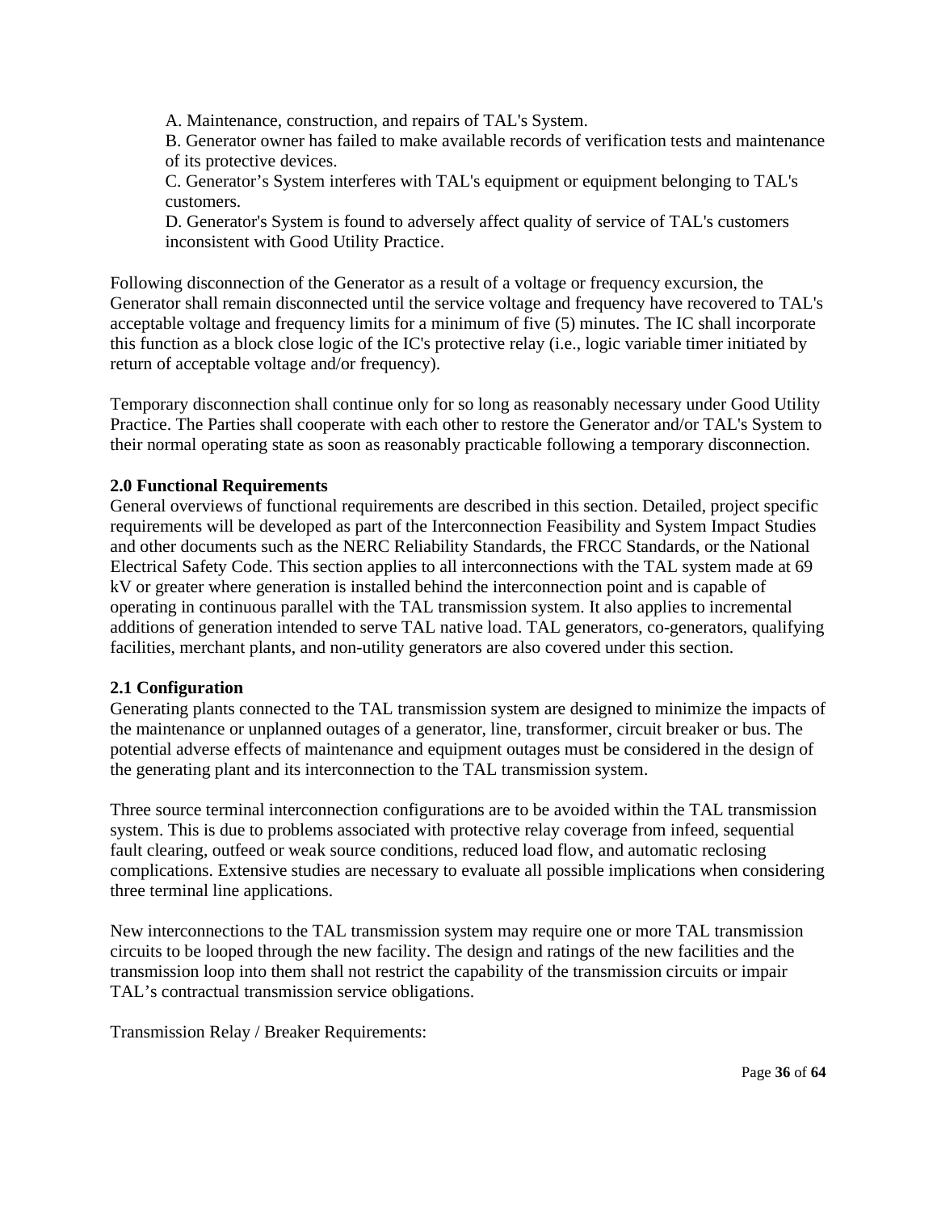A. Maintenance, construction, and repairs of TAL's System.

B. Generator owner has failed to make available records of verification tests and maintenance of its protective devices.

C. Generator's System interferes with TAL's equipment or equipment belonging to TAL's customers.

D. Generator's System is found to adversely affect quality of service of TAL's customers inconsistent with Good Utility Practice.

Following disconnection of the Generator as a result of a voltage or frequency excursion, the Generator shall remain disconnected until the service voltage and frequency have recovered to TAL's acceptable voltage and frequency limits for a minimum of five (5) minutes. The IC shall incorporate this function as a block close logic of the IC's protective relay (i.e., logic variable timer initiated by return of acceptable voltage and/or frequency).

Temporary disconnection shall continue only for so long as reasonably necessary under Good Utility Practice. The Parties shall cooperate with each other to restore the Generator and/or TAL's System to their normal operating state as soon as reasonably practicable following a temporary disconnection.

## 2.0 Functional Requirements

General overviews of functional requirements are described in this section. Detailed, project specific requirements will be developed as part of the Interconnection Feasibility and System Impact Studies and other documents such as the NERC Reliability Standards, the FRCC Standards, or the National Electrical Safety Code. This section applies to all interconnections with the TAL system made at 69 kV or greater where generation is installed behind the interconnection point and is capable of operating in continuous parallel with the TAL transmission system. It also applies to incremental additions of generation intended to serve TAL native load. TAL generators, co-generators, qualifying facilities, merchant plants, and non-utility generators are also covered under this section.

### 2.1 Configuration

Generating plants connected to the TAL transmission system are designed to minimize the impacts of the maintenance or unplanned outages of a generator, line, transformer, circuit breaker or bus. The potential adverse effects of maintenance and equipment outages must be considered in the design of the generating plant and its interconnection to the TAL transmission system.

Three source terminal interconnection configurations are to be avoided within the TAL transmission system. This is due to problems associated with protective relay coverage from infeed, sequential fault clearing, outfeed or weak source conditions, reduced load flow, and automatic reclosing complications. Extensive studies are necessary to evaluate all possible implications when considering three terminal line applications.

New interconnections to the TAL transmission system may require one or more TAL transmission circuits to be looped through the new facility. The design and ratings of the new facilities and the transmission loop into them shall not restrict the capability of the transmission circuits or impair TAL's contractual transmission service obligations.

Transmission Relay / Breaker Requirements: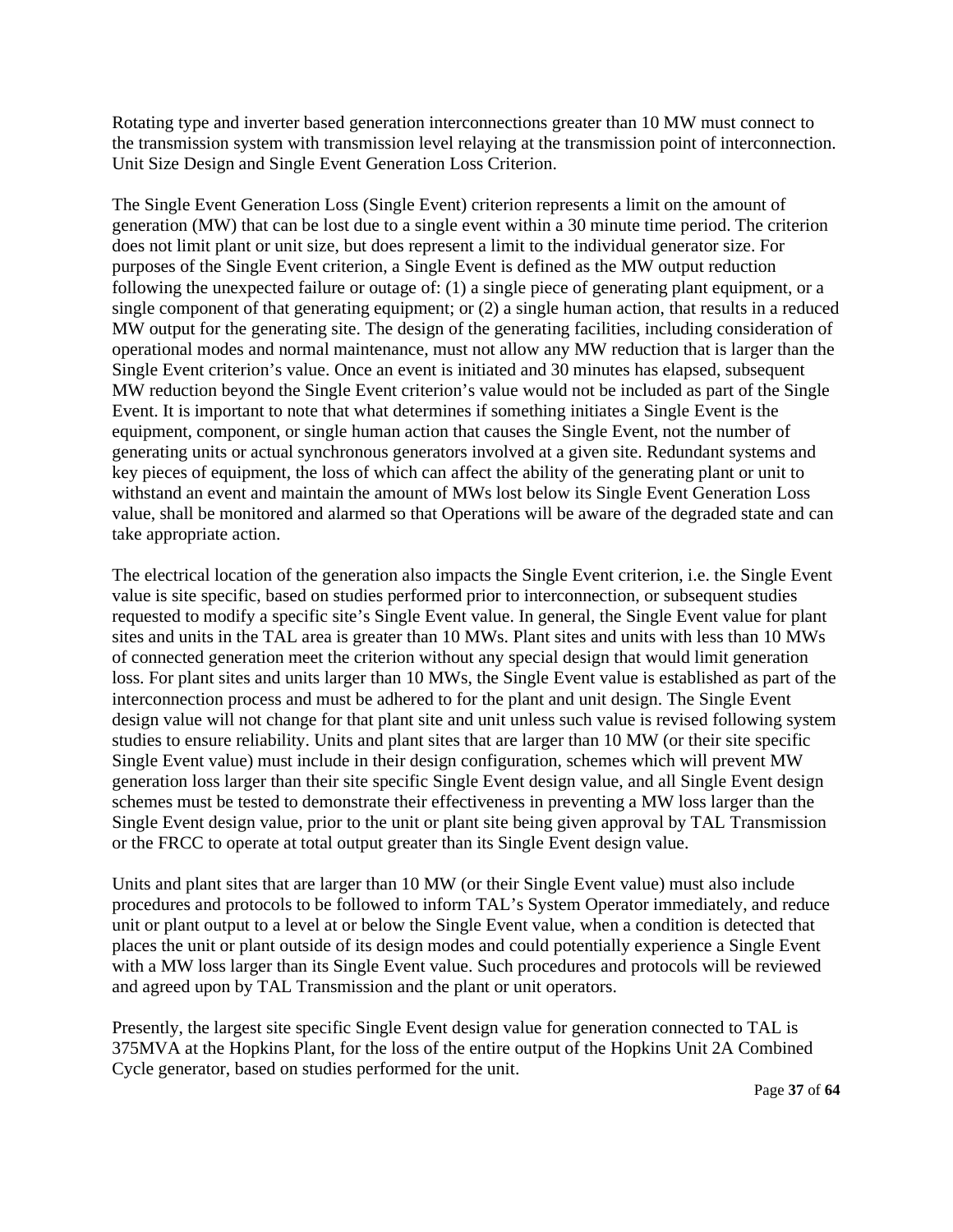Rotating type and inverter based generation interconnections greater than 10 MW must connect to the transmission system with transmission level relaying at the transmission point of interconnection. Unit Size Design and Single Event Generation Loss Criterion.

The Single Event Generation Loss (Single Event) criterion represents a limit on the amount of generation (MW) that can be lost due to a single event within a 30 minute time period. The criterion does not limit plant or unit size, but does represent a limit to the individual generator size. For purposes of the Single Event criterion, a Single Event is defined as the MW output reduction following the unexpected failure or outage of: (1) a single piece of generating plant equipment, or a single component of that generating equipment; or (2) a single human action, that results in a reduced MW output for the generating site. The design of the generating facilities, including consideration of operational modes and normal maintenance, must not allow any MW reduction that is larger than the Single Event criterion's value. Once an event is initiated and 30 minutes has elapsed, subsequent MW reduction beyond the Single Event criterion's value would not be included as part of the Single Event. It is important to note that what determines if something initiates a Single Event is the equipment, component, or single human action that causes the Single Event, not the number of generating units or actual synchronous generators involved at a given site. Redundant systems and key pieces of equipment, the loss of which can affect the ability of the generating plant or unit to withstand an event and maintain the amount of MWs lost below its Single Event Generation Loss value, shall be monitored and alarmed so that Operations will be aware of the degraded state and can take appropriate action.

The electrical location of the generation also impacts the Single Event criterion, i.e. the Single Event value is site specific, based on studies performed prior to interconnection, or subsequent studies requested to modify a specific site's Single Event value. In general, the Single Event value for plant sites and units in the TAL area is greater than 10 MWs. Plant sites and units with less than 10 MWs of connected generation meet the criterion without any special design that would limit generation loss. For plant sites and units larger than 10 MWs, the Single Event value is established as part of the interconnection process and must be adhered to for the plant and unit design. The Single Event design value will not change for that plant site and unit unless such value is revised following system studies to ensure reliability. Units and plant sites that are larger than 10 MW (or their site specific Single Event value) must include in their design configuration, schemes which will prevent MW generation loss larger than their site specific Single Event design value, and all Single Event design schemes must be tested to demonstrate their effectiveness in preventing a MW loss larger than the Single Event design value, prior to the unit or plant site being given approval by TAL Transmission or the FRCC to operate at total output greater than its Single Event design value.

Units and plant sites that are larger than 10 MW (or their Single Event value) must also include procedures and protocols to be followed to inform TAL's System Operator immediately, and reduce unit or plant output to a level at or below the Single Event value, when a condition is detected that places the unit or plant outside of its design modes and could potentially experience a Single Event with a MW loss larger than its Single Event value. Such procedures and protocols will be reviewed and agreed upon by TAL Transmission and the plant or unit operators.

Presently, the largest site specific Single Event design value for generation connected to TAL is 375MVA at the Hopkins Plant, for the loss of the entire output of the Hopkins Unit 2A Combined Cycle generator, based on studies performed for the unit.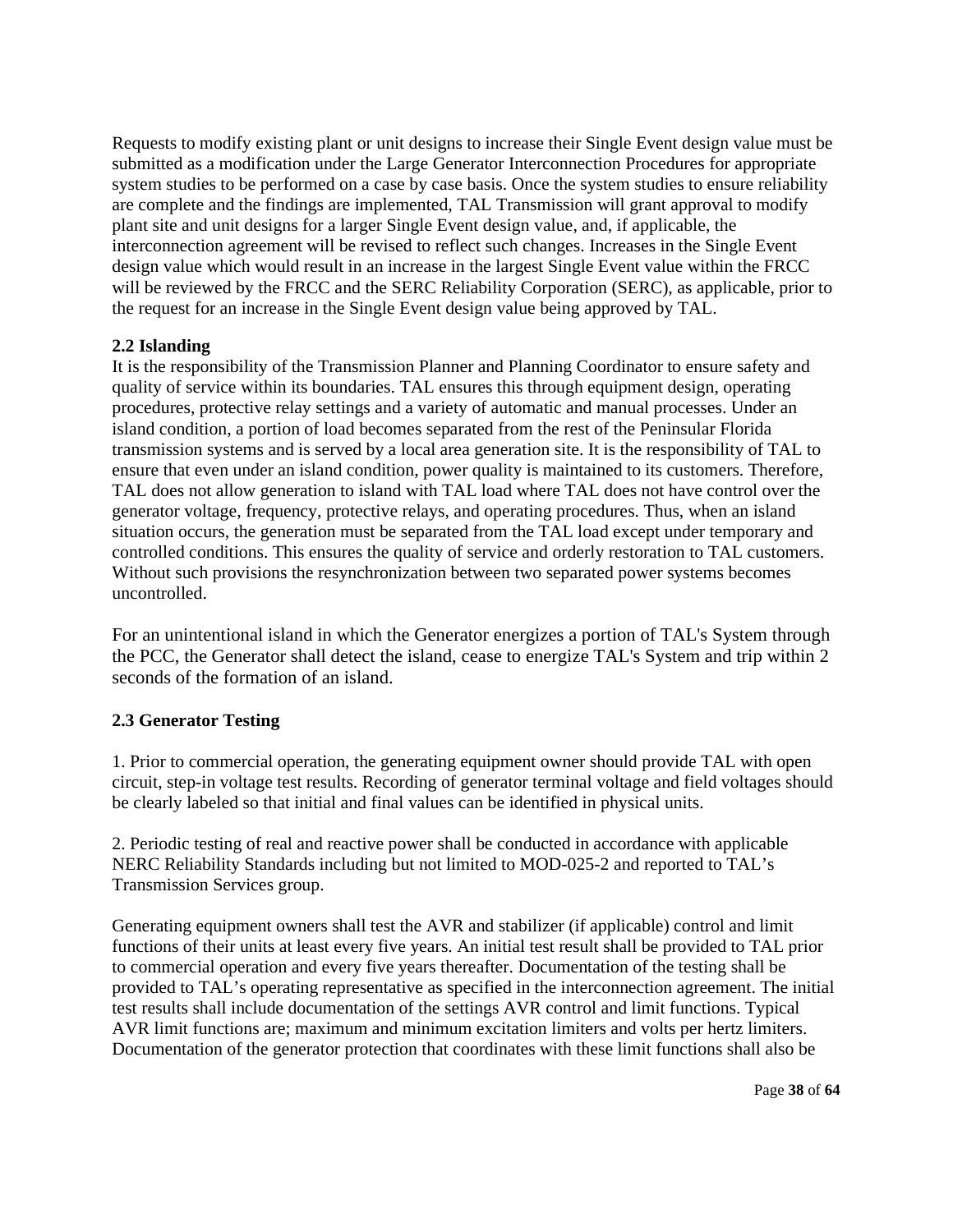Requests to modify existing plant or unit designs to increase their Single Event design value must be submitted as a modification under the Large Generator Interconnection Procedures for appropriate system studies to be performed on a case by case basis. Once the system studies to ensure reliability are complete and the findings are implemented, TAL Transmission will grant approval to modify plant site and unit designs for a larger Single Event design value, and, if applicable, the interconnection agreement will be revised to reflect such changes. Increases in the Single Event design value which would result in an increase in the largest Single Event value within the FRCC will be reviewed by the FRCC and the SERC Reliability Corporation (SERC), as applicable, prior to the request for an increase in the Single Event design value being approved by TAL.

**2.2 Islanding**

It is the responsibility of the Transmission Planner and Planning Coordinator to ensure safety and quality of service within its boundaries. TAL ensures this through equipment design, operating procedures, protective relay settings and a variety of automatic and manual processes. Under an island condition, a portion of load becomes separated from the rest of the Peninsular Florida transmission systems and is served by a local area generation site. It is the responsibility of TAL to ensure that even under an island condition, power quality is maintained to its customers. Therefore, TAL does not allow generation to island with TAL load where TAL does not have control over the generator voltage, frequency, protective relays, and operating procedures. Thus, when an island situation occurs, the generation must be separated from the TAL load except under temporary and controlled conditions. This ensures the quality of service and orderly restoration to TAL customers. Without such provisions the resynchronization between two separated power systems becomes uncontrolled.

For an unintentional island in which the Generator energizes a portion of TAL's System through the PCC, the Generator shall detect the island, cease to energize TAL's System and trip within 2 seconds of the formation of an island.

**2.3 Generator Testing**

1. Prior to commercial operation, the generating equipment owner should provide TAL with open circuit, step-in voltage test results. Recording of generator terminal voltage and field voltages should be clearly labeled so that initial and final values can be identified in physical units.

2. Periodic testing of real and reactive power shall be conducted in accordance with applicable NERC Reliability Standards including but not limited to MOD-025-2 and reported to TAL's Transmission Services group.

Generating equipment owners shall test the AVR and stabilizer (if applicable) control and limit functions of their units at least every five years. An initial test result shall be provided to TAL prior to commercial operation and every five years thereafter. Documentation of the testing shall be provided to TAL's operating representative as specified in the interconnection agreement. The initial test results shall include documentation of the settings AVR control and limit functions. Typical AVR limit functions are; maximum and minimum excitation limiters and volts per hertz limiters. Documentation of the generator protection that coordinates with these limit functions shall also be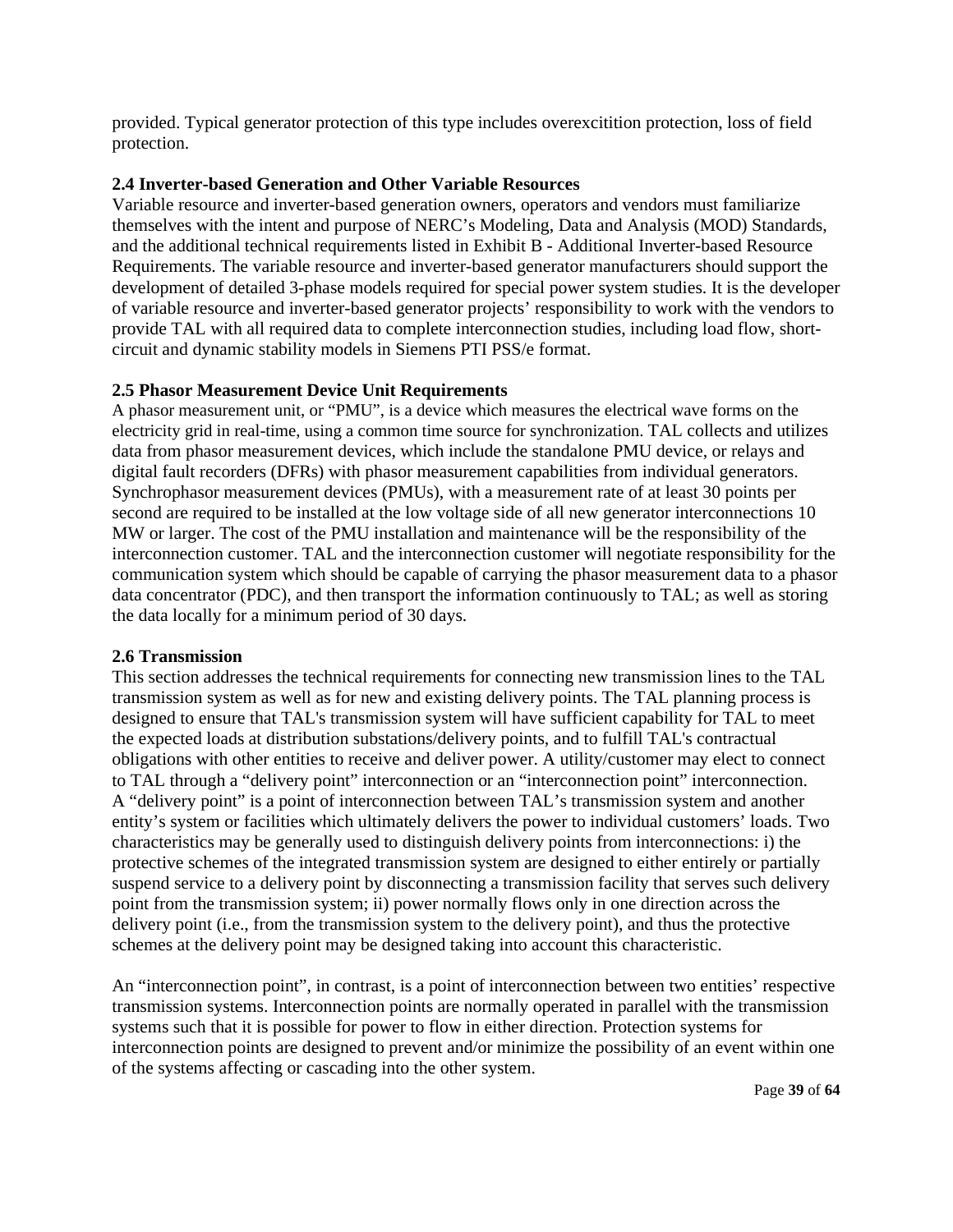provided. Typical generator protection of this type includes overexcitition protection, loss of field protection.

### 2.4 Inverter-based Generation and Other Variable Resources

Variable resource and inverter-based generation owners, operators and vendors must familiarize themselves with the intent and purpose of NERC's Modeling, Data and Analysis (MOD) Standards, and the additional technical requirements listed in Exhibit B - Additional Inverter-based Resource Requirements. The variable resource and inverter-based generator manufacturers should support the development of detailed 3-phase models required for special power system studies. It is the developer of variable resource and inverter-based generator projects' responsibility to work with the vendors to provide TAL with all required data to complete interconnection studies, including load flow, short-circuit and dynamic stability models in Siemens PTI PSS/e format.

### 2.5 Phasor Measurement Device Unit Requirements

A phasor measurement unit, or "PMU", is a device which measures the electrical wave forms on the electricity grid in real-time, using a common time source for synchronization. TAL collects and utilizes data from phasor measurement devices, which include the standalone PMU device, or relays and digital fault recorders (DFRs) with phasor measurement capabilities from individual generators. Synchrophasor measurement devices (PMUs), with a measurement rate of at least 30 points per second are required to be installed at the low voltage side of all new generator interconnections 10 MW or larger. The cost of the PMU installation and maintenance will be the responsibility of the interconnection customer. TAL and the interconnection customer will negotiate responsibility for the communication system which should be capable of carrying the phasor measurement data to a phasor data concentrator (PDC), and then transport the information continuously to TAL; as well as storing the data locally for a minimum period of 30 days.

### 2.6 Transmission

This section addresses the technical requirements for connecting new transmission lines to the TAL transmission system as well as for new and existing delivery points. The TAL planning process is designed to ensure that TAL's transmission system will have sufficient capability for TAL to meet the expected loads at distribution substations/delivery points, and to fulfill TAL's contractual obligations with other entities to receive and deliver power. A utility/customer may elect to connect to TAL through a "delivery point" interconnection or an "interconnection point" interconnection. A "delivery point" is a point of interconnection between TAL's transmission system and another entity's system or facilities which ultimately delivers the power to individual customers' loads. Two characteristics may be generally used to distinguish delivery points from interconnections: i) the protective schemes of the integrated transmission system are designed to either entirely or partially suspend service to a delivery point by disconnecting a transmission facility that serves such delivery point from the transmission system; ii) power normally flows only in one direction across the delivery point (i.e., from the transmission system to the delivery point), and thus the protective schemes at the delivery point may be designed taking into account this characteristic.

An "interconnection point", in contrast, is a point of interconnection between two entities' respective transmission systems. Interconnection points are normally operated in parallel with the transmission systems such that it is possible for power to flow in either direction. Protection systems for interconnection points are designed to prevent and/or minimize the possibility of an event within one of the systems affecting or cascading into the other system.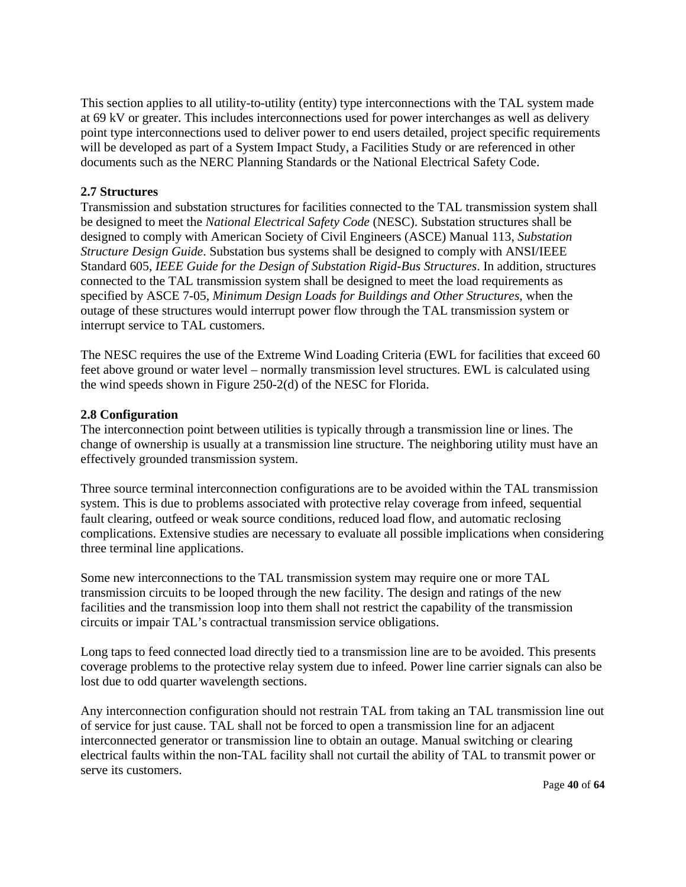This section applies to all utility-to-utility (entity) type interconnections with the TAL system made at 69 kV or greater. This includes interconnections used for power interchanges as well as delivery point type interconnections used to deliver power to end users detailed, project specific requirements will be developed as part of a System Impact Study, a Facilities Study or are referenced in other documents such as the NERC Planning Standards or the National Electrical Safety Code.

**2.7 Structures**

Transmission and substation structures for facilities connected to the TAL transmission system shall be designed to meet the *National Electrical Safety Code* (NESC). Substation structures shall be designed to comply with American Society of Civil Engineers (ASCE) Manual 113, *Substation Structure Design Guide*. Substation bus systems shall be designed to comply with ANSI/IEEE Standard 605, *IEEE Guide for the Design of Substation Rigid-Bus Structures*. In addition, structures connected to the TAL transmission system shall be designed to meet the load requirements as specified by ASCE 7-05, *Minimum Design Loads for Buildings and Other Structures*, when the outage of these structures would interrupt power flow through the TAL transmission system or interrupt service to TAL customers.

The NESC requires the use of the Extreme Wind Loading Criteria (EWL for facilities that exceed 60 feet above ground or water level – normally transmission level structures. EWL is calculated using the wind speeds shown in Figure 250-2(d) of the NESC for Florida.

**2.8 Configuration**

The interconnection point between utilities is typically through a transmission line or lines. The change of ownership is usually at a transmission line structure. The neighboring utility must have an effectively grounded transmission system.

Three source terminal interconnection configurations are to be avoided within the TAL transmission system. This is due to problems associated with protective relay coverage from infeed, sequential fault clearing, outfeed or weak source conditions, reduced load flow, and automatic reclosing complications. Extensive studies are necessary to evaluate all possible implications when considering three terminal line applications.

Some new interconnections to the TAL transmission system may require one or more TAL transmission circuits to be looped through the new facility. The design and ratings of the new facilities and the transmission loop into them shall not restrict the capability of the transmission circuits or impair TAL's contractual transmission service obligations.

Long taps to feed connected load directly tied to a transmission line are to be avoided. This presents coverage problems to the protective relay system due to infeed. Power line carrier signals can also be lost due to odd quarter wavelength sections.

Any interconnection configuration should not restrain TAL from taking an TAL transmission line out of service for just cause. TAL shall not be forced to open a transmission line for an adjacent interconnected generator or transmission line to obtain an outage. Manual switching or clearing electrical faults within the non-TAL facility shall not curtail the ability of TAL to transmit power or serve its customers.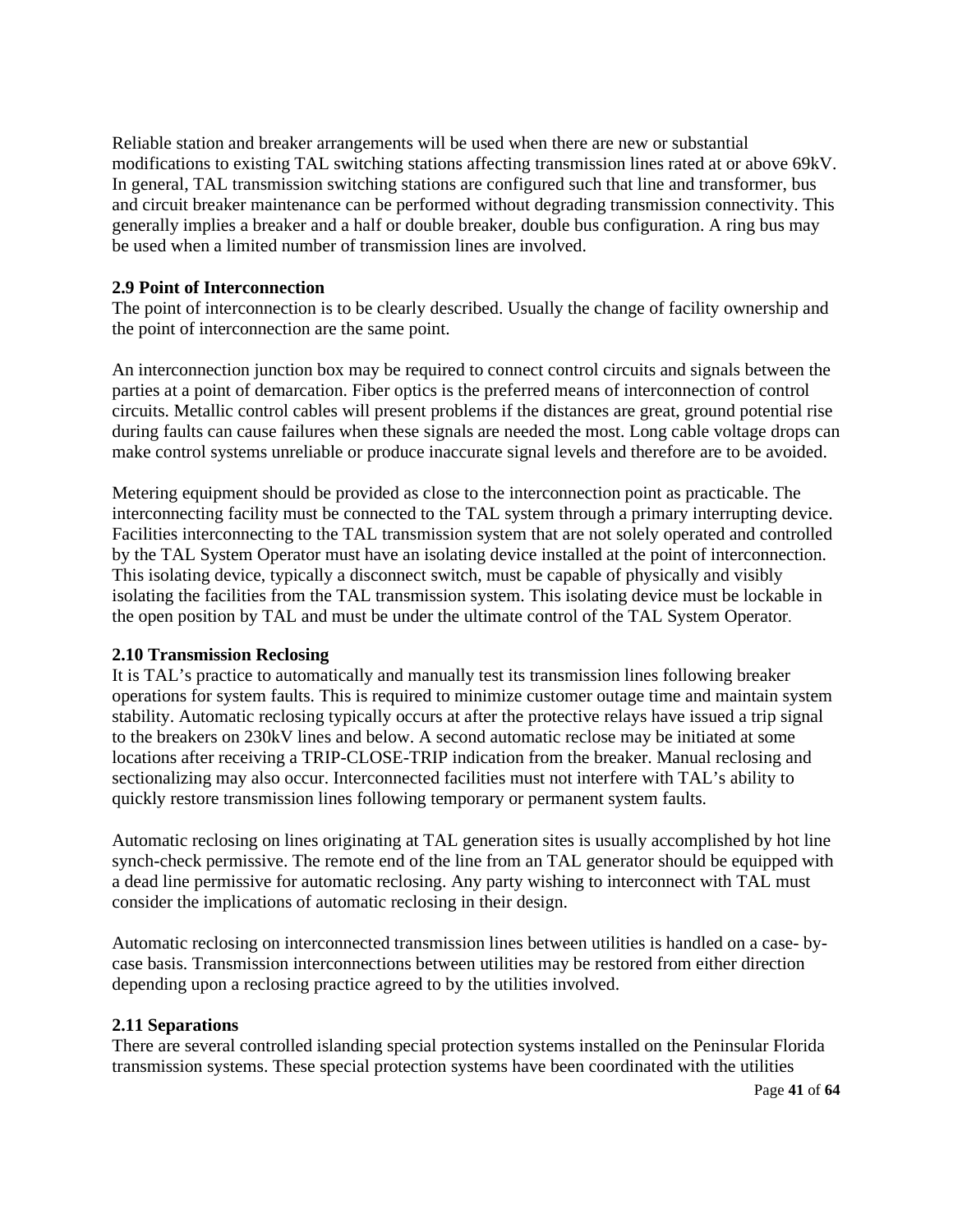Reliable station and breaker arrangements will be used when there are new or substantial modifications to existing TAL switching stations affecting transmission lines rated at or above 69kV. In general, TAL transmission switching stations are configured such that line and transformer, bus and circuit breaker maintenance can be performed without degrading transmission connectivity. This generally implies a breaker and a half or double breaker, double bus configuration. A ring bus may be used when a limited number of transmission lines are involved.

### 2.9 Point of Interconnection

The point of interconnection is to be clearly described. Usually the change of facility ownership and the point of interconnection are the same point.

An interconnection junction box may be required to connect control circuits and signals between the parties at a point of demarcation. Fiber optics is the preferred means of interconnection of control circuits. Metallic control cables will present problems if the distances are great, ground potential rise during faults can cause failures when these signals are needed the most. Long cable voltage drops can make control systems unreliable or produce inaccurate signal levels and therefore are to be avoided.

Metering equipment should be provided as close to the interconnection point as practicable. The interconnecting facility must be connected to the TAL system through a primary interrupting device. Facilities interconnecting to the TAL transmission system that are not solely operated and controlled by the TAL System Operator must have an isolating device installed at the point of interconnection. This isolating device, typically a disconnect switch, must be capable of physically and visibly isolating the facilities from the TAL transmission system. This isolating device must be lockable in the open position by TAL and must be under the ultimate control of the TAL System Operator.

### 2.10 Transmission Reclosing

It is TAL's practice to automatically and manually test its transmission lines following breaker operations for system faults. This is required to minimize customer outage time and maintain system stability. Automatic reclosing typically occurs at after the protective relays have issued a trip signal to the breakers on 230kV lines and below. A second automatic reclose may be initiated at some locations after receiving a TRIP-CLOSE-TRIP indication from the breaker. Manual reclosing and sectionalizing may also occur. Interconnected facilities must not interfere with TAL's ability to quickly restore transmission lines following temporary or permanent system faults.

Automatic reclosing on lines originating at TAL generation sites is usually accomplished by hot line synch-check permissive. The remote end of the line from an TAL generator should be equipped with a dead line permissive for automatic reclosing. Any party wishing to interconnect with TAL must consider the implications of automatic reclosing in their design.

Automatic reclosing on interconnected transmission lines between utilities is handled on a case- by-case basis. Transmission interconnections between utilities may be restored from either direction depending upon a reclosing practice agreed to by the utilities involved.

### 2.11 Separations

There are several controlled islanding special protection systems installed on the Peninsular Florida transmission systems. These special protection systems have been coordinated with the utilities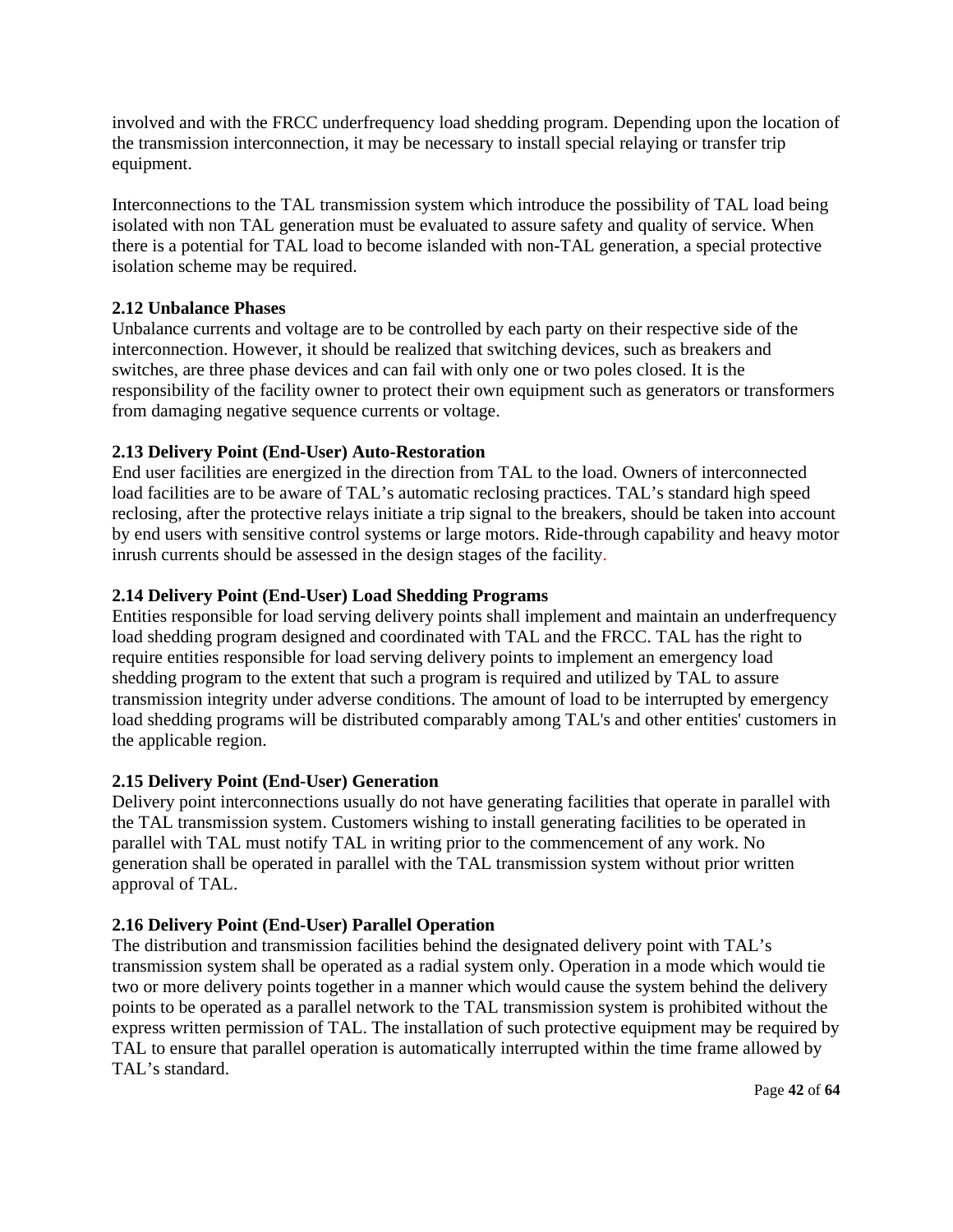involved and with the FRCC underfrequency load shedding program. Depending upon the location of the transmission interconnection, it may be necessary to install special relaying or transfer trip equipment.

Interconnections to the TAL transmission system which introduce the possibility of TAL load being isolated with non TAL generation must be evaluated to assure safety and quality of service. When there is a potential for TAL load to become islanded with non-TAL generation, a special protective isolation scheme may be required.

**2.12 Unbalance Phases**

Unbalance currents and voltage are to be controlled by each party on their respective side of the interconnection. However, it should be realized that switching devices, such as breakers and switches, are three phase devices and can fail with only one or two poles closed. It is the responsibility of the facility owner to protect their own equipment such as generators or transformers from damaging negative sequence currents or voltage.

**2.13 Delivery Point (End-User) Auto-Restoration**

End user facilities are energized in the direction from TAL to the load. Owners of interconnected load facilities are to be aware of TAL's automatic reclosing practices. TAL's standard high speed reclosing, after the protective relays initiate a trip signal to the breakers, should be taken into account by end users with sensitive control systems or large motors. Ride-through capability and heavy motor inrush currents should be assessed in the design stages of the facility.

**2.14 Delivery Point (End-User) Load Shedding Programs**

Entities responsible for load serving delivery points shall implement and maintain an underfrequency load shedding program designed and coordinated with TAL and the FRCC. TAL has the right to require entities responsible for load serving delivery points to implement an emergency load shedding program to the extent that such a program is required and utilized by TAL to assure transmission integrity under adverse conditions. The amount of load to be interrupted by emergency load shedding programs will be distributed comparably among TAL's and other entities' customers in the applicable region.

**2.15 Delivery Point (End-User) Generation**

Delivery point interconnections usually do not have generating facilities that operate in parallel with the TAL transmission system. Customers wishing to install generating facilities to be operated in parallel with TAL must notify TAL in writing prior to the commencement of any work. No generation shall be operated in parallel with the TAL transmission system without prior written approval of TAL.

**2.16 Delivery Point (End-User) Parallel Operation**

The distribution and transmission facilities behind the designated delivery point with TAL's transmission system shall be operated as a radial system only. Operation in a mode which would tie two or more delivery points together in a manner which would cause the system behind the delivery points to be operated as a parallel network to the TAL transmission system is prohibited without the express written permission of TAL. The installation of such protective equipment may be required by TAL to ensure that parallel operation is automatically interrupted within the time frame allowed by TAL's standard.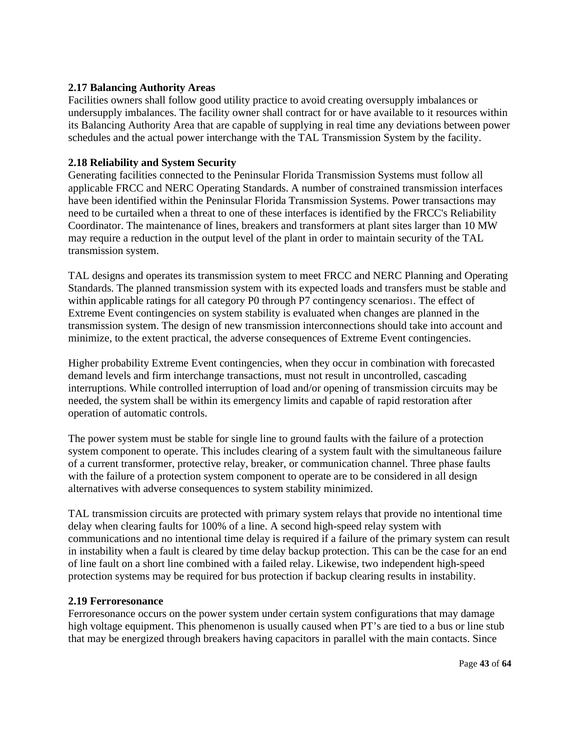### 2.17 Balancing Authority Areas

Facilities owners shall follow good utility practice to avoid creating oversupply imbalances or undersupply imbalances. The facility owner shall contract for or have available to it resources within its Balancing Authority Area that are capable of supplying in real time any deviations between power schedules and the actual power interchange with the TAL Transmission System by the facility.

### 2.18 Reliability and System Security

Generating facilities connected to the Peninsular Florida Transmission Systems must follow all applicable FRCC and NERC Operating Standards. A number of constrained transmission interfaces have been identified within the Peninsular Florida Transmission Systems. Power transactions may need to be curtailed when a threat to one of these interfaces is identified by the FRCC's Reliability Coordinator. The maintenance of lines, breakers and transformers at plant sites larger than 10 MW may require a reduction in the output level of the plant in order to maintain security of the TAL transmission system.

TAL designs and operates its transmission system to meet FRCC and NERC Planning and Operating Standards. The planned transmission system with its expected loads and transfers must be stable and within applicable ratings for all category P0 through P7 contingency scenarios[1]. The effect of Extreme Event contingencies on system stability is evaluated when changes are planned in the transmission system. The design of new transmission interconnections should take into account and minimize, to the extent practical, the adverse consequences of Extreme Event contingencies.

Higher probability Extreme Event contingencies, when they occur in combination with forecasted demand levels and firm interchange transactions, must not result in uncontrolled, cascading interruptions. While controlled interruption of load and/or opening of transmission circuits may be needed, the system shall be within its emergency limits and capable of rapid restoration after operation of automatic controls.

The power system must be stable for single line to ground faults with the failure of a protection system component to operate. This includes clearing of a system fault with the simultaneous failure of a current transformer, protective relay, breaker, or communication channel. Three phase faults with the failure of a protection system component to operate are to be considered in all design alternatives with adverse consequences to system stability minimized.

TAL transmission circuits are protected with primary system relays that provide no intentional time delay when clearing faults for 100% of a line. A second high-speed relay system with communications and no intentional time delay is required if a failure of the primary system can result in instability when a fault is cleared by time delay backup protection. This can be the case for an end of line fault on a short line combined with a failed relay. Likewise, two independent high-speed protection systems may be required for bus protection if backup clearing results in instability.

### 2.19 Ferroresonance

Ferroresonance occurs on the power system under certain system configurations that may damage high voltage equipment. This phenomenon is usually caused when PT's are tied to a bus or line stub that may be energized through breakers having capacitors in parallel with the main contacts. Since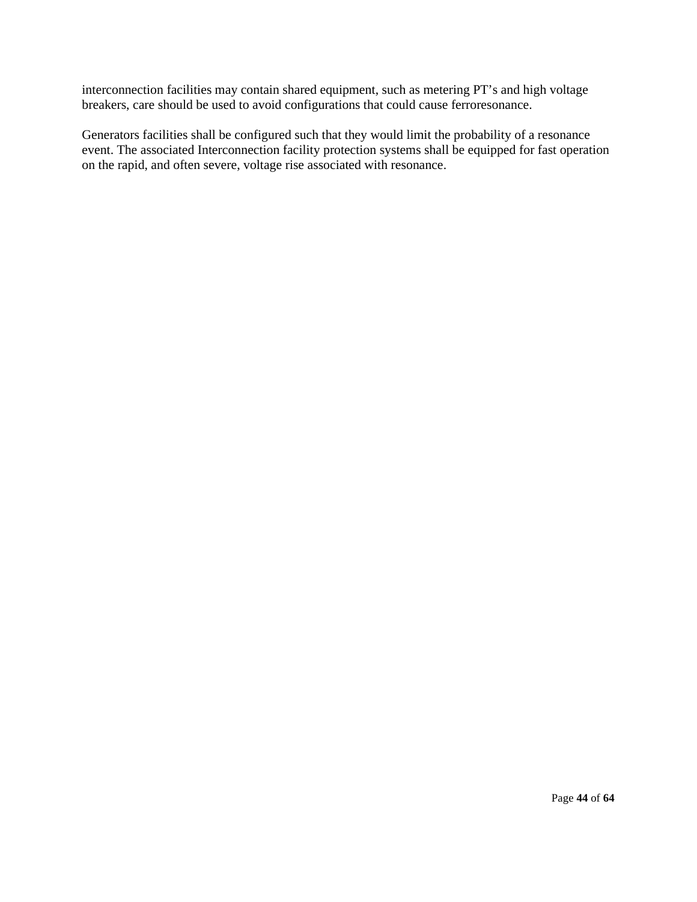interconnection facilities may contain shared equipment, such as metering PT's and high voltage breakers, care should be used to avoid configurations that could cause ferroresonance.

Generators facilities shall be configured such that they would limit the probability of a resonance event. The associated Interconnection facility protection systems shall be equipped for fast operation on the rapid, and often severe, voltage rise associated with resonance.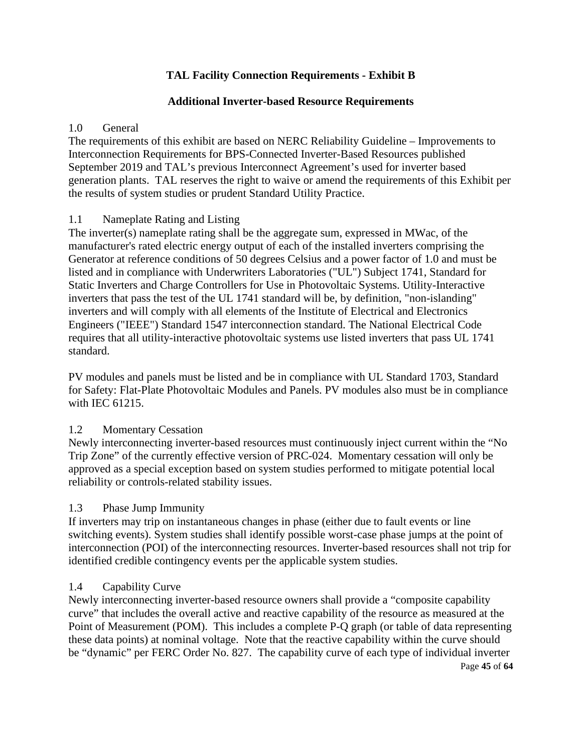# TAL Facility Connection Requirements - Exhibit B

## Additional Inverter-based Resource Requirements

### 1.0 General

The requirements of this exhibit are based on NERC Reliability Guideline – Improvements to Interconnection Requirements for BPS-Connected Inverter-Based Resources published September 2019 and TAL's previous Interconnect Agreement's used for inverter based generation plants. TAL reserves the right to waive or amend the requirements of this Exhibit per the results of system studies or prudent Standard Utility Practice.

### 1.1 Nameplate Rating and Listing

The inverter(s) nameplate rating shall be the aggregate sum, expressed in MWac, of the manufacturer's rated electric energy output of each of the installed inverters comprising the Generator at reference conditions of 50 degrees Celsius and a power factor of 1.0 and must be listed and in compliance with Underwriters Laboratories ("UL") Subject 1741, Standard for Static Inverters and Charge Controllers for Use in Photovoltaic Systems. Utility-Interactive inverters that pass the test of the UL 1741 standard will be, by definition, "non-islanding" inverters and will comply with all elements of the Institute of Electrical and Electronics Engineers ("IEEE") Standard 1547 interconnection standard. The National Electrical Code requires that all utility-interactive photovoltaic systems use listed inverters that pass UL 1741 standard.

PV modules and panels must be listed and be in compliance with UL Standard 1703, Standard for Safety: Flat-Plate Photovoltaic Modules and Panels. PV modules also must be in compliance with IEC 61215.

### 1.2 Momentary Cessation

Newly interconnecting inverter-based resources must continuously inject current within the "No Trip Zone" of the currently effective version of PRC-024. Momentary cessation will only be approved as a special exception based on system studies performed to mitigate potential local reliability or controls-related stability issues.

### 1.3 Phase Jump Immunity

If inverters may trip on instantaneous changes in phase (either due to fault events or line switching events). System studies shall identify possible worst-case phase jumps at the point of interconnection (POI) of the interconnecting resources. Inverter-based resources shall not trip for identified credible contingency events per the applicable system studies.

### 1.4 Capability Curve

Newly interconnecting inverter-based resource owners shall provide a "composite capability curve" that includes the overall active and reactive capability of the resource as measured at the Point of Measurement (POM). This includes a complete P-Q graph (or table of data representing these data points) at nominal voltage. Note that the reactive capability within the curve should be "dynamic" per FERC Order No. 827. The capability curve of each type of individual inverter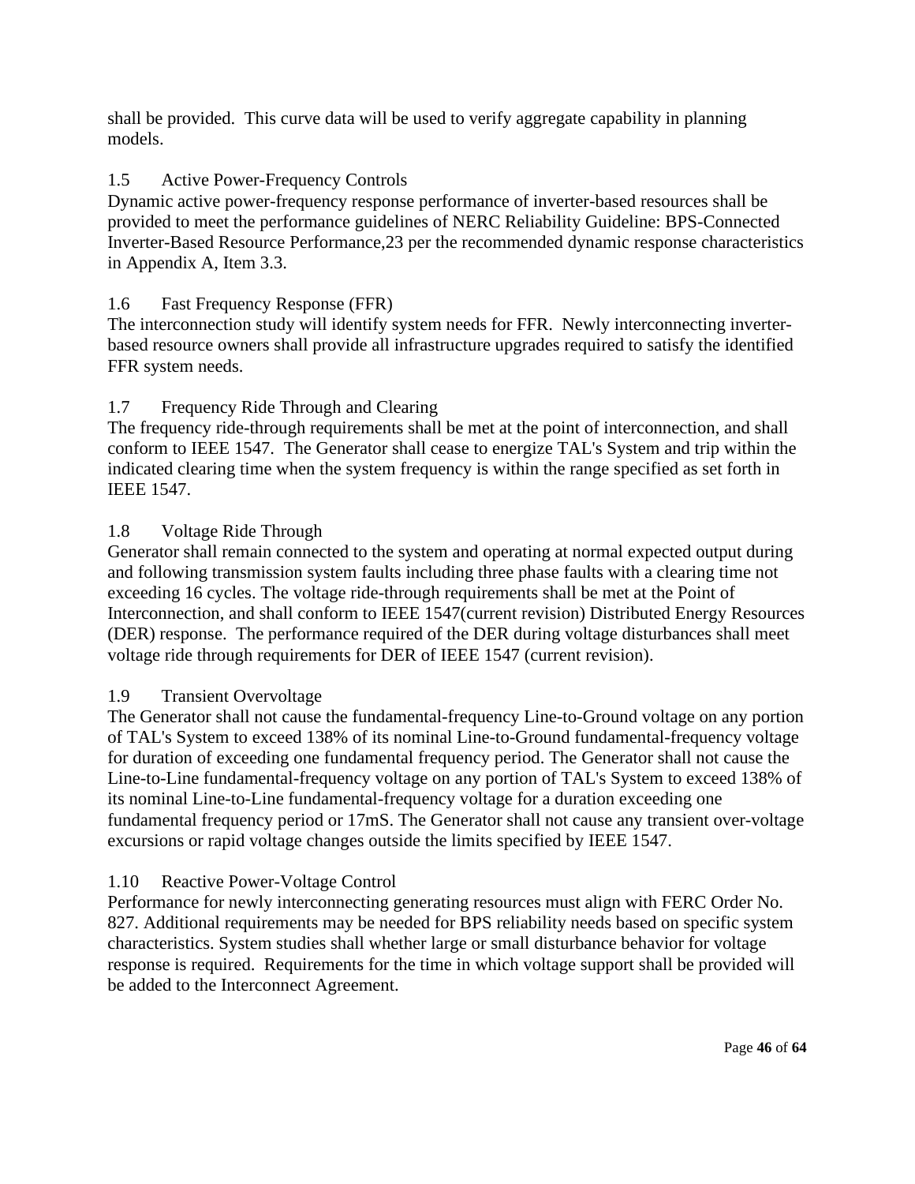shall be provided. This curve data will be used to verify aggregate capability in planning models.

### 1.5 Active Power-Frequency Controls

Dynamic active power-frequency response performance of inverter-based resources shall be provided to meet the performance guidelines of NERC Reliability Guideline: BPS-Connected Inverter-Based Resource Performance,23 per the recommended dynamic response characteristics in Appendix A, Item 3.3.

### 1.6 Fast Frequency Response (FFR)

The interconnection study will identify system needs for FFR. Newly interconnecting inverter-based resource owners shall provide all infrastructure upgrades required to satisfy the identified FFR system needs.

### 1.7 Frequency Ride Through and Clearing

The frequency ride-through requirements shall be met at the point of interconnection, and shall conform to IEEE 1547. The Generator shall cease to energize TAL's System and trip within the indicated clearing time when the system frequency is within the range specified as set forth in IEEE 1547.

### 1.8 Voltage Ride Through

Generator shall remain connected to the system and operating at normal expected output during and following transmission system faults including three phase faults with a clearing time not exceeding 16 cycles. The voltage ride-through requirements shall be met at the Point of Interconnection, and shall conform to IEEE 1547(current revision) Distributed Energy Resources (DER) response. The performance required of the DER during voltage disturbances shall meet voltage ride through requirements for DER of IEEE 1547 (current revision).

### 1.9 Transient Overvoltage

The Generator shall not cause the fundamental-frequency Line-to-Ground voltage on any portion of TAL's System to exceed 138% of its nominal Line-to-Ground fundamental-frequency voltage for duration of exceeding one fundamental frequency period. The Generator shall not cause the Line-to-Line fundamental-frequency voltage on any portion of TAL's System to exceed 138% of its nominal Line-to-Line fundamental-frequency voltage for a duration exceeding one fundamental frequency period or 17mS. The Generator shall not cause any transient over-voltage excursions or rapid voltage changes outside the limits specified by IEEE 1547.

### 1.10 Reactive Power-Voltage Control

Performance for newly interconnecting generating resources must align with FERC Order No. 827. Additional requirements may be needed for BPS reliability needs based on specific system characteristics. System studies shall whether large or small disturbance behavior for voltage response is required. Requirements for the time in which voltage support shall be provided will be added to the Interconnect Agreement.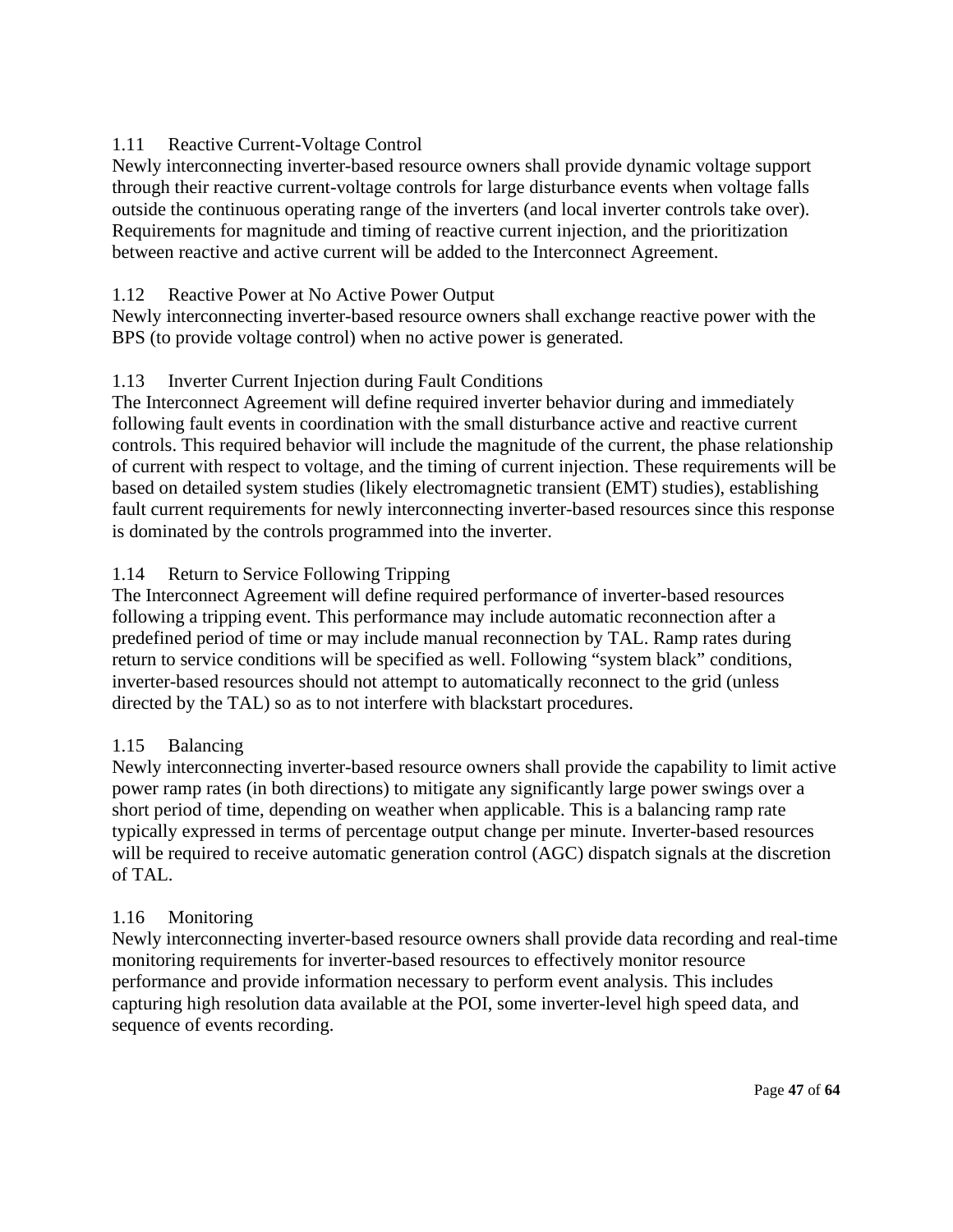### 1.11 Reactive Current-Voltage Control

Newly interconnecting inverter-based resource owners shall provide dynamic voltage support through their reactive current-voltage controls for large disturbance events when voltage falls outside the continuous operating range of the inverters (and local inverter controls take over). Requirements for magnitude and timing of reactive current injection, and the prioritization between reactive and active current will be added to the Interconnect Agreement.

### 1.12 Reactive Power at No Active Power Output

Newly interconnecting inverter-based resource owners shall exchange reactive power with the BPS (to provide voltage control) when no active power is generated.

### 1.13 Inverter Current Injection during Fault Conditions

The Interconnect Agreement will define required inverter behavior during and immediately following fault events in coordination with the small disturbance active and reactive current controls. This required behavior will include the magnitude of the current, the phase relationship of current with respect to voltage, and the timing of current injection. These requirements will be based on detailed system studies (likely electromagnetic transient (EMT) studies), establishing fault current requirements for newly interconnecting inverter-based resources since this response is dominated by the controls programmed into the inverter.

### 1.14 Return to Service Following Tripping

The Interconnect Agreement will define required performance of inverter-based resources following a tripping event. This performance may include automatic reconnection after a predefined period of time or may include manual reconnection by TAL. Ramp rates during return to service conditions will be specified as well. Following "system black" conditions, inverter-based resources should not attempt to automatically reconnect to the grid (unless directed by the TAL) so as to not interfere with blackstart procedures.

### 1.15 Balancing

Newly interconnecting inverter-based resource owners shall provide the capability to limit active power ramp rates (in both directions) to mitigate any significantly large power swings over a short period of time, depending on weather when applicable. This is a balancing ramp rate typically expressed in terms of percentage output change per minute. Inverter-based resources will be required to receive automatic generation control (AGC) dispatch signals at the discretion of TAL.

### 1.16 Monitoring

Newly interconnecting inverter-based resource owners shall provide data recording and real-time monitoring requirements for inverter-based resources to effectively monitor resource performance and provide information necessary to perform event analysis. This includes capturing high resolution data available at the POI, some inverter-level high speed data, and sequence of events recording.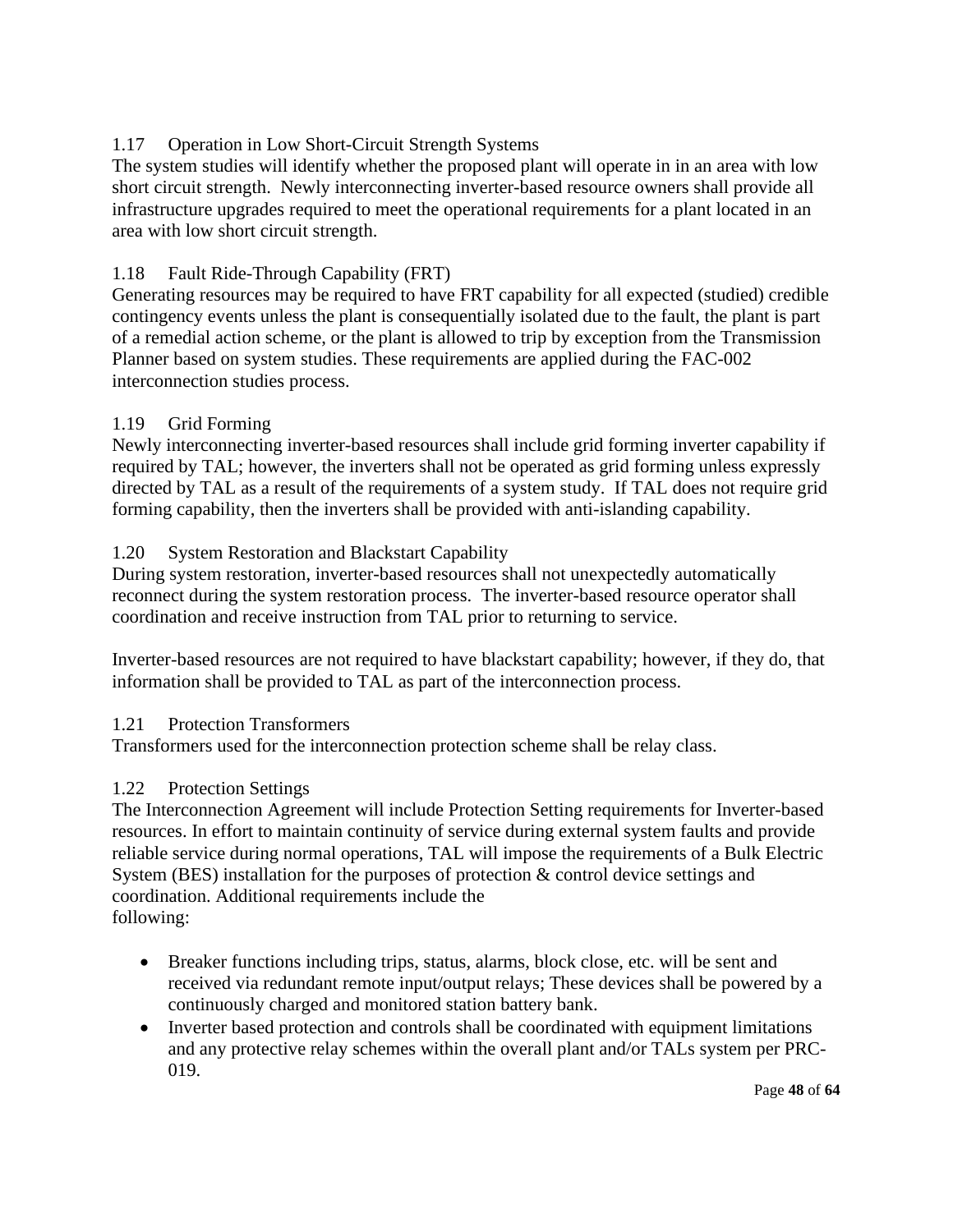## 1.17 Operation in Low Short-Circuit Strength Systems

The system studies will identify whether the proposed plant will operate in in an area with low short circuit strength. Newly interconnecting inverter-based resource owners shall provide all infrastructure upgrades required to meet the operational requirements for a plant located in an area with low short circuit strength.

## 1.18 Fault Ride-Through Capability (FRT)

Generating resources may be required to have FRT capability for all expected (studied) credible contingency events unless the plant is consequentially isolated due to the fault, the plant is part of a remedial action scheme, or the plant is allowed to trip by exception from the Transmission Planner based on system studies. These requirements are applied during the FAC-002 interconnection studies process.

## 1.19 Grid Forming

Newly interconnecting inverter-based resources shall include grid forming inverter capability if required by TAL; however, the inverters shall not be operated as grid forming unless expressly directed by TAL as a result of the requirements of a system study. If TAL does not require grid forming capability, then the inverters shall be provided with anti-islanding capability.

## 1.20 System Restoration and Blackstart Capability

During system restoration, inverter-based resources shall not unexpectedly automatically reconnect during the system restoration process. The inverter-based resource operator shall coordination and receive instruction from TAL prior to returning to service.

Inverter-based resources are not required to have blackstart capability; however, if they do, that information shall be provided to TAL as part of the interconnection process.

## 1.21 Protection Transformers

Transformers used for the interconnection protection scheme shall be relay class.

## 1.22 Protection Settings

The Interconnection Agreement will include Protection Setting requirements for Inverter-based resources. In effort to maintain continuity of service during external system faults and provide reliable service during normal operations, TAL will impose the requirements of a Bulk Electric System (BES) installation for the purposes of protection & control device settings and coordination. Additional requirements include the following:

- Breaker functions including trips, status, alarms, block close, etc. will be sent and received via redundant remote input/output relays; These devices shall be powered by a continuously charged and monitored station battery bank.
- Inverter based protection and controls shall be coordinated with equipment limitations and any protective relay schemes within the overall plant and/or TALs system per PRC-019.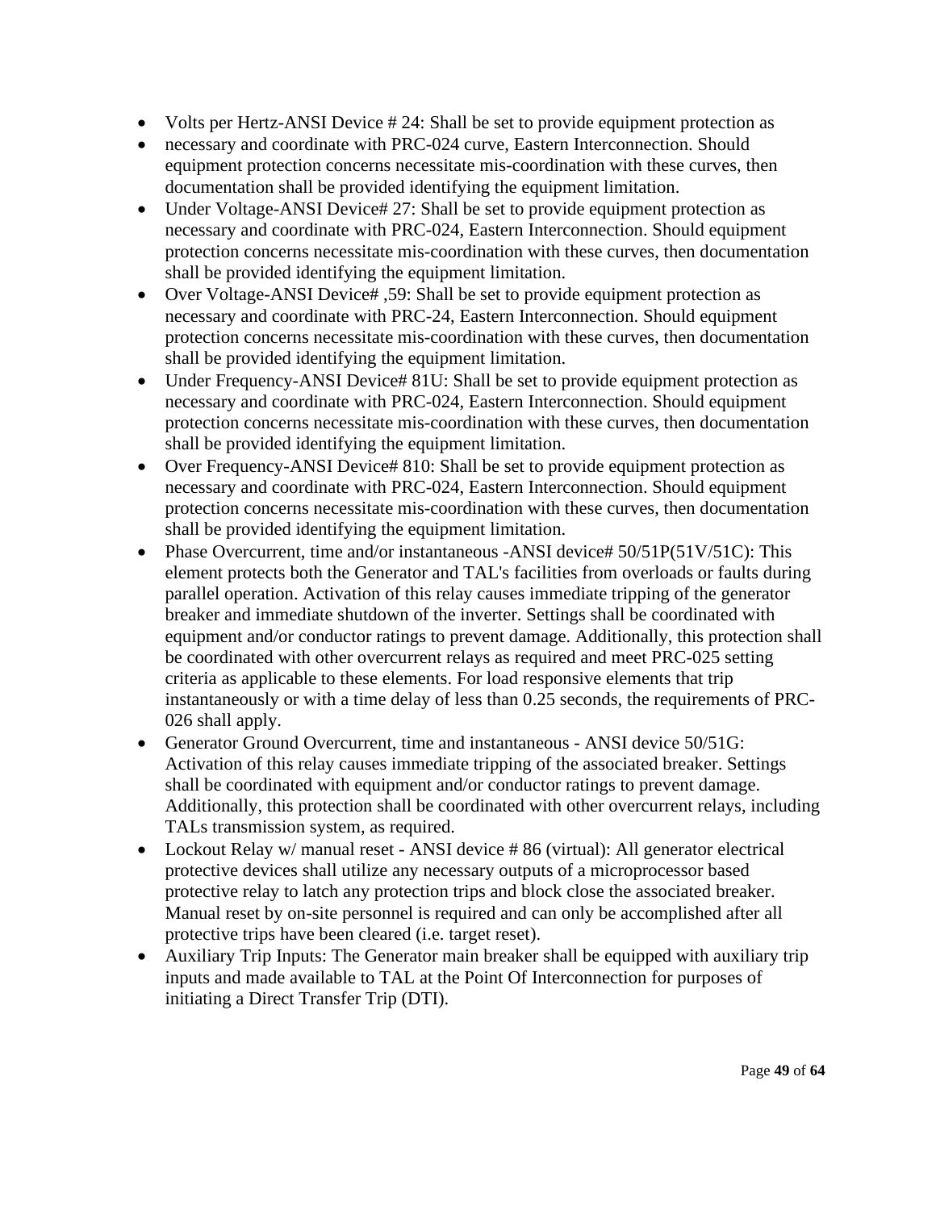- Volts per Hertz-ANSI Device # 24: Shall be set to provide equipment protection as
- necessary and coordinate with PRC-024 curve, Eastern Interconnection. Should equipment protection concerns necessitate mis-coordination with these curves, then documentation shall be provided identifying the equipment limitation.
- Under Voltage-ANSI Device# 27: Shall be set to provide equipment protection as necessary and coordinate with PRC-024, Eastern Interconnection. Should equipment protection concerns necessitate mis-coordination with these curves, then documentation shall be provided identifying the equipment limitation.
- Over Voltage-ANSI Device# ,59: Shall be set to provide equipment protection as necessary and coordinate with PRC-24, Eastern Interconnection. Should equipment protection concerns necessitate mis-coordination with these curves, then documentation shall be provided identifying the equipment limitation.
- Under Frequency-ANSI Device# 81U: Shall be set to provide equipment protection as necessary and coordinate with PRC-024, Eastern Interconnection. Should equipment protection concerns necessitate mis-coordination with these curves, then documentation shall be provided identifying the equipment limitation.
- Over Frequency-ANSI Device# 810: Shall be set to provide equipment protection as necessary and coordinate with PRC-024, Eastern Interconnection. Should equipment protection concerns necessitate mis-coordination with these curves, then documentation shall be provided identifying the equipment limitation.
- Phase Overcurrent, time and/or instantaneous -ANSI device# 50/51P(51V/51C): This element protects both the Generator and TAL's facilities from overloads or faults during parallel operation. Activation of this relay causes immediate tripping of the generator breaker and immediate shutdown of the inverter. Settings shall be coordinated with equipment and/or conductor ratings to prevent damage. Additionally, this protection shall be coordinated with other overcurrent relays as required and meet PRC-025 setting criteria as applicable to these elements. For load responsive elements that trip instantaneously or with a time delay of less than 0.25 seconds, the requirements of PRC-026 shall apply.
- Generator Ground Overcurrent, time and instantaneous - ANSI device 50/51G: Activation of this relay causes immediate tripping of the associated breaker. Settings shall be coordinated with equipment and/or conductor ratings to prevent damage. Additionally, this protection shall be coordinated with other overcurrent relays, including TALs transmission system, as required.
- Lockout Relay w/ manual reset - ANSI device # 86 (virtual): All generator electrical protective devices shall utilize any necessary outputs of a microprocessor based protective relay to latch any protection trips and block close the associated breaker. Manual reset by on-site personnel is required and can only be accomplished after all protective trips have been cleared (i.e. target reset).
- Auxiliary Trip Inputs: The Generator main breaker shall be equipped with auxiliary trip inputs and made available to TAL at the Point Of Interconnection for purposes of initiating a Direct Transfer Trip (DTI).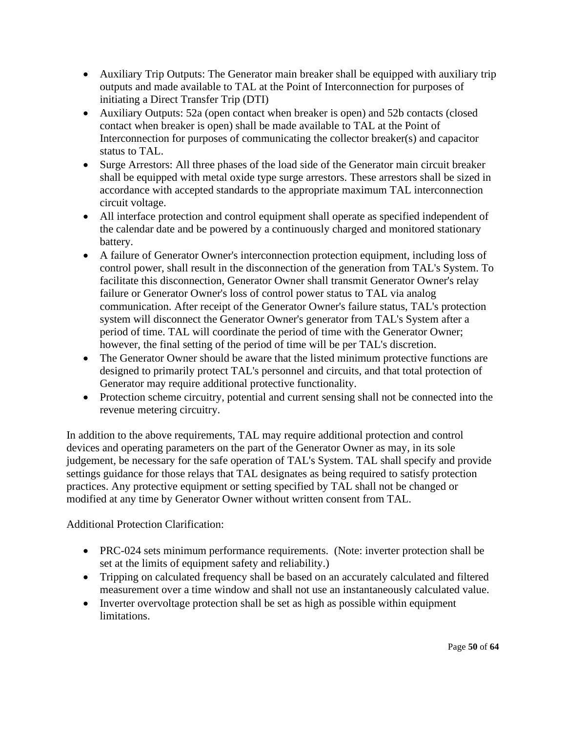- Auxiliary Trip Outputs: The Generator main breaker shall be equipped with auxiliary trip outputs and made available to TAL at the Point of Interconnection for purposes of initiating a Direct Transfer Trip (DTI)
- Auxiliary Outputs: 52a (open contact when breaker is open) and 52b contacts (closed contact when breaker is open) shall be made available to TAL at the Point of Interconnection for purposes of communicating the collector breaker(s) and capacitor status to TAL.
- Surge Arrestors: All three phases of the load side of the Generator main circuit breaker shall be equipped with metal oxide type surge arrestors. These arrestors shall be sized in accordance with accepted standards to the appropriate maximum TAL interconnection circuit voltage.
- All interface protection and control equipment shall operate as specified independent of the calendar date and be powered by a continuously charged and monitored stationary battery.
- A failure of Generator Owner's interconnection protection equipment, including loss of control power, shall result in the disconnection of the generation from TAL's System. To facilitate this disconnection, Generator Owner shall transmit Generator Owner's relay failure or Generator Owner's loss of control power status to TAL via analog communication. After receipt of the Generator Owner's failure status, TAL's protection system will disconnect the Generator Owner's generator from TAL's System after a period of time. TAL will coordinate the period of time with the Generator Owner; however, the final setting of the period of time will be per TAL's discretion.
- The Generator Owner should be aware that the listed minimum protective functions are designed to primarily protect TAL's personnel and circuits, and that total protection of Generator may require additional protective functionality.
- Protection scheme circuitry, potential and current sensing shall not be connected into the revenue metering circuitry.

In addition to the above requirements, TAL may require additional protection and control devices and operating parameters on the part of the Generator Owner as may, in its sole judgement, be necessary for the safe operation of TAL's System. TAL shall specify and provide settings guidance for those relays that TAL designates as being required to satisfy protection practices. Any protective equipment or setting specified by TAL shall not be changed or modified at any time by Generator Owner without written consent from TAL.

Additional Protection Clarification:

- PRC-024 sets minimum performance requirements. (Note: inverter protection shall be set at the limits of equipment safety and reliability.)
- Tripping on calculated frequency shall be based on an accurately calculated and filtered measurement over a time window and shall not use an instantaneously calculated value.
- Inverter overvoltage protection shall be set as high as possible within equipment limitations.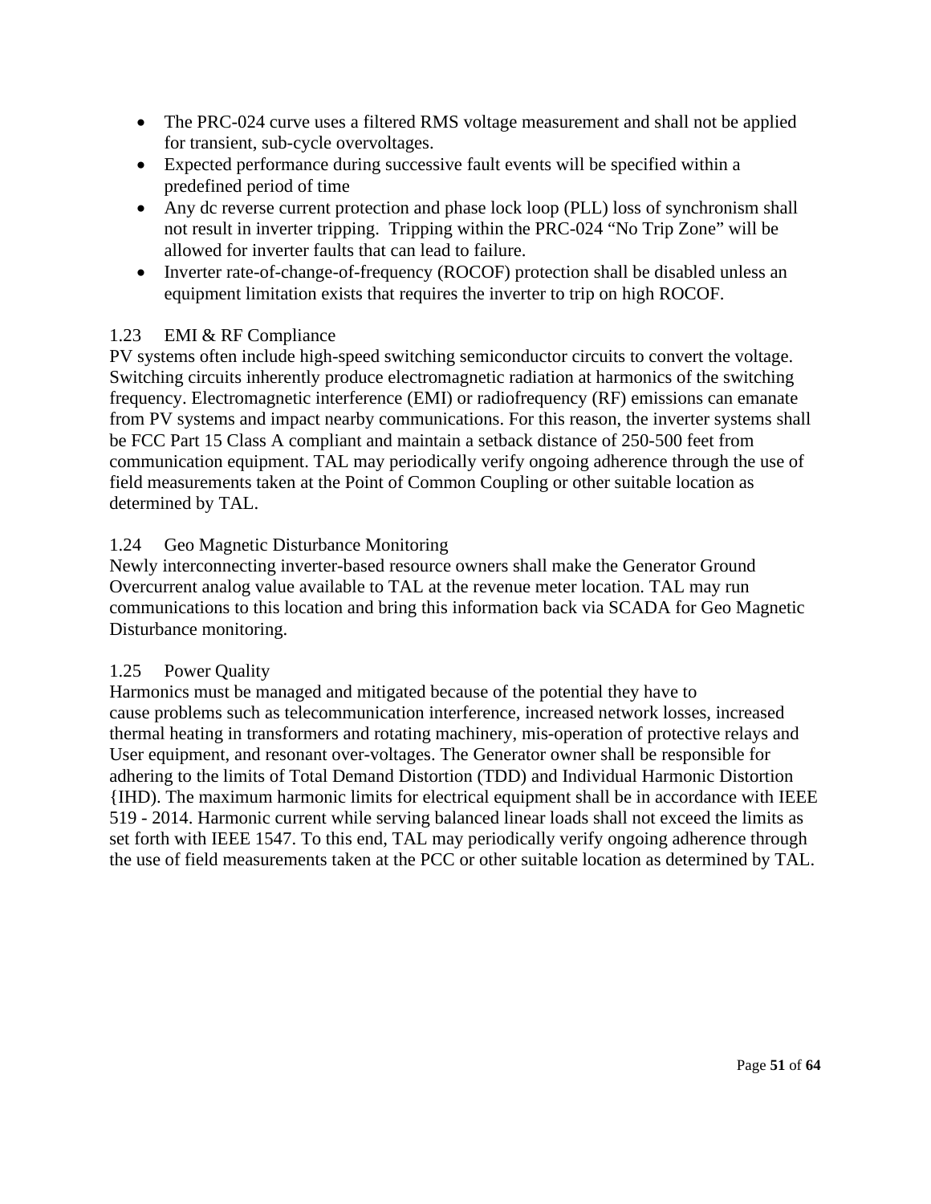- The PRC-024 curve uses a filtered RMS voltage measurement and shall not be applied for transient, sub-cycle overvoltages.
- Expected performance during successive fault events will be specified within a predefined period of time
- Any dc reverse current protection and phase lock loop (PLL) loss of synchronism shall not result in inverter tripping. Tripping within the PRC-024 "No Trip Zone" will be allowed for inverter faults that can lead to failure.
- Inverter rate-of-change-of-frequency (ROCOF) protection shall be disabled unless an equipment limitation exists that requires the inverter to trip on high ROCOF.

## 1.23 EMI & RF Compliance

PV systems often include high-speed switching semiconductor circuits to convert the voltage. Switching circuits inherently produce electromagnetic radiation at harmonics of the switching frequency. Electromagnetic interference (EMI) or radiofrequency (RF) emissions can emanate from PV systems and impact nearby communications. For this reason, the inverter systems shall be FCC Part 15 Class A compliant and maintain a setback distance of 250-500 feet from communication equipment. TAL may periodically verify ongoing adherence through the use of field measurements taken at the Point of Common Coupling or other suitable location as determined by TAL.

## 1.24 Geo Magnetic Disturbance Monitoring

Newly interconnecting inverter-based resource owners shall make the Generator Ground Overcurrent analog value available to TAL at the revenue meter location. TAL may run communications to this location and bring this information back via SCADA for Geo Magnetic Disturbance monitoring.

## 1.25 Power Quality

Harmonics must be managed and mitigated because of the potential they have to cause problems such as telecommunication interference, increased network losses, increased thermal heating in transformers and rotating machinery, mis-operation of protective relays and User equipment, and resonant over-voltages. The Generator owner shall be responsible for adhering to the limits of Total Demand Distortion (TDD) and Individual Harmonic Distortion {IHD). The maximum harmonic limits for electrical equipment shall be in accordance with IEEE 519 - 2014. Harmonic current while serving balanced linear loads shall not exceed the limits as set forth with IEEE 1547. To this end, TAL may periodically verify ongoing adherence through the use of field measurements taken at the PCC or other suitable location as determined by TAL.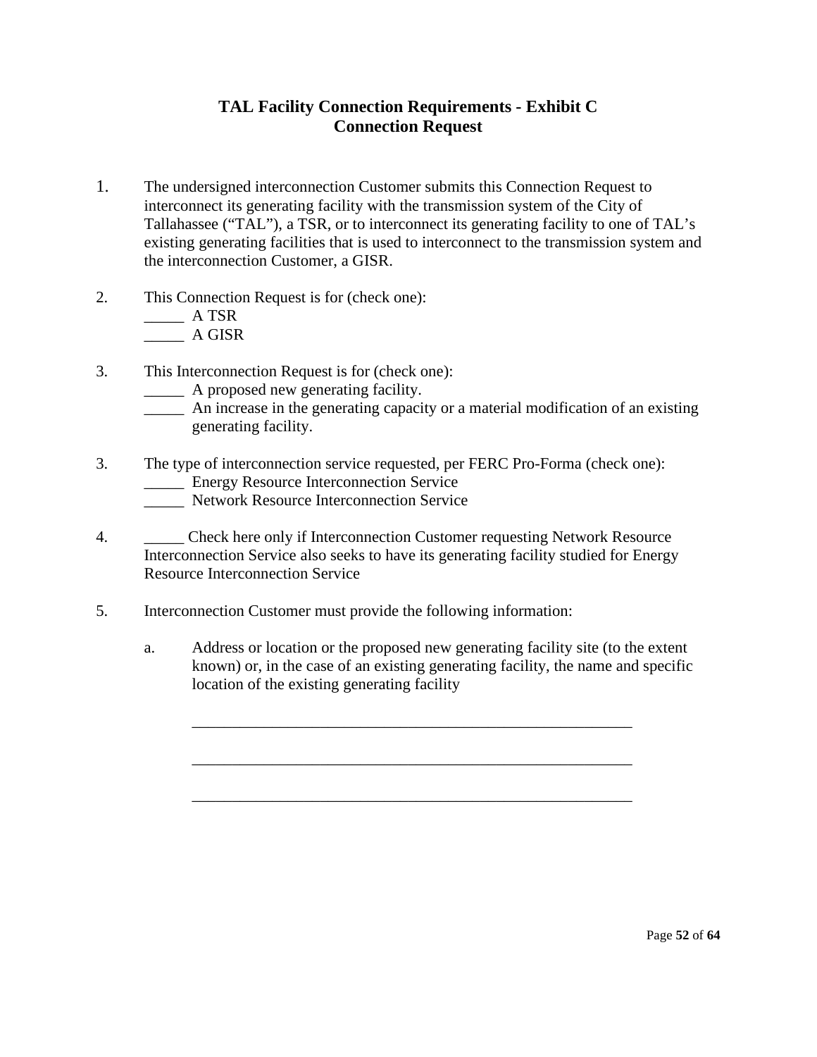# TAL Facility Connection Requirements - Exhibit C
## Connection Request

1. The undersigned interconnection Customer submits this Connection Request to interconnect its generating facility with the transmission system of the City of Tallahassee ("TAL"), a TSR, or to interconnect its generating facility to one of TAL's existing generating facilities that is used to interconnect to the transmission system and the interconnection Customer, a GISR.

2. This Connection Request is for (check one):
   _____ A TSR
   _____ A GISR

3. This Interconnection Request is for (check one):
   _____ A proposed new generating facility.
   _____ An increase in the generating capacity or a material modification of an existing generating facility.

3. The type of interconnection service requested, per FERC Pro-Forma (check one):
   _____ Energy Resource Interconnection Service
   _____ Network Resource Interconnection Service

4. _____ Check here only if Interconnection Customer requesting Network Resource Interconnection Service also seeks to have its generating facility studied for Energy Resource Interconnection Service

5. Interconnection Customer must provide the following information:

   a. Address or location or the proposed new generating facility site (to the extent known) or, in the case of an existing generating facility, the name and specific location of the existing generating facility

      ________________________________________________________

      ________________________________________________________

      ________________________________________________________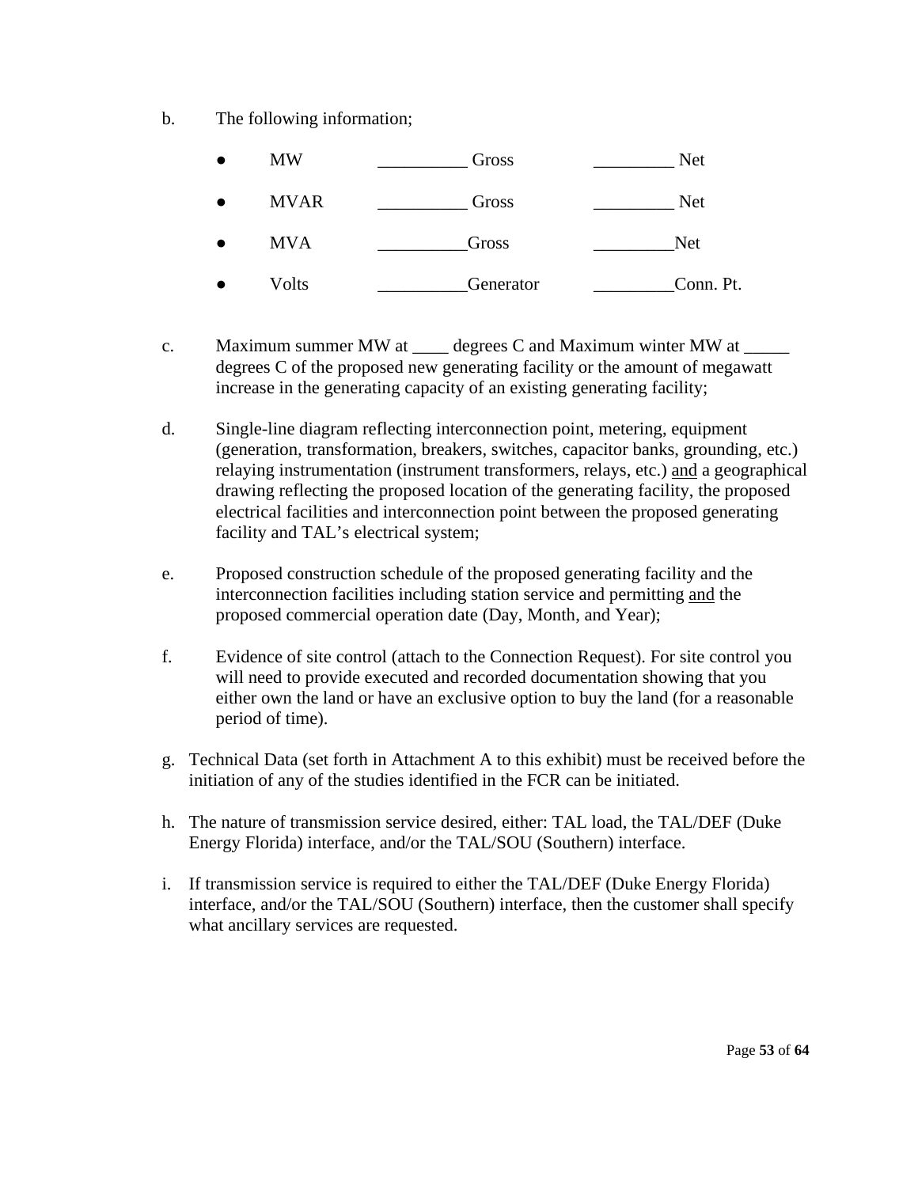b. The following information;

- MW __________ Gross _________ Net
- MVAR __________ Gross _________ Net
- MVA __________Gross _________Net
- Volts __________Generator _________Conn. Pt.

c. Maximum summer MW at ____ degrees C and Maximum winter MW at _____ degrees C of the proposed new generating facility or the amount of megawatt increase in the generating capacity of an existing generating facility;

d. Single-line diagram reflecting interconnection point, metering, equipment (generation, transformation, breakers, switches, capacitor banks, grounding, etc.) relaying instrumentation (instrument transformers, relays, etc.) <u>and</u> a geographical drawing reflecting the proposed location of the generating facility, the proposed electrical facilities and interconnection point between the proposed generating facility and TAL's electrical system;

e. Proposed construction schedule of the proposed generating facility and the interconnection facilities including station service and permitting <u>and</u> the proposed commercial operation date (Day, Month, and Year);

f. Evidence of site control (attach to the Connection Request). For site control you will need to provide executed and recorded documentation showing that you either own the land or have an exclusive option to buy the land (for a reasonable period of time).

g. Technical Data (set forth in Attachment A to this exhibit) must be received before the initiation of any of the studies identified in the FCR can be initiated.

h. The nature of transmission service desired, either: TAL load, the TAL/DEF (Duke Energy Florida) interface, and/or the TAL/SOU (Southern) interface.

i. If transmission service is required to either the TAL/DEF (Duke Energy Florida) interface, and/or the TAL/SOU (Southern) interface, then the customer shall specify what ancillary services are requested.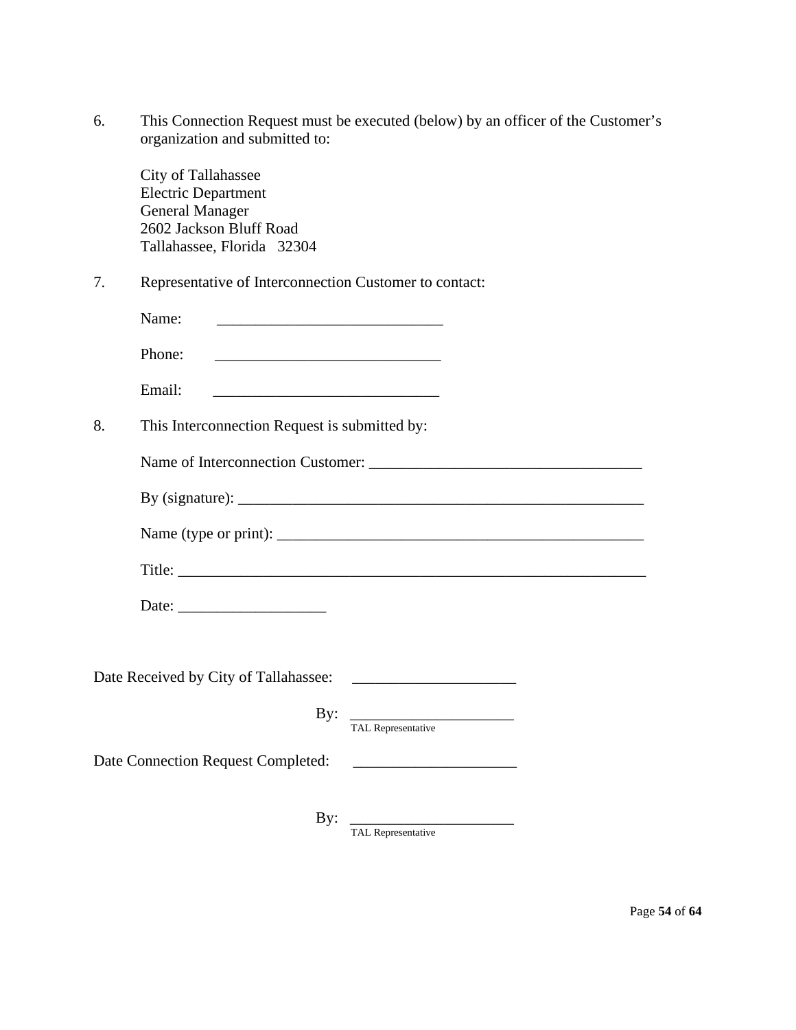6. This Connection Request must be executed (below) by an officer of the Customer's organization and submitted to:

   City of Tallahassee
   Electric Department
   General Manager
   2602 Jackson Bluff Road
   Tallahassee, Florida 32304

7. Representative of Interconnection Customer to contact:

   Name: _____________________________

   Phone: _____________________________

   Email: _____________________________

8. This Interconnection Request is submitted by:

   Name of Interconnection Customer: ___________________________________

   By (signature): _____________________________________________________

   Name (type or print): ________________________________________________

   Title: ____________________________________________________________

   Date: ___________________

Date Received by City of Tallahassee: _____________________

By: _____________________
TAL Representative

Date Connection Request Completed: _____________________

By: _____________________
TAL Representative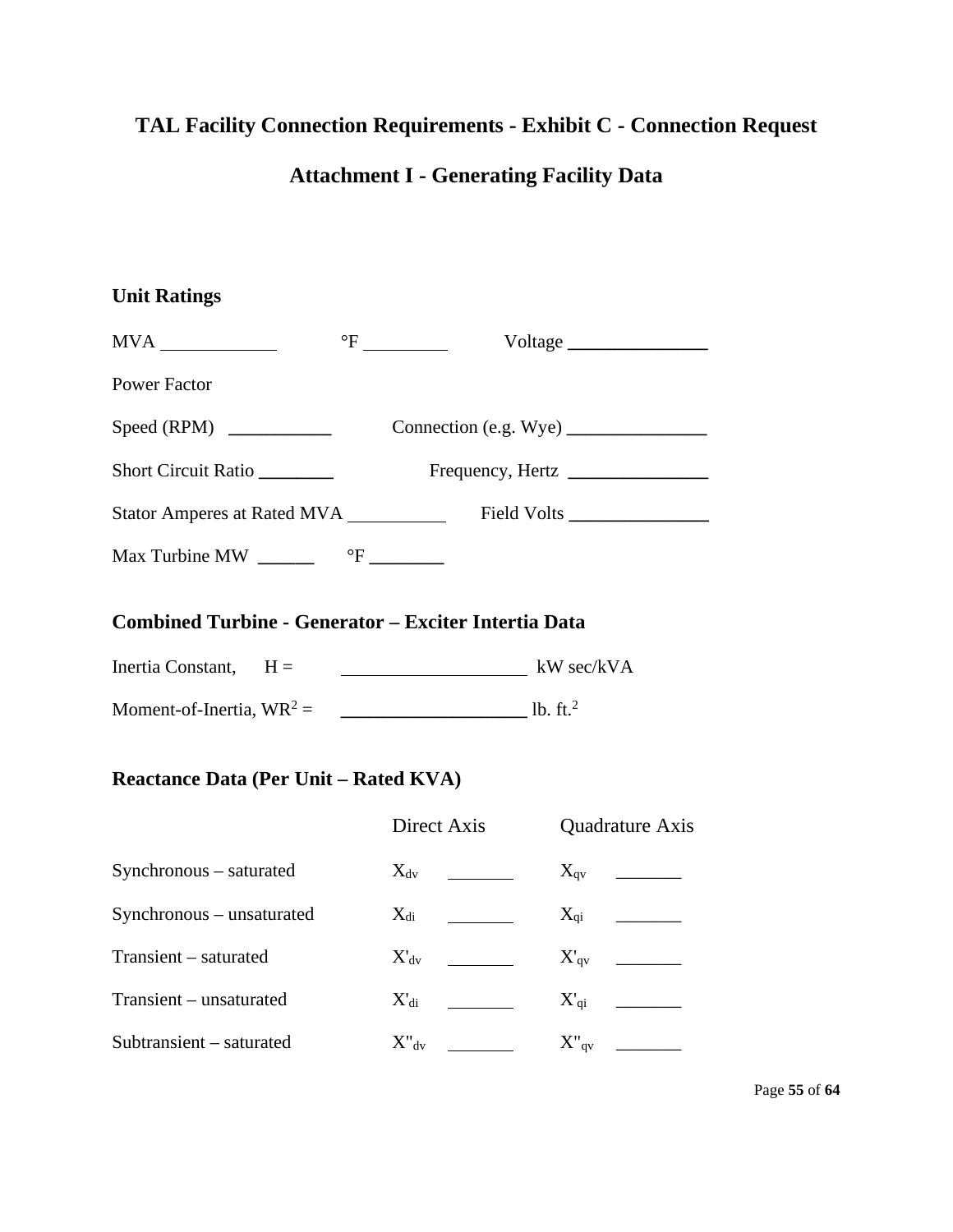# TAL Facility Connection Requirements - Exhibit C - Connection Request

## Attachment I - Generating Facility Data

### Unit Ratings

MVA ____________ °F _________ Voltage _______________

Power Factor

Speed (RPM) ___________ Connection (e.g. Wye) _______________

Short Circuit Ratio ________ Frequency, Hertz _______________

Stator Amperes at Rated MVA ___________ Field Volts _______________

Max Turbine MW ______ °F ________

### Combined Turbine - Generator – Exciter Intertia Data

Inertia Constant, H = ____________________ kW sec/kVA

Moment-of-Inertia, $WR^2$ = ____________________ lb. ft.$^2$

### Reactance Data (Per Unit – Rated KVA)

| | Direct Axis | | Quadrature Axis | |
|---|---|---|---|---|
| Synchronous – saturated | $X_{dv}$ | _______ | $X_{qv}$ | _______ |
| Synchronous – unsaturated | $X_{di}$ | _______ | $X_{qi}$ | _______ |
| Transient – saturated | $X'_{dv}$ | _______ | $X'_{qv}$ | _______ |
| Transient – unsaturated | $X'_{di}$ | _______ | $X'_{qi}$ | _______ |
| Subtransient – saturated | $X''_{dv}$ | _______ | $X''_{qv}$ | _______ |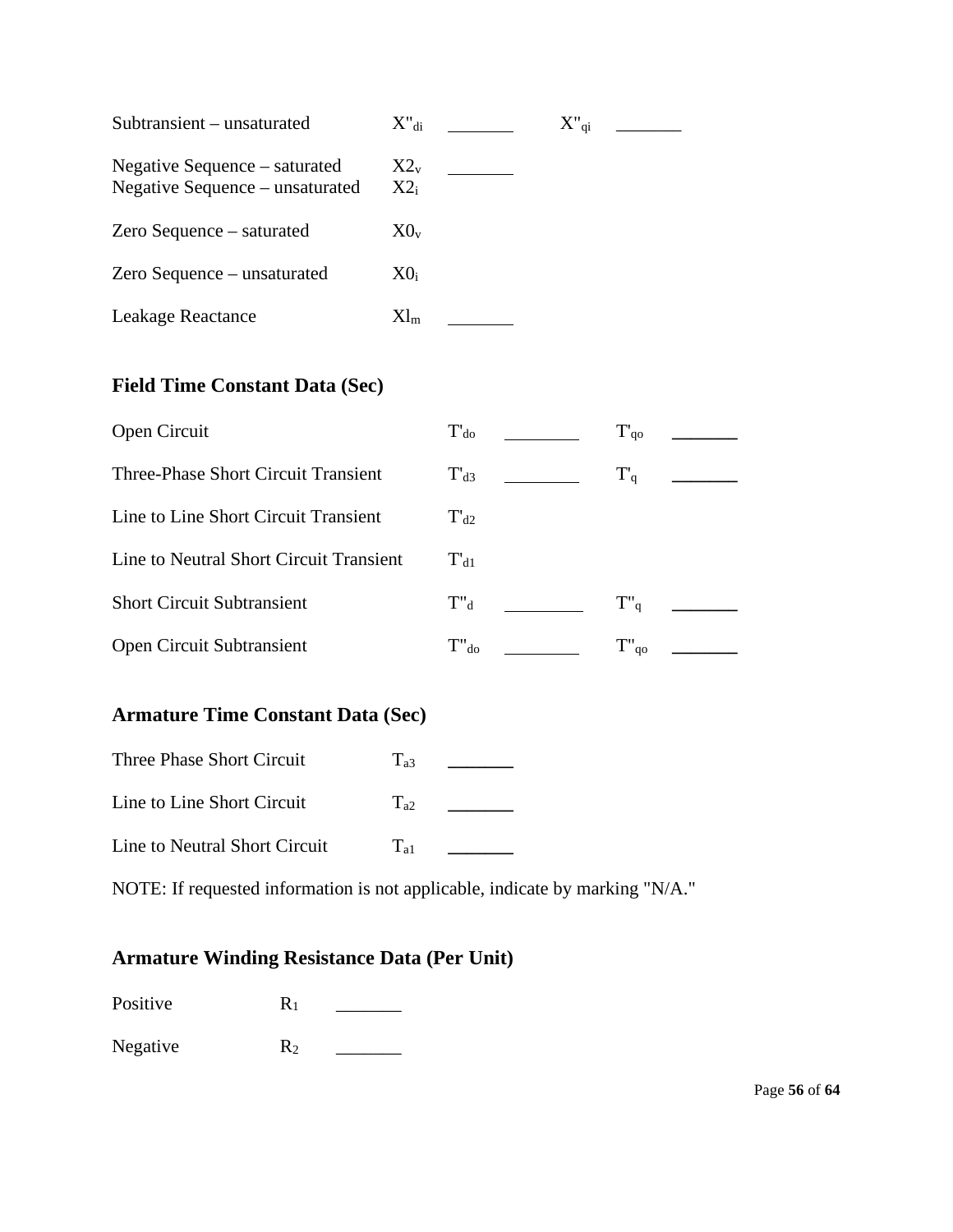| | | | | |
|---|---|---|---|---|
| Subtransient – unsaturated | $X''_{di}$ | _______ | $X''_{qi}$ | _______ |
| Negative Sequence – saturated | $X2_v$ | _______ | | |
| Negative Sequence – unsaturated | $X2_i$ | | | |
| Zero Sequence – saturated | $X0_v$ | | | |
| Zero Sequence – unsaturated | $X0_i$ | | | |
| Leakage Reactance | $Xl_m$ | _______ | | |

### Field Time Constant Data (Sec)

| | | | | |
|---|---|---|---|---|
| Open Circuit | $T'_{do}$ | _______ | $T'_{qo}$ | _______ |
| Three-Phase Short Circuit Transient | $T'_{d3}$ | _______ | $T'_{q}$ | _______ |
| Line to Line Short Circuit Transient | $T'_{d2}$ | | | |
| Line to Neutral Short Circuit Transient | $T'_{d1}$ | | | |
| Short Circuit Subtransient | $T''_{d}$ | _______ | $T''_{q}$ | _______ |
| Open Circuit Subtransient | $T''_{do}$ | _______ | $T''_{qo}$ | _______ |

### Armature Time Constant Data (Sec)

| | | |
|---|---|---|
| Three Phase Short Circuit | $T_{a3}$ | _______ |
| Line to Line Short Circuit | $T_{a2}$ | _______ |
| Line to Neutral Short Circuit | $T_{a1}$ | _______ |

NOTE: If requested information is not applicable, indicate by marking "N/A."

### Armature Winding Resistance Data (Per Unit)

| | | |
|---|---|---|
| Positive | $R_1$ | _______ |
| Negative | $R_2$ | _______ |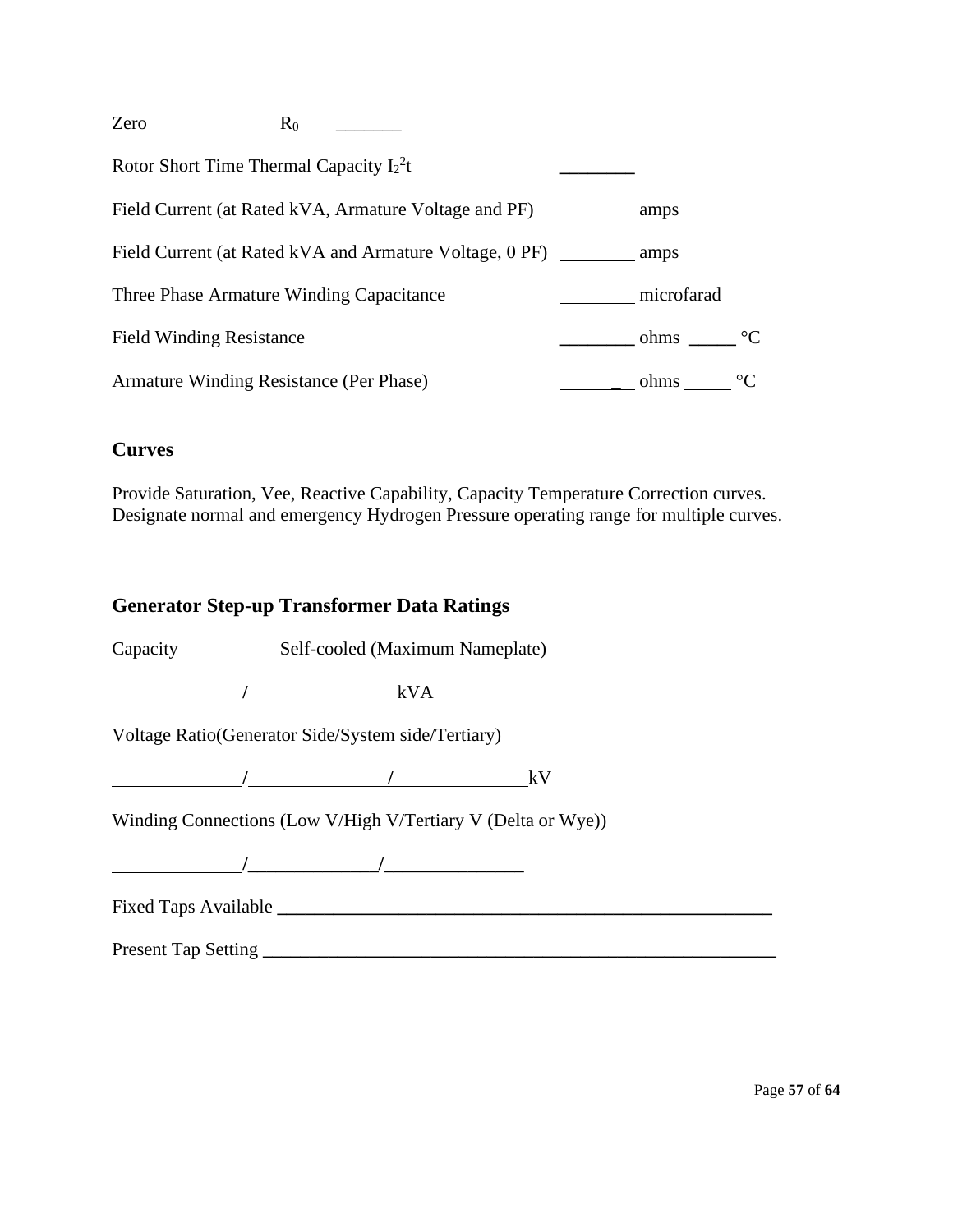Zero $R_0$ _______

Rotor Short Time Thermal Capacity $I_2^2t$ ________

Field Current (at Rated kVA, Armature Voltage and PF) ________ amps

Field Current (at Rated kVA and Armature Voltage, 0 PF) ________ amps

Three Phase Armature Winding Capacitance ________ microfarad

Field Winding Resistance ________ ohms _____ °C

Armature Winding Resistance (Per Phase) ________ ohms _____ °C

## Curves

Provide Saturation, Vee, Reactive Capability, Capacity Temperature Correction curves. Designate normal and emergency Hydrogen Pressure operating range for multiple curves.

## Generator Step-up Transformer Data Ratings

Capacity Self-cooled (Maximum Nameplate)

______________/________________kVA

Voltage Ratio(Generator Side/System side/Tertiary)

______________/_______________/_______________kV

Winding Connections (Low V/High V/Tertiary V (Delta or Wye))

______________/_______________/_______________

Fixed Taps Available ________________________________________________________

Present Tap Setting __________________________________________________________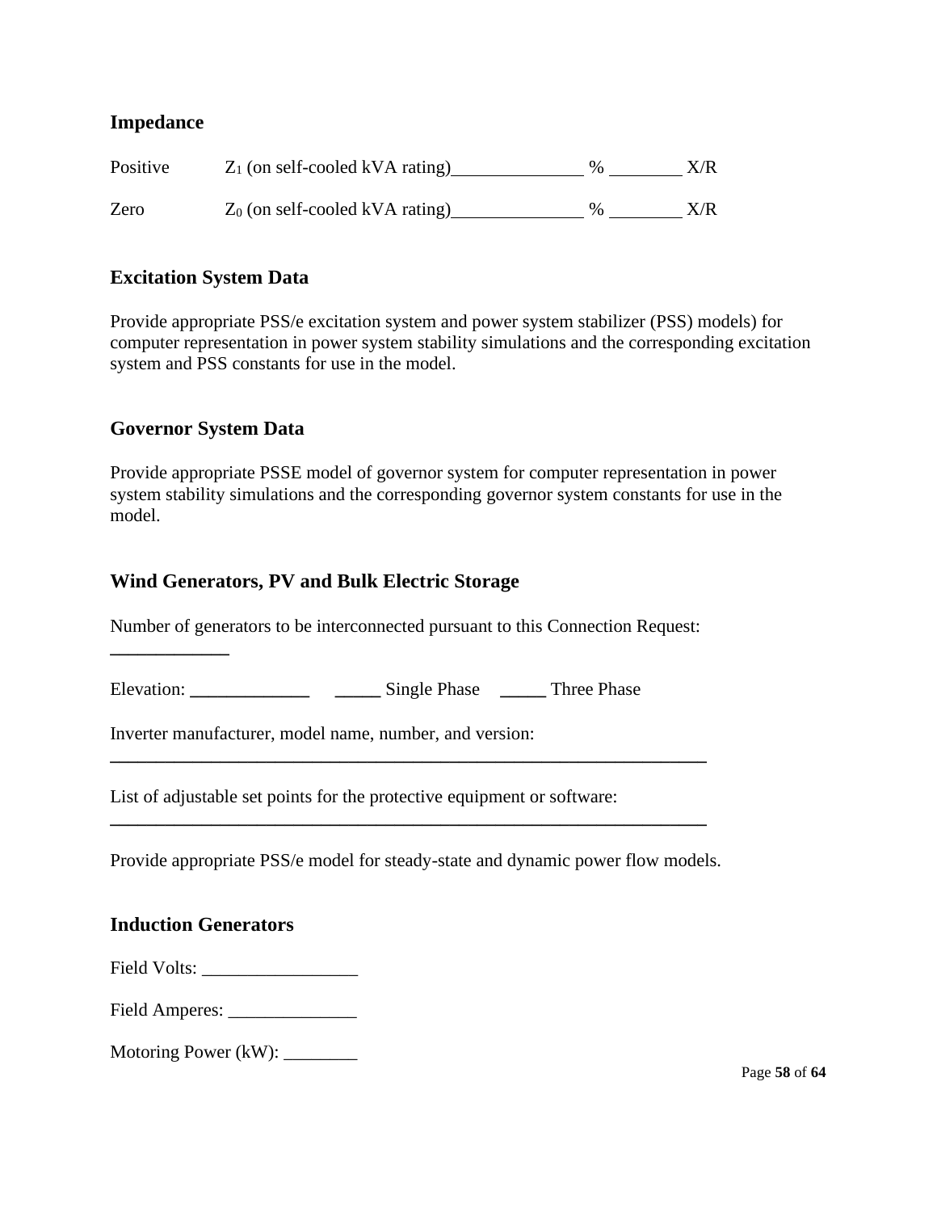### Impedance

Positive $Z_1$ (on self-cooled kVA rating)______________ % ________ X/R

Zero $Z_0$ (on self-cooled kVA rating)______________ % ________ X/R

### Excitation System Data

Provide appropriate PSS/e excitation system and power system stabilizer (PSS) models) for computer representation in power system stability simulations and the corresponding excitation system and PSS constants for use in the model.

### Governor System Data

Provide appropriate PSSE model of governor system for computer representation in power system stability simulations and the corresponding governor system constants for use in the model.

### Wind Generators, PV and Bulk Electric Storage

Number of generators to be interconnected pursuant to this Connection Request: _____________

Elevation: _____________ _____ Single Phase _____ Three Phase

Inverter manufacturer, model name, number, and version: ___________________________________________________________________

List of adjustable set points for the protective equipment or software: ___________________________________________________________________

Provide appropriate PSS/e model for steady-state and dynamic power flow models.

### Induction Generators

Field Volts: _________________

Field Amperes: ______________

Motoring Power (kW): ________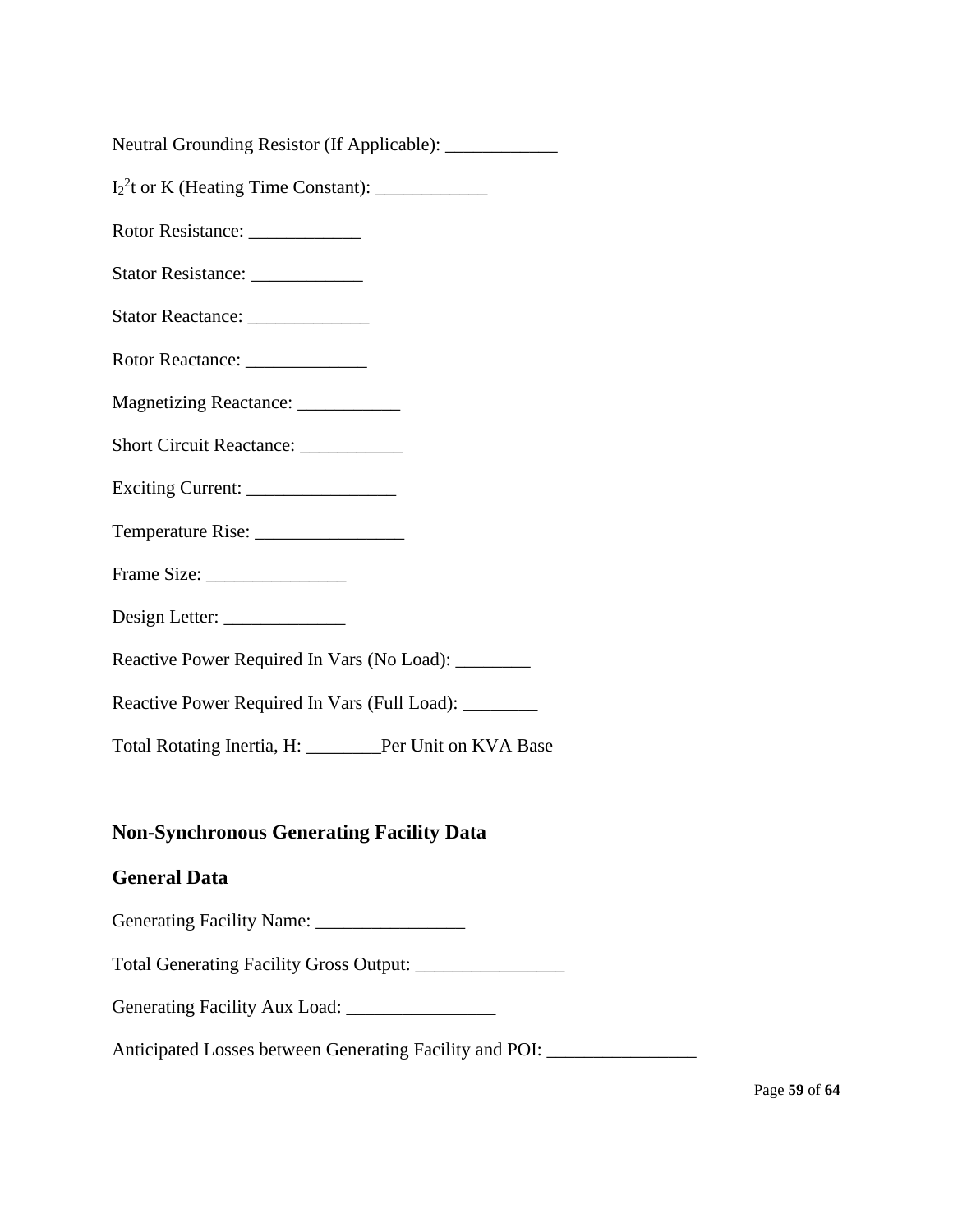Neutral Grounding Resistor (If Applicable): ____________

$I_2^2t$ or K (Heating Time Constant): ____________

Rotor Resistance: ____________

Stator Resistance: ____________

Stator Reactance: _____________

Rotor Reactance: _____________

Magnetizing Reactance: ___________

Short Circuit Reactance: ___________

Exciting Current: ________________

Temperature Rise: ________________

Frame Size: _______________

Design Letter: _____________

Reactive Power Required In Vars (No Load): ________

Reactive Power Required In Vars (Full Load): ________

Total Rotating Inertia, H: ________Per Unit on KVA Base

## Non-Synchronous Generating Facility Data

## General Data

Generating Facility Name: ________________

Total Generating Facility Gross Output: ________________

Generating Facility Aux Load: ________________

Anticipated Losses between Generating Facility and POI: ________________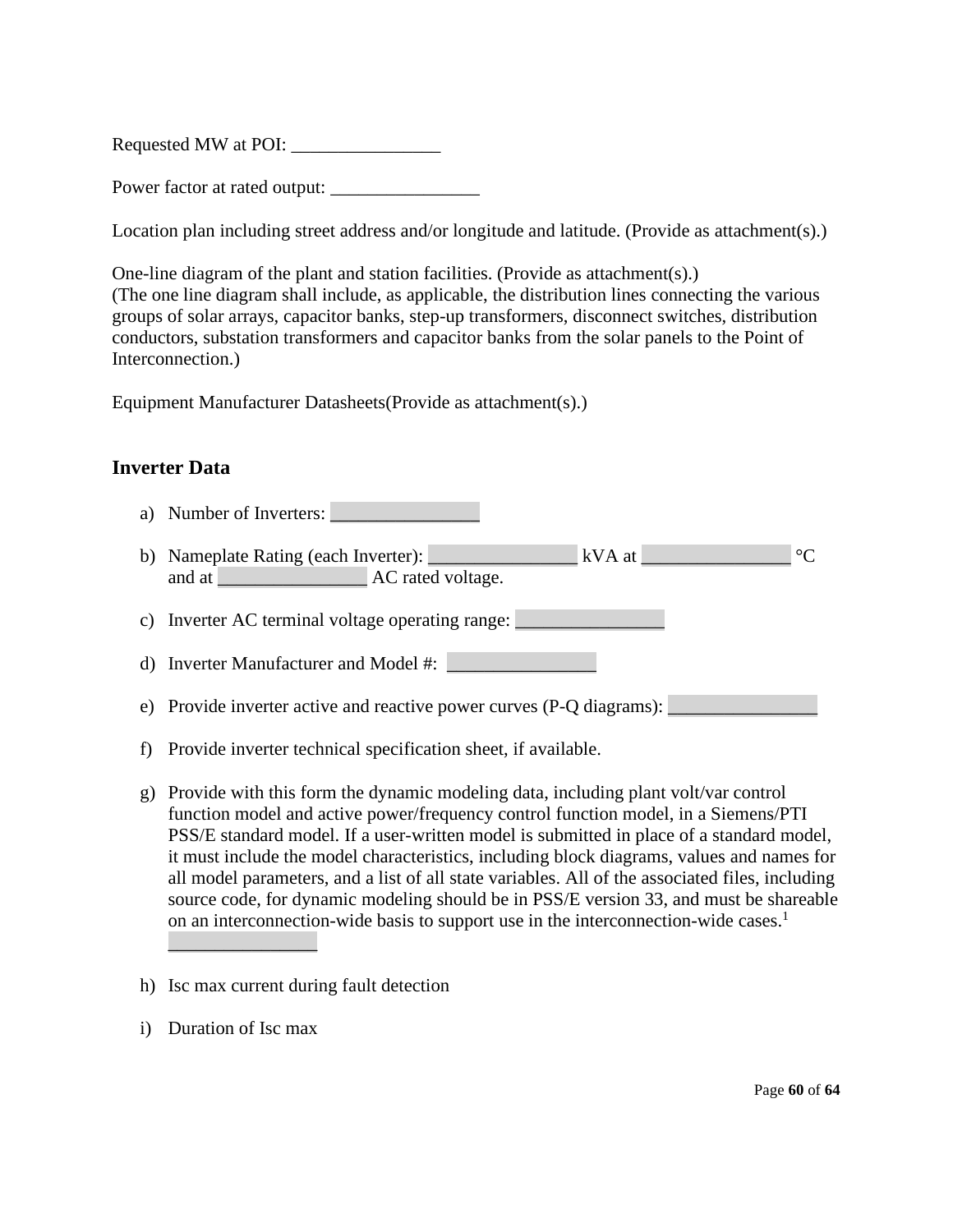Requested MW at POI: ________________

Power factor at rated output: ________________

Location plan including street address and/or longitude and latitude. (Provide as attachment(s).)

One-line diagram of the plant and station facilities. (Provide as attachment(s).)
(The one line diagram shall include, as applicable, the distribution lines connecting the various groups of solar arrays, capacitor banks, step-up transformers, disconnect switches, distribution conductors, substation transformers and capacitor banks from the solar panels to the Point of Interconnection.)

Equipment Manufacturer Datasheets(Provide as attachment(s).)

### Inverter Data

a) Number of Inverters: ________________

b) Nameplate Rating (each Inverter): ________________ kVA at ________________ °C and at ________________ AC rated voltage.

c) Inverter AC terminal voltage operating range: ________________

d) Inverter Manufacturer and Model #: ________________

e) Provide inverter active and reactive power curves (P-Q diagrams): ________________

f) Provide inverter technical specification sheet, if available.

g) Provide with this form the dynamic modeling data, including plant volt/var control function model and active power/frequency control function model, in a Siemens/PTI PSS/E standard model. If a user-written model is submitted in place of a standard model, it must include the model characteristics, including block diagrams, values and names for all model parameters, and a list of all state variables. All of the associated files, including source code, for dynamic modeling should be in PSS/E version 33, and must be shareable on an interconnection-wide basis to support use in the interconnection-wide cases.[1] ________________

h) Isc max current during fault detection

i) Duration of Isc max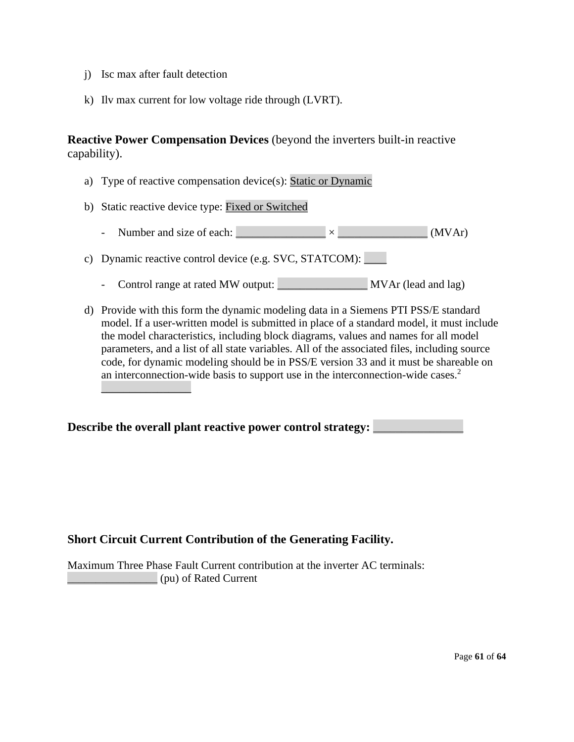j) Isc max after fault detection

k) Ilv max current for low voltage ride through (LVRT).

**Reactive Power Compensation Devices** (beyond the inverters built-in reactive capability).

a) Type of reactive compensation device(s): Static or Dynamic

b) Static reactive device type: Fixed or Switched

- Number and size of each: ________________ × ________________ (MVAr)

c) Dynamic reactive control device (e.g. SVC, STATCOM): ____

- Control range at rated MW output: ________________ MVAr (lead and lag)

d) Provide with this form the dynamic modeling data in a Siemens PTI PSS/E standard model. If a user-written model is submitted in place of a standard model, it must include the model characteristics, including block diagrams, values and names for all model parameters, and a list of all state variables. All of the associated files, including source code, for dynamic modeling should be in PSS/E version 33 and it must be shareable on an interconnection-wide basis to support use in the interconnection-wide cases.[2] ________________

**Describe the overall plant reactive power control strategy: ________________**

**Short Circuit Current Contribution of the Generating Facility.**

Maximum Three Phase Fault Current contribution at the inverter AC terminals: ________________ (pu) of Rated Current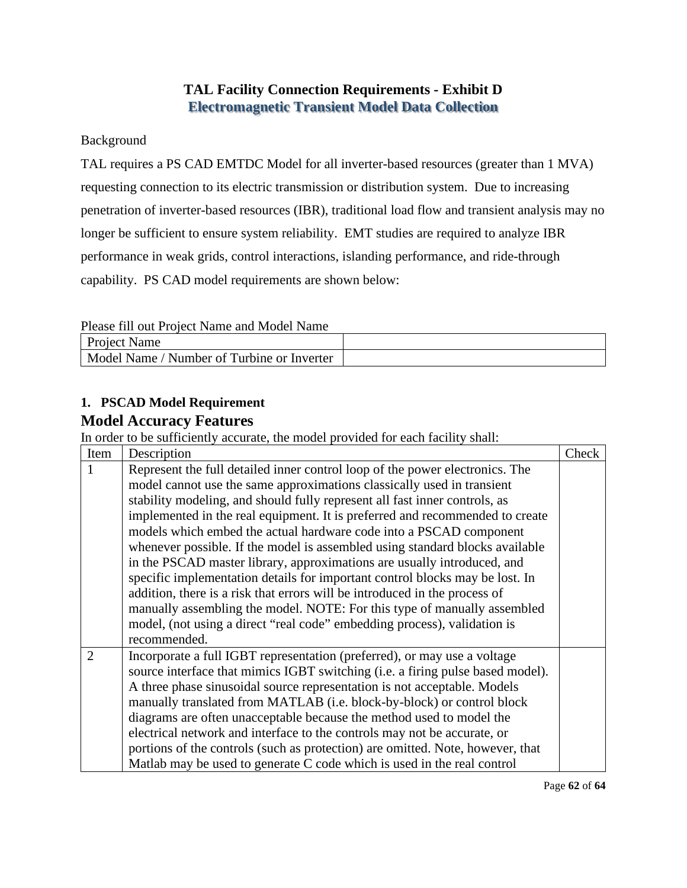# TAL Facility Connection Requirements - Exhibit D

## Electromagnetic Transient Model Data Collection

Background

TAL requires a PS CAD EMTDC Model for all inverter-based resources (greater than 1 MVA) requesting connection to its electric transmission or distribution system. Due to increasing penetration of inverter-based resources (IBR), traditional load flow and transient analysis may no longer be sufficient to ensure system reliability. EMT studies are required to analyze IBR performance in weak grids, control interactions, islanding performance, and ride-through capability. PS CAD model requirements are shown below:

Please fill out Project Name and Model Name

| Project Name | |
|---|---|
| Model Name / Number of Turbine or Inverter | |

### 1. PSCAD Model Requirement

## Model Accuracy Features

In order to be sufficiently accurate, the model provided for each facility shall:

| Item | Description | Check |
|---|---|---|
| 1 | Represent the full detailed inner control loop of the power electronics. The model cannot use the same approximations classically used in transient stability modeling, and should fully represent all fast inner controls, as implemented in the real equipment. It is preferred and recommended to create models which embed the actual hardware code into a PSCAD component whenever possible. If the model is assembled using standard blocks available in the PSCAD master library, approximations are usually introduced, and specific implementation details for important control blocks may be lost. In addition, there is a risk that errors will be introduced in the process of manually assembling the model. NOTE: For this type of manually assembled model, (not using a direct "real code" embedding process), validation is recommended. | |
| 2 | Incorporate a full IGBT representation (preferred), or may use a voltage source interface that mimics IGBT switching (i.e. a firing pulse based model). A three phase sinusoidal source representation is not acceptable. Models manually translated from MATLAB (i.e. block-by-block) or control block diagrams are often unacceptable because the method used to model the electrical network and interface to the controls may not be accurate, or portions of the controls (such as protection) are omitted. Note, however, that Matlab may be used to generate C code which is used in the real control | |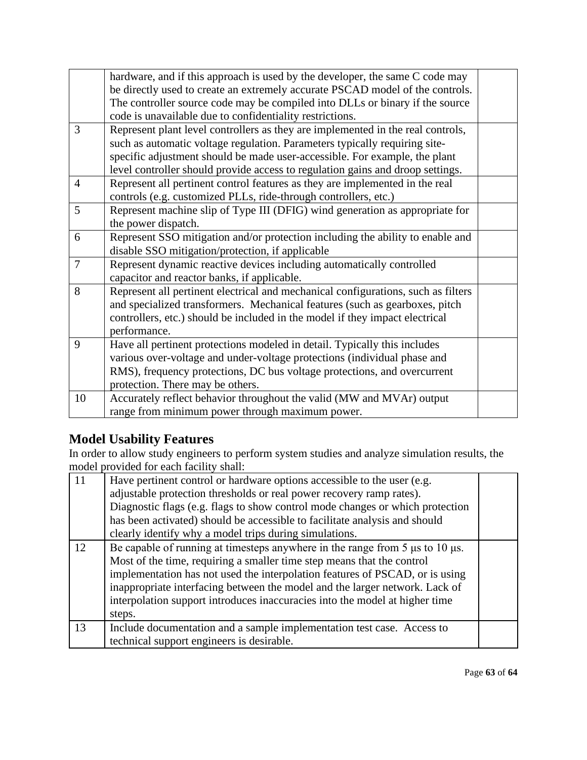| | | |
|---|---|---|
| | hardware, and if this approach is used by the developer, the same C code may be directly used to create an extremely accurate PSCAD model of the controls. The controller source code may be compiled into DLLs or binary if the source code is unavailable due to confidentiality restrictions. | |
| 3 | Represent plant level controllers as they are implemented in the real controls, such as automatic voltage regulation. Parameters typically requiring site-specific adjustment should be made user-accessible. For example, the plant level controller should provide access to regulation gains and droop settings. | |
| 4 | Represent all pertinent control features as they are implemented in the real controls (e.g. customized PLLs, ride-through controllers, etc.) | |
| 5 | Represent machine slip of Type III (DFIG) wind generation as appropriate for the power dispatch. | |
| 6 | Represent SSO mitigation and/or protection including the ability to enable and disable SSO mitigation/protection, if applicable | |
| 7 | Represent dynamic reactive devices including automatically controlled capacitor and reactor banks, if applicable. | |
| 8 | Represent all pertinent electrical and mechanical configurations, such as filters and specialized transformers. Mechanical features (such as gearboxes, pitch controllers, etc.) should be included in the model if they impact electrical performance. | |
| 9 | Have all pertinent protections modeled in detail. Typically this includes various over-voltage and under-voltage protections (individual phase and RMS), frequency protections, DC bus voltage protections, and overcurrent protection. There may be others. | |
| 10 | Accurately reflect behavior throughout the valid (MW and MVAr) output range from minimum power through maximum power. | |

## Model Usability Features

In order to allow study engineers to perform system studies and analyze simulation results, the model provided for each facility shall:

| | | |
|---|---|---|
| 11 | Have pertinent control or hardware options accessible to the user (e.g. adjustable protection thresholds or real power recovery ramp rates). Diagnostic flags (e.g. flags to show control mode changes or which protection has been activated) should be accessible to facilitate analysis and should clearly identify why a model trips during simulations. | |
| 12 | Be capable of running at timesteps anywhere in the range from 5 μs to 10 μs. Most of the time, requiring a smaller time step means that the control implementation has not used the interpolation features of PSCAD, or is using inappropriate interfacing between the model and the larger network. Lack of interpolation support introduces inaccuracies into the model at higher time steps. | |
| 13 | Include documentation and a sample implementation test case. Access to technical support engineers is desirable. | |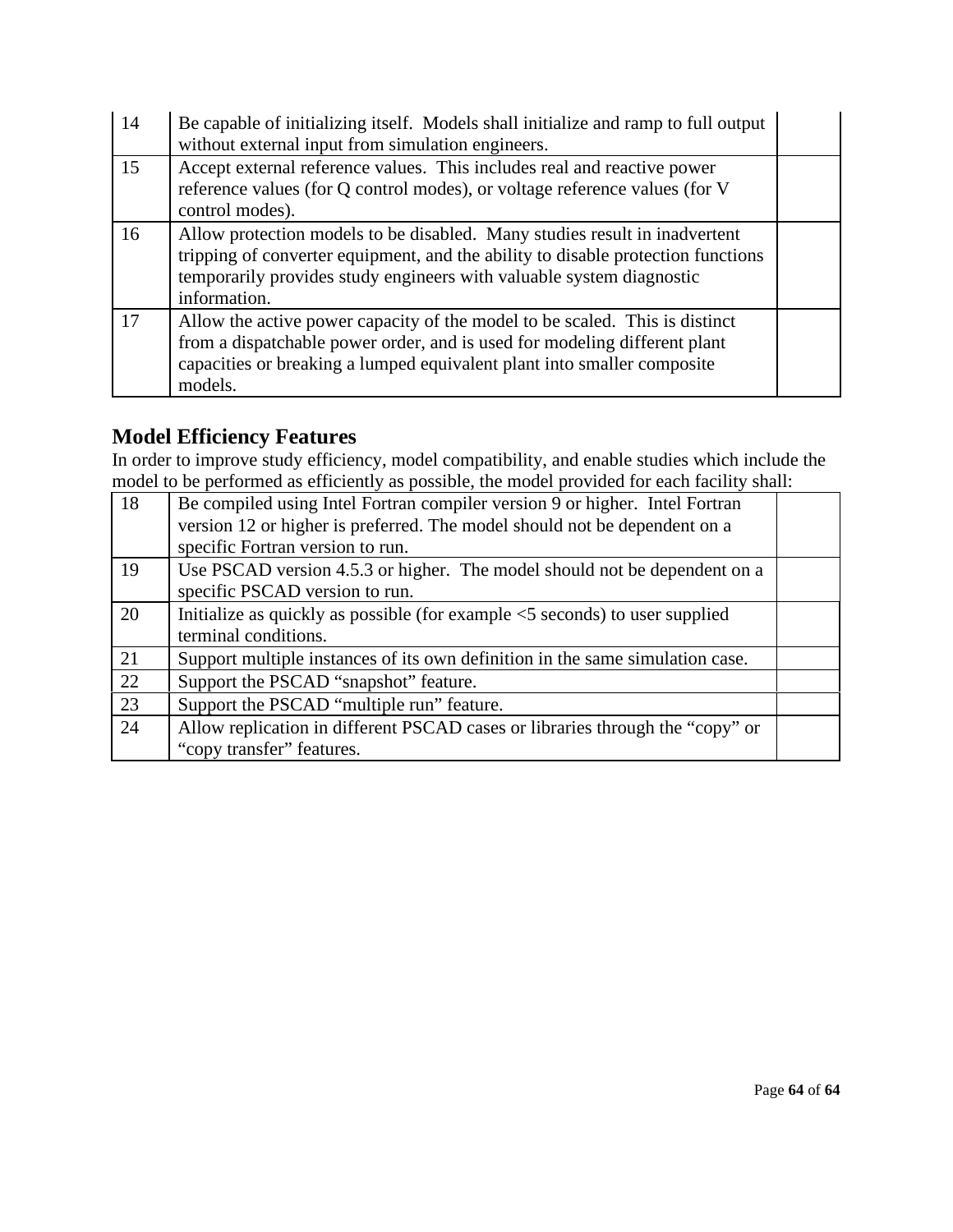| | | |
|---|---|---|
| 14 | Be capable of initializing itself. Models shall initialize and ramp to full output without external input from simulation engineers. | |
| 15 | Accept external reference values. This includes real and reactive power reference values (for Q control modes), or voltage reference values (for V control modes). | |
| 16 | Allow protection models to be disabled. Many studies result in inadvertent tripping of converter equipment, and the ability to disable protection functions temporarily provides study engineers with valuable system diagnostic information. | |
| 17 | Allow the active power capacity of the model to be scaled. This is distinct from a dispatchable power order, and is used for modeling different plant capacities or breaking a lumped equivalent plant into smaller composite models. | |

## Model Efficiency Features

In order to improve study efficiency, model compatibility, and enable studies which include the model to be performed as efficiently as possible, the model provided for each facility shall:

| | | |
|---|---|---|
| 18 | Be compiled using Intel Fortran compiler version 9 or higher. Intel Fortran version 12 or higher is preferred. The model should not be dependent on a specific Fortran version to run. | |
| 19 | Use PSCAD version 4.5.3 or higher. The model should not be dependent on a specific PSCAD version to run. | |
| 20 | Initialize as quickly as possible (for example <5 seconds) to user supplied terminal conditions. | |
| 21 | Support multiple instances of its own definition in the same simulation case. | |
| 22 | Support the PSCAD “snapshot” feature. | |
| 23 | Support the PSCAD “multiple run” feature. | |
| 24 | Allow replication in different PSCAD cases or libraries through the “copy” or “copy transfer” features. | |